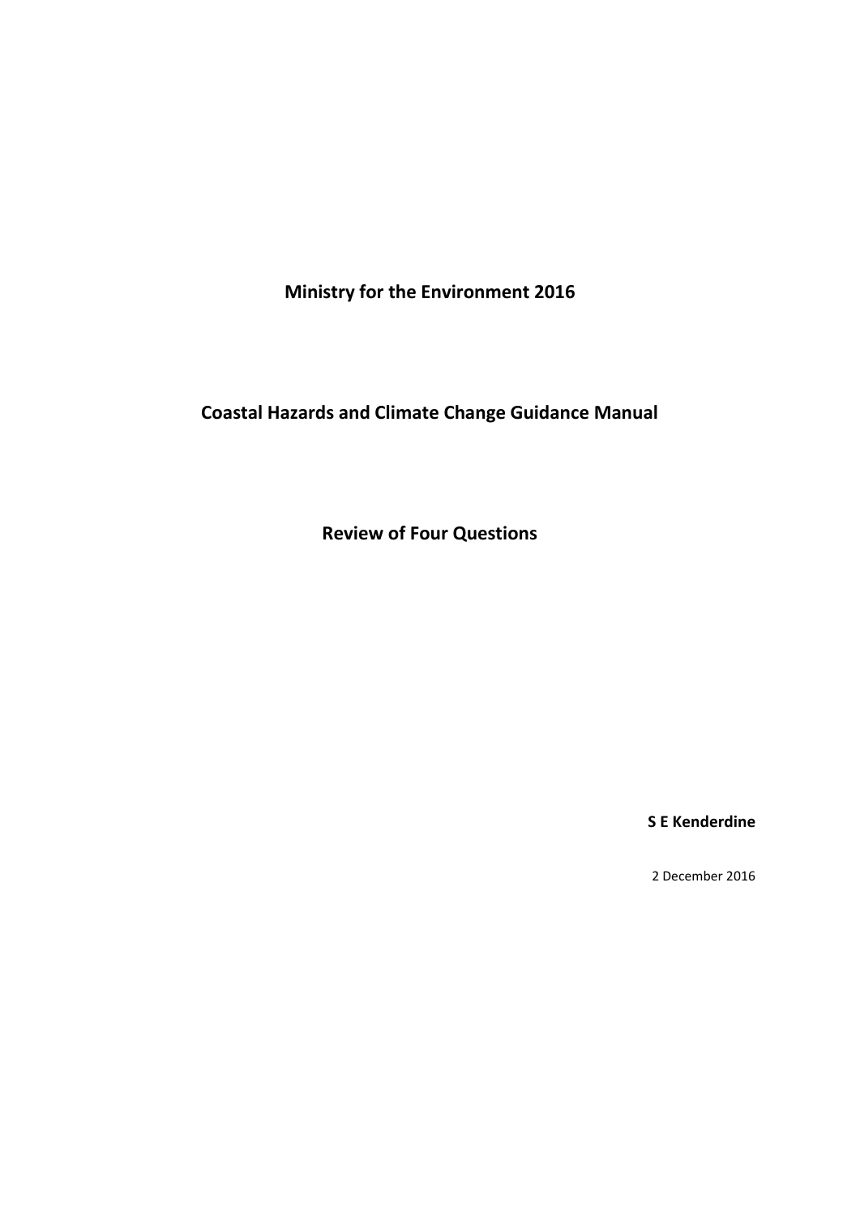**Ministry for the Environment 2016**

**Coastal Hazards and Climate Change Guidance Manual**

**Review of Four Questions**

**S E Kenderdine**

2 December 2016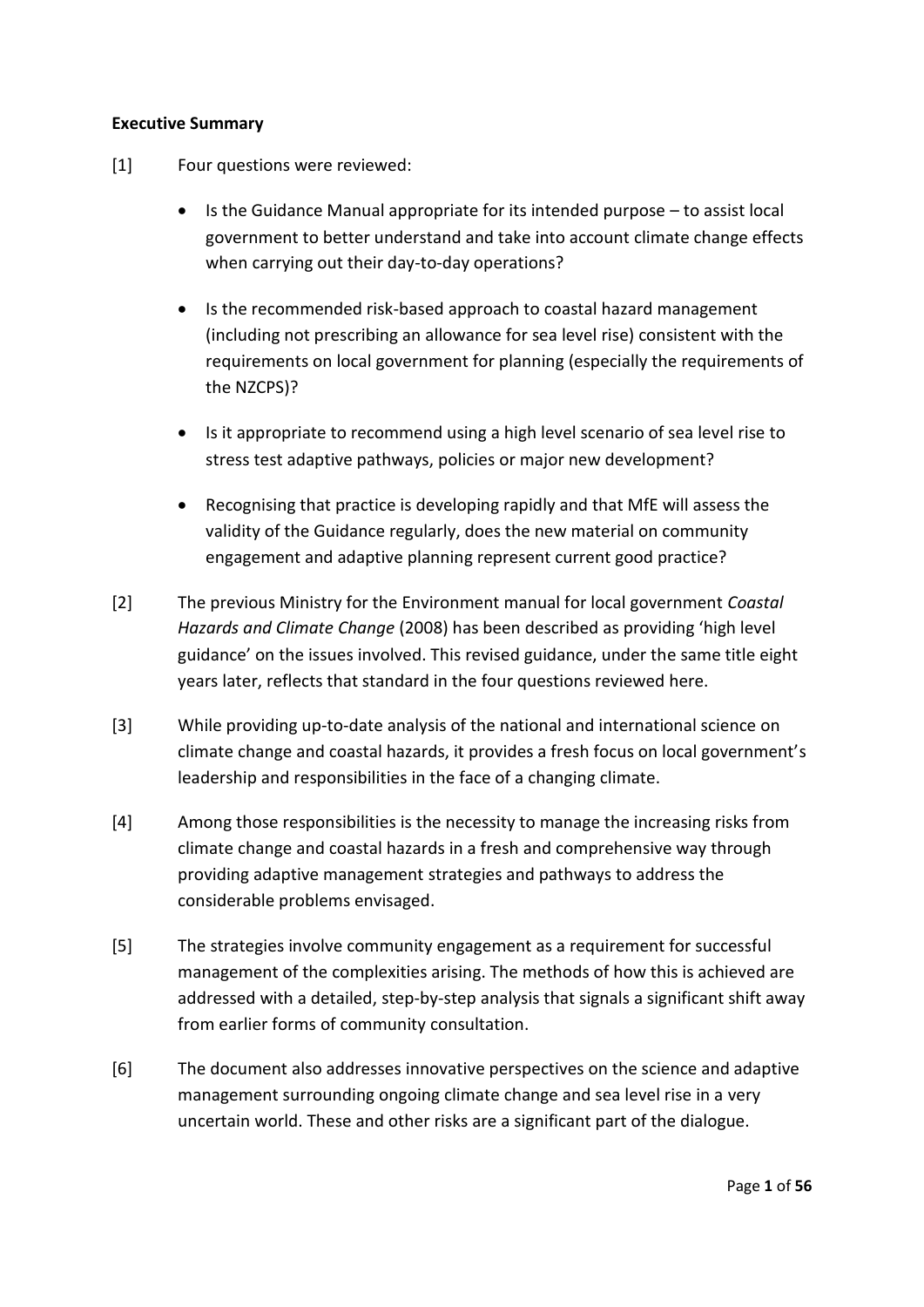**Executive Summary**

[1] Four questions were reviewed:

- Is the Guidance Manual appropriate for its intended purpose – to assist local government to better understand and take into account climate change effects when carrying out their day-to-day operations?
- Is the recommended risk-based approach to coastal hazard management (including not prescribing an allowance for sea level rise) consistent with the requirements on local government for planning (especially the requirements of the NZCPS)?
- Is it appropriate to recommend using a high level scenario of sea level rise to stress test adaptive pathways, policies or major new development?
- Recognising that practice is developing rapidly and that MfE will assess the validity of the Guidance regularly, does the new material on community engagement and adaptive planning represent current good practice?

[2] The previous Ministry for the Environment manual for local government *Coastal Hazards and Climate Change* (2008) has been described as providing 'high level guidance' on the issues involved. This revised guidance, under the same title eight years later, reflects that standard in the four questions reviewed here.

[3] While providing up-to-date analysis of the national and international science on climate change and coastal hazards, it provides a fresh focus on local government's leadership and responsibilities in the face of a changing climate.

[4] Among those responsibilities is the necessity to manage the increasing risks from climate change and coastal hazards in a fresh and comprehensive way through providing adaptive management strategies and pathways to address the considerable problems envisaged.

[5] The strategies involve community engagement as a requirement for successful management of the complexities arising. The methods of how this is achieved are addressed with a detailed, step-by-step analysis that signals a significant shift away from earlier forms of community consultation.

[6] The document also addresses innovative perspectives on the science and adaptive management surrounding ongoing climate change and sea level rise in a very uncertain world. These and other risks are a significant part of the dialogue.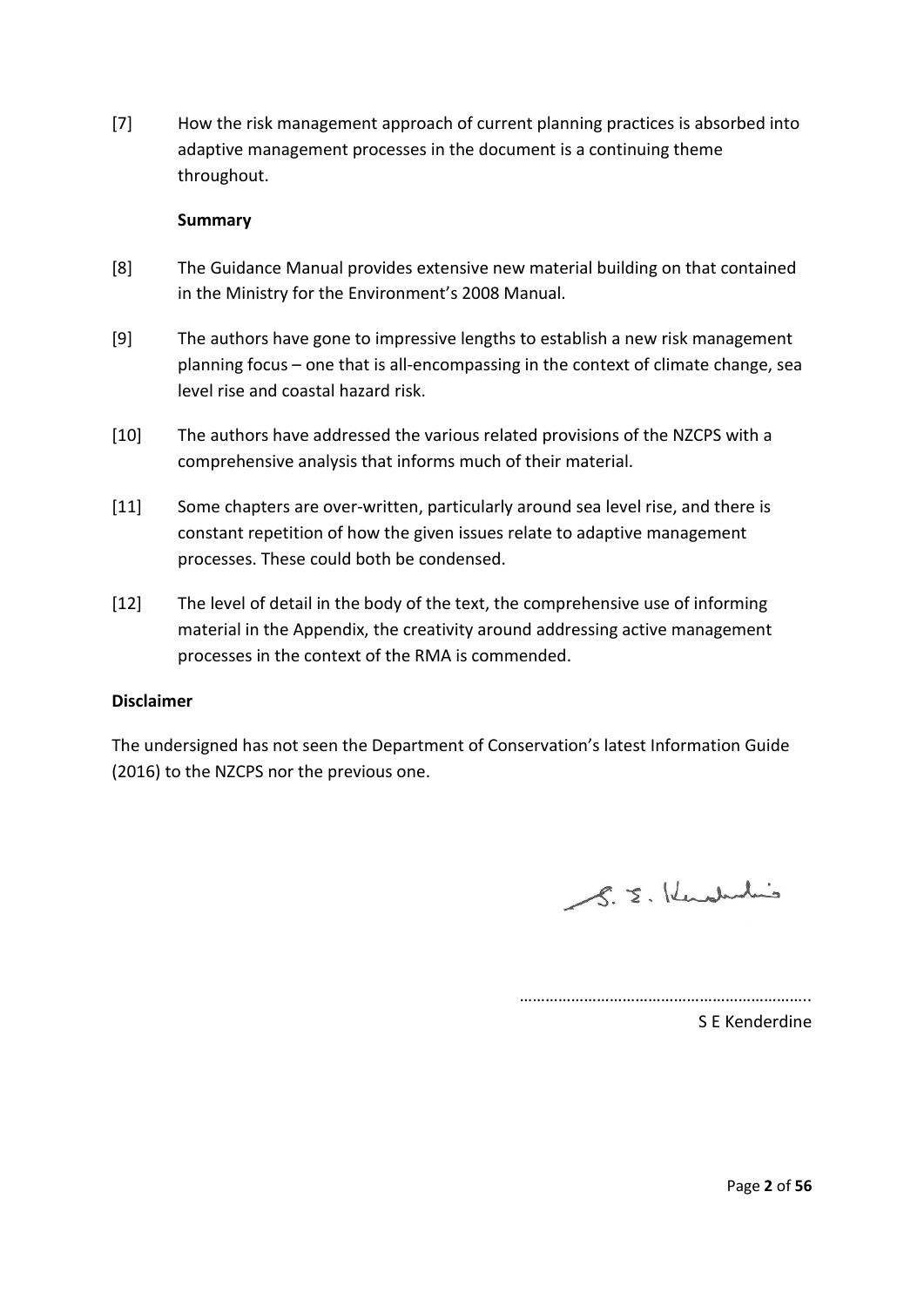[7] How the risk management approach of current planning practices is absorbed into adaptive management processes in the document is a continuing theme throughout.

**Summary**

[8] The Guidance Manual provides extensive new material building on that contained in the Ministry for the Environment's 2008 Manual.

[9] The authors have gone to impressive lengths to establish a new risk management planning focus – one that is all-encompassing in the context of climate change, sea level rise and coastal hazard risk.

[10] The authors have addressed the various related provisions of the NZCPS with a comprehensive analysis that informs much of their material.

[11] Some chapters are over-written, particularly around sea level rise, and there is constant repetition of how the given issues relate to adaptive management processes. These could both be condensed.

[12] The level of detail in the body of the text, the comprehensive use of informing material in the Appendix, the creativity around addressing active management processes in the context of the RMA is commended.

**Disclaimer**

The undersigned has not seen the Department of Conservation's latest Information Guide (2016) to the NZCPS nor the previous one.

S. E. Kenderdine

…………………………………………………………..

S E Kenderdine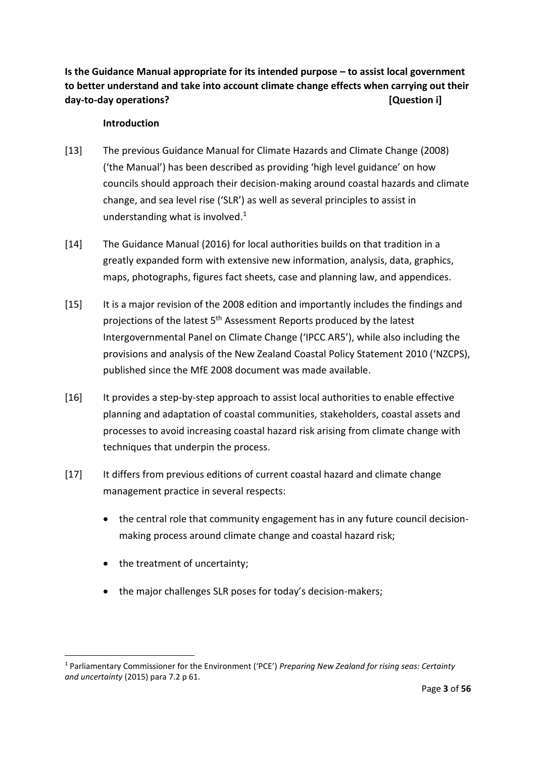**Is the Guidance Manual appropriate for its intended purpose – to assist local government to better understand and take into account climate change effects when carrying out their day-to-day operations? [Question i]**

**Introduction**

[13] The previous Guidance Manual for Climate Hazards and Climate Change (2008) ('the Manual') has been described as providing 'high level guidance' on how councils should approach their decision-making around coastal hazards and climate change, and sea level rise ('SLR') as well as several principles to assist in understanding what is involved.[1]

[14] The Guidance Manual (2016) for local authorities builds on that tradition in a greatly expanded form with extensive new information, analysis, data, graphics, maps, photographs, figures fact sheets, case and planning law, and appendices.

[15] It is a major revision of the 2008 edition and importantly includes the findings and projections of the latest 5th Assessment Reports produced by the latest Intergovernmental Panel on Climate Change ('IPCC AR5'), while also including the provisions and analysis of the New Zealand Coastal Policy Statement 2010 ('NZCPS), published since the MfE 2008 document was made available.

[16] It provides a step-by-step approach to assist local authorities to enable effective planning and adaptation of coastal communities, stakeholders, coastal assets and processes to avoid increasing coastal hazard risk arising from climate change with techniques that underpin the process.

[17] It differs from previous editions of current coastal hazard and climate change management practice in several respects:

- the central role that community engagement has in any future council decision-making process around climate change and coastal hazard risk;
- the treatment of uncertainty;
- the major challenges SLR poses for today's decision-makers;

---

[1] Parliamentary Commissioner for the Environment ('PCE') *Preparing New Zealand for rising seas: Certainty and uncertainty* (2015) para 7.2 p 61.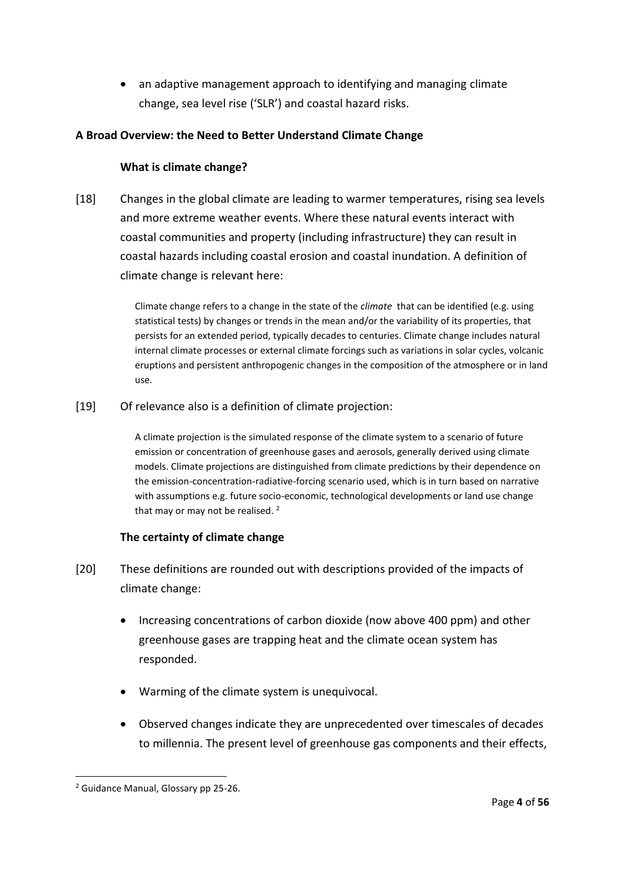- an adaptive management approach to identifying and managing climate change, sea level rise ('SLR') and coastal hazard risks.

**A Broad Overview: the Need to Better Understand Climate Change**

**What is climate change?**

[18] Changes in the global climate are leading to warmer temperatures, rising sea levels and more extreme weather events. Where these natural events interact with coastal communities and property (including infrastructure) they can result in coastal hazards including coastal erosion and coastal inundation. A definition of climate change is relevant here:

> Climate change refers to a change in the state of the *climate* that can be identified (e.g. using statistical tests) by changes or trends in the mean and/or the variability of its properties, that persists for an extended period, typically decades to centuries. Climate change includes natural internal climate processes or external climate forcings such as variations in solar cycles, volcanic eruptions and persistent anthropogenic changes in the composition of the atmosphere or in land use.

[19] Of relevance also is a definition of climate projection:

> A climate projection is the simulated response of the climate system to a scenario of future emission or concentration of greenhouse gases and aerosols, generally derived using climate models. Climate projections are distinguished from climate predictions by their dependence on the emission-concentration-radiative-forcing scenario used, which is in turn based on narrative with assumptions e.g. future socio-economic, technological developments or land use change that may or may not be realised. [2]

**The certainty of climate change**

[20] These definitions are rounded out with descriptions provided of the impacts of climate change:

- Increasing concentrations of carbon dioxide (now above 400 ppm) and other greenhouse gases are trapping heat and the climate ocean system has responded.
- Warming of the climate system is unequivocal.
- Observed changes indicate they are unprecedented over timescales of decades to millennia. The present level of greenhouse gas components and their effects,

[2] Guidance Manual, Glossary pp 25-26.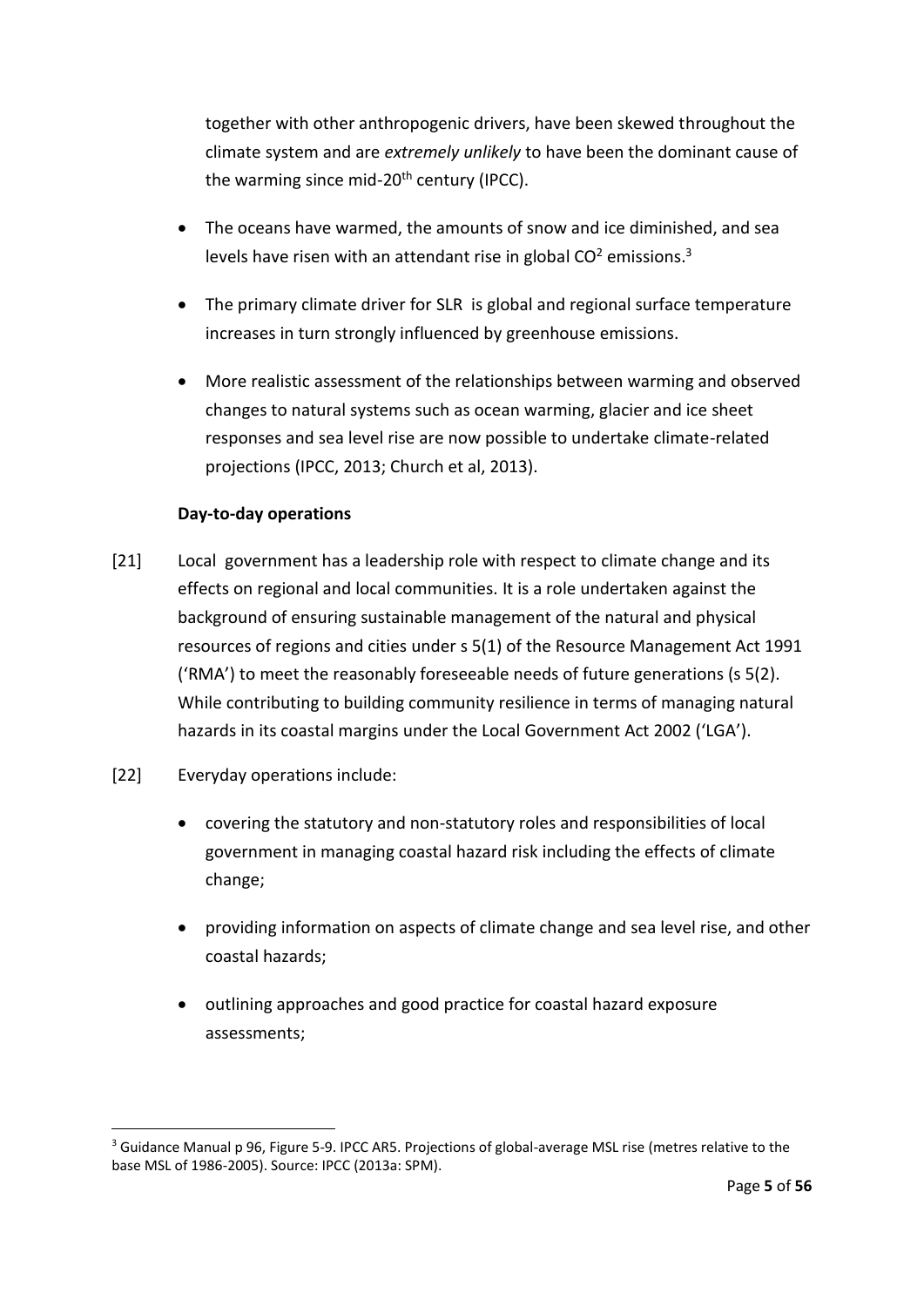together with other anthropogenic drivers, have been skewed throughout the climate system and are *extremely unlikely* to have been the dominant cause of the warming since mid-20th century (IPCC).

- The oceans have warmed, the amounts of snow and ice diminished, and sea levels have risen with an attendant rise in global $CO^2$ emissions.[3]
- The primary climate driver for SLR is global and regional surface temperature increases in turn strongly influenced by greenhouse emissions.
- More realistic assessment of the relationships between warming and observed changes to natural systems such as ocean warming, glacier and ice sheet responses and sea level rise are now possible to undertake climate-related projections (IPCC, 2013; Church et al, 2013).

**Day-to-day operations**

[21] Local government has a leadership role with respect to climate change and its effects on regional and local communities. It is a role undertaken against the background of ensuring sustainable management of the natural and physical resources of regions and cities under s 5(1) of the Resource Management Act 1991 ('RMA') to meet the reasonably foreseeable needs of future generations (s 5(2). While contributing to building community resilience in terms of managing natural hazards in its coastal margins under the Local Government Act 2002 ('LGA').

[22] Everyday operations include:

- covering the statutory and non-statutory roles and responsibilities of local government in managing coastal hazard risk including the effects of climate change;
- providing information on aspects of climate change and sea level rise, and other coastal hazards;
- outlining approaches and good practice for coastal hazard exposure assessments;

[3] Guidance Manual p 96, Figure 5-9. IPCC AR5. Projections of global-average MSL rise (metres relative to the base MSL of 1986-2005). Source: IPCC (2013a: SPM).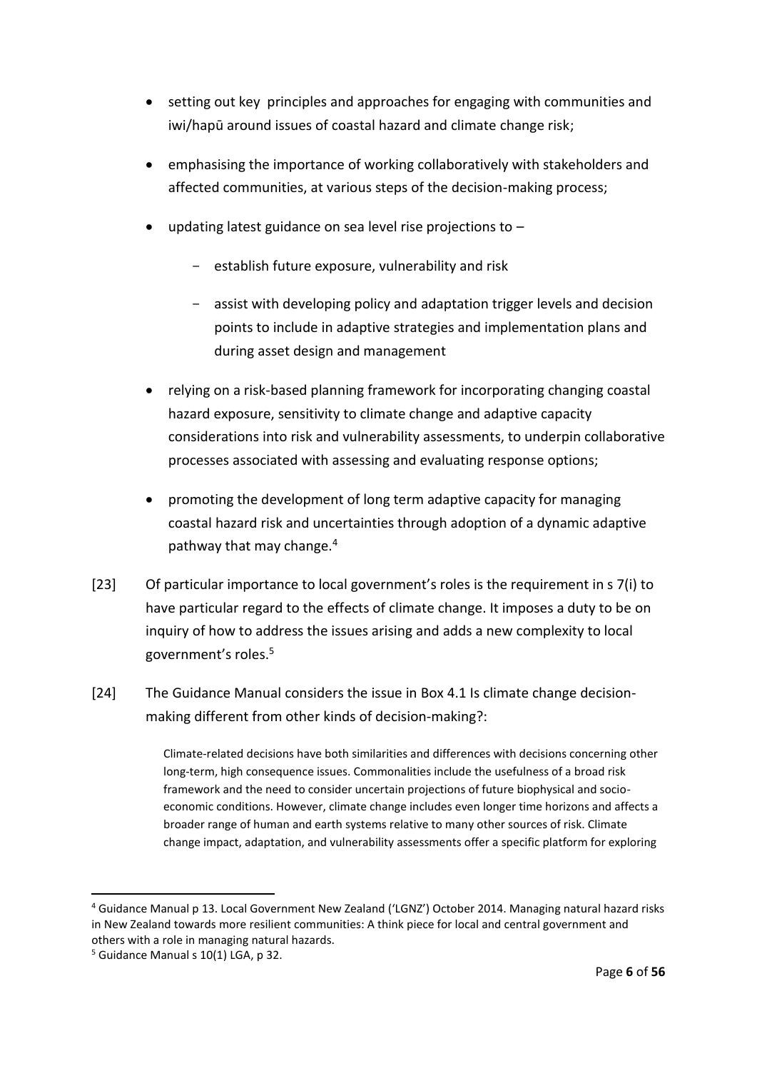- setting out key principles and approaches for engaging with communities and iwi/hapū around issues of coastal hazard and climate change risk;
- emphasising the importance of working collaboratively with stakeholders and affected communities, at various steps of the decision-making process;
- updating latest guidance on sea level rise projections to –
    - establish future exposure, vulnerability and risk
    - assist with developing policy and adaptation trigger levels and decision points to include in adaptive strategies and implementation plans and during asset design and management
- relying on a risk-based planning framework for incorporating changing coastal hazard exposure, sensitivity to climate change and adaptive capacity considerations into risk and vulnerability assessments, to underpin collaborative processes associated with assessing and evaluating response options;
- promoting the development of long term adaptive capacity for managing coastal hazard risk and uncertainties through adoption of a dynamic adaptive pathway that may change.[4]

[23] Of particular importance to local government's roles is the requirement in s 7(i) to have particular regard to the effects of climate change. It imposes a duty to be on inquiry of how to address the issues arising and adds a new complexity to local government's roles.[5]

[24] The Guidance Manual considers the issue in Box 4.1 Is climate change decision-making different from other kinds of decision-making?:

> Climate-related decisions have both similarities and differences with decisions concerning other long-term, high consequence issues. Commonalities include the usefulness of a broad risk framework and the need to consider uncertain projections of future biophysical and socio-economic conditions. However, climate change includes even longer time horizons and affects a broader range of human and earth systems relative to many other sources of risk. Climate change impact, adaptation, and vulnerability assessments offer a specific platform for exploring

---

[4] Guidance Manual p 13. Local Government New Zealand ('LGNZ') October 2014. Managing natural hazard risks in New Zealand towards more resilient communities: A think piece for local and central government and others with a role in managing natural hazards.

[5] Guidance Manual s 10(1) LGA, p 32.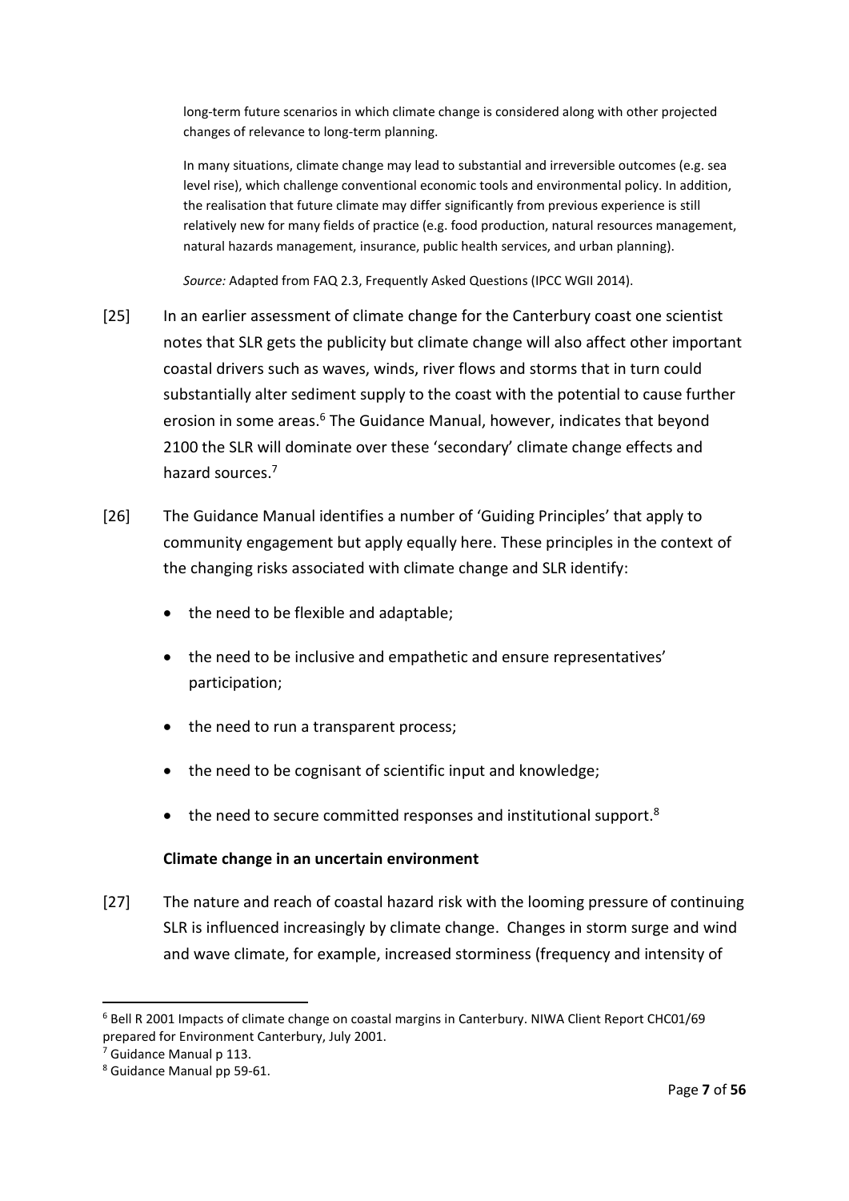> long-term future scenarios in which climate change is considered along with other projected changes of relevance to long-term planning.
>
> In many situations, climate change may lead to substantial and irreversible outcomes (e.g. sea level rise), which challenge conventional economic tools and environmental policy. In addition, the realisation that future climate may differ significantly from previous experience is still relatively new for many fields of practice (e.g. food production, natural resources management, natural hazards management, insurance, public health services, and urban planning).
>
> *Source:* Adapted from FAQ 2.3, Frequently Asked Questions (IPCC WGII 2014).

[25] In an earlier assessment of climate change for the Canterbury coast one scientist notes that SLR gets the publicity but climate change will also affect other important coastal drivers such as waves, winds, river flows and storms that in turn could substantially alter sediment supply to the coast with the potential to cause further erosion in some areas.[6] The Guidance Manual, however, indicates that beyond 2100 the SLR will dominate over these 'secondary' climate change effects and hazard sources.[7]

[26] The Guidance Manual identifies a number of 'Guiding Principles' that apply to community engagement but apply equally here. These principles in the context of the changing risks associated with climate change and SLR identify:

- the need to be flexible and adaptable;
- the need to be inclusive and empathetic and ensure representatives' participation;
- the need to run a transparent process;
- the need to be cognisant of scientific input and knowledge;
- the need to secure committed responses and institutional support.[8]

**Climate change in an uncertain environment**

[27] The nature and reach of coastal hazard risk with the looming pressure of continuing SLR is influenced increasingly by climate change. Changes in storm surge and wind and wave climate, for example, increased storminess (frequency and intensity of

---

[6] Bell R 2001 Impacts of climate change on coastal margins in Canterbury. NIWA Client Report CHC01/69 prepared for Environment Canterbury, July 2001.

[7] Guidance Manual p 113.

[8] Guidance Manual pp 59-61.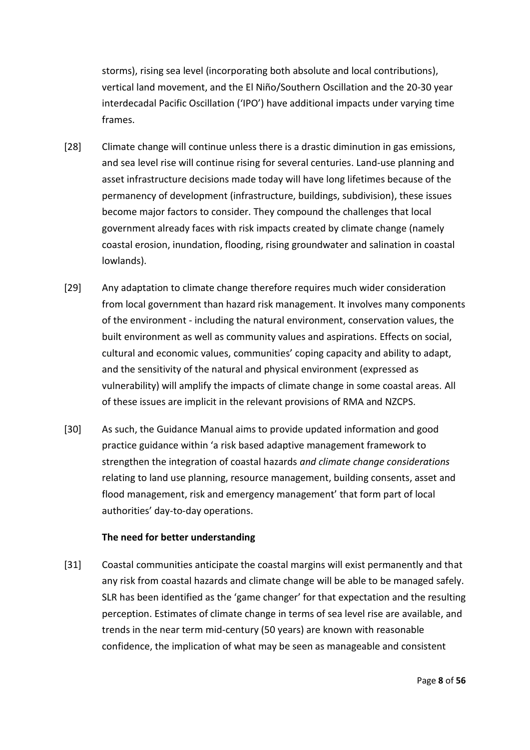storms), rising sea level (incorporating both absolute and local contributions), vertical land movement, and the El Niño/Southern Oscillation and the 20-30 year interdecadal Pacific Oscillation ('IPO') have additional impacts under varying time frames.

[28] Climate change will continue unless there is a drastic diminution in gas emissions, and sea level rise will continue rising for several centuries. Land-use planning and asset infrastructure decisions made today will have long lifetimes because of the permanency of development (infrastructure, buildings, subdivision), these issues become major factors to consider. They compound the challenges that local government already faces with risk impacts created by climate change (namely coastal erosion, inundation, flooding, rising groundwater and salination in coastal lowlands).

[29] Any adaptation to climate change therefore requires much wider consideration from local government than hazard risk management. It involves many components of the environment - including the natural environment, conservation values, the built environment as well as community values and aspirations. Effects on social, cultural and economic values, communities' coping capacity and ability to adapt, and the sensitivity of the natural and physical environment (expressed as vulnerability) will amplify the impacts of climate change in some coastal areas. All of these issues are implicit in the relevant provisions of RMA and NZCPS.

[30] As such, the Guidance Manual aims to provide updated information and good practice guidance within 'a risk based adaptive management framework to strengthen the integration of coastal hazards *and climate change considerations* relating to land use planning, resource management, building consents, asset and flood management, risk and emergency management' that form part of local authorities' day-to-day operations.

**The need for better understanding**

[31] Coastal communities anticipate the coastal margins will exist permanently and that any risk from coastal hazards and climate change will be able to be managed safely. SLR has been identified as the 'game changer' for that expectation and the resulting perception. Estimates of climate change in terms of sea level rise are available, and trends in the near term mid-century (50 years) are known with reasonable confidence, the implication of what may be seen as manageable and consistent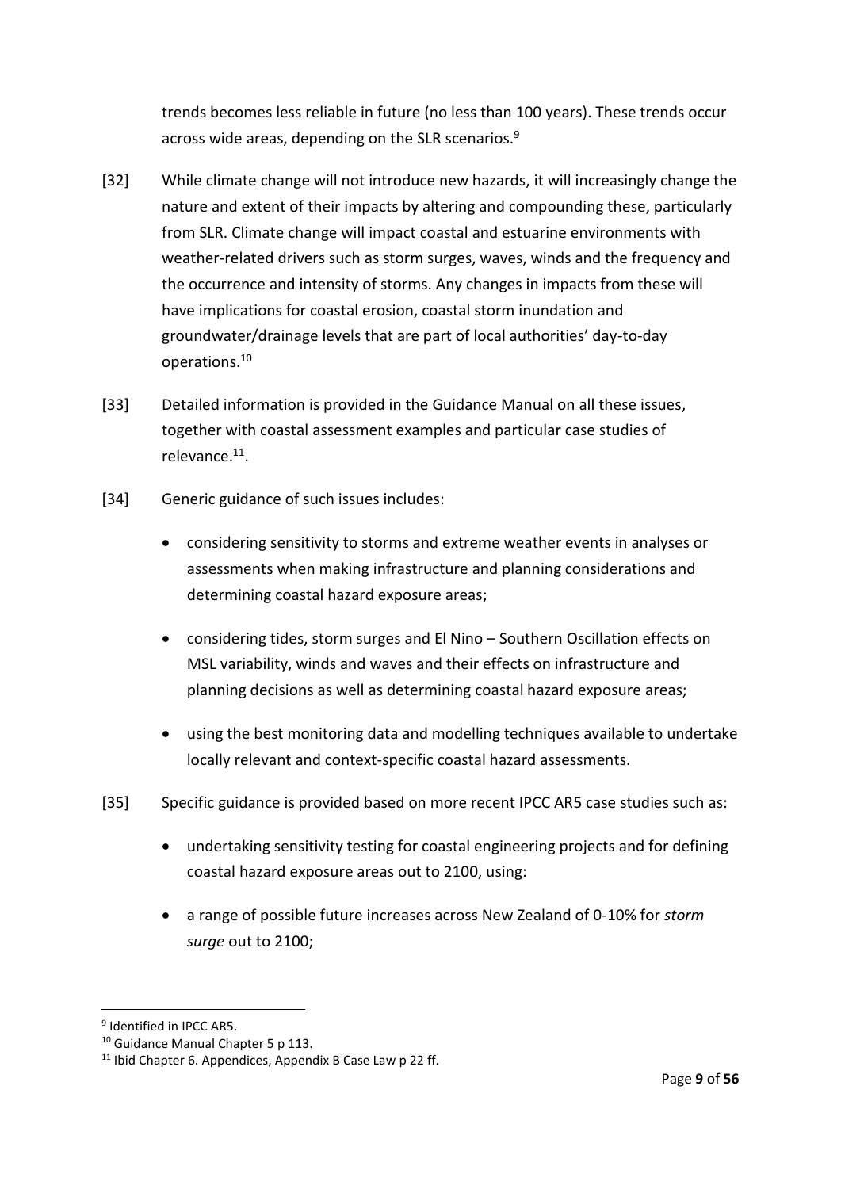trends becomes less reliable in future (no less than 100 years). These trends occur across wide areas, depending on the SLR scenarios.[9]

[32] While climate change will not introduce new hazards, it will increasingly change the nature and extent of their impacts by altering and compounding these, particularly from SLR. Climate change will impact coastal and estuarine environments with weather-related drivers such as storm surges, waves, winds and the frequency and the occurrence and intensity of storms. Any changes in impacts from these will have implications for coastal erosion, coastal storm inundation and groundwater/drainage levels that are part of local authorities' day-to-day operations.[10]

[33] Detailed information is provided in the Guidance Manual on all these issues, together with coastal assessment examples and particular case studies of relevance.[11].

[34] Generic guidance of such issues includes:

- considering sensitivity to storms and extreme weather events in analyses or assessments when making infrastructure and planning considerations and determining coastal hazard exposure areas;
- considering tides, storm surges and El Nino – Southern Oscillation effects on MSL variability, winds and waves and their effects on infrastructure and planning decisions as well as determining coastal hazard exposure areas;
- using the best monitoring data and modelling techniques available to undertake locally relevant and context-specific coastal hazard assessments.

[35] Specific guidance is provided based on more recent IPCC AR5 case studies such as:

- undertaking sensitivity testing for coastal engineering projects and for defining coastal hazard exposure areas out to 2100, using:
- a range of possible future increases across New Zealand of 0-10% for *storm surge* out to 2100;

---

[9] Identified in IPCC AR5.

[10] Guidance Manual Chapter 5 p 113.

[11] Ibid Chapter 6. Appendices, Appendix B Case Law p 22 ff.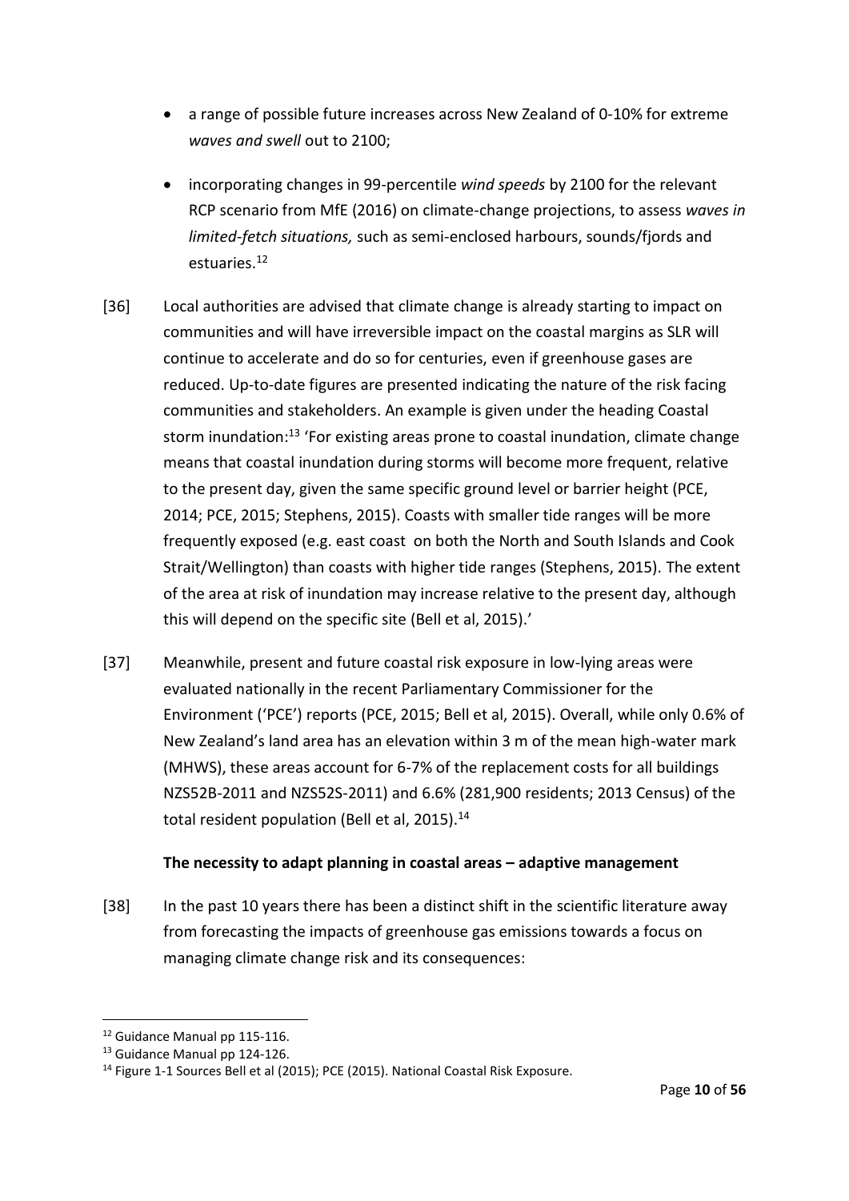- a range of possible future increases across New Zealand of 0-10% for extreme *waves and swell* out to 2100;
- incorporating changes in 99-percentile *wind speeds* by 2100 for the relevant RCP scenario from MfE (2016) on climate-change projections, to assess *waves in limited-fetch situations,* such as semi-enclosed harbours, sounds/fjords and estuaries.[12]

[36] Local authorities are advised that climate change is already starting to impact on communities and will have irreversible impact on the coastal margins as SLR will continue to accelerate and do so for centuries, even if greenhouse gases are reduced. Up-to-date figures are presented indicating the nature of the risk facing communities and stakeholders. An example is given under the heading Coastal storm inundation:[13] 'For existing areas prone to coastal inundation, climate change means that coastal inundation during storms will become more frequent, relative to the present day, given the same specific ground level or barrier height (PCE, 2014; PCE, 2015; Stephens, 2015). Coasts with smaller tide ranges will be more frequently exposed (e.g. east coast on both the North and South Islands and Cook Strait/Wellington) than coasts with higher tide ranges (Stephens, 2015). The extent of the area at risk of inundation may increase relative to the present day, although this will depend on the specific site (Bell et al, 2015).'

[37] Meanwhile, present and future coastal risk exposure in low-lying areas were evaluated nationally in the recent Parliamentary Commissioner for the Environment ('PCE') reports (PCE, 2015; Bell et al, 2015). Overall, while only 0.6% of New Zealand's land area has an elevation within 3 m of the mean high-water mark (MHWS), these areas account for 6-7% of the replacement costs for all buildings NZS52B-2011 and NZS52S-2011) and 6.6% (281,900 residents; 2013 Census) of the total resident population (Bell et al, 2015).[14]

**The necessity to adapt planning in coastal areas – adaptive management**

[38] In the past 10 years there has been a distinct shift in the scientific literature away from forecasting the impacts of greenhouse gas emissions towards a focus on managing climate change risk and its consequences:

---

[12] Guidance Manual pp 115-116.

[13] Guidance Manual pp 124-126.

[14] Figure 1-1 Sources Bell et al (2015); PCE (2015). National Coastal Risk Exposure.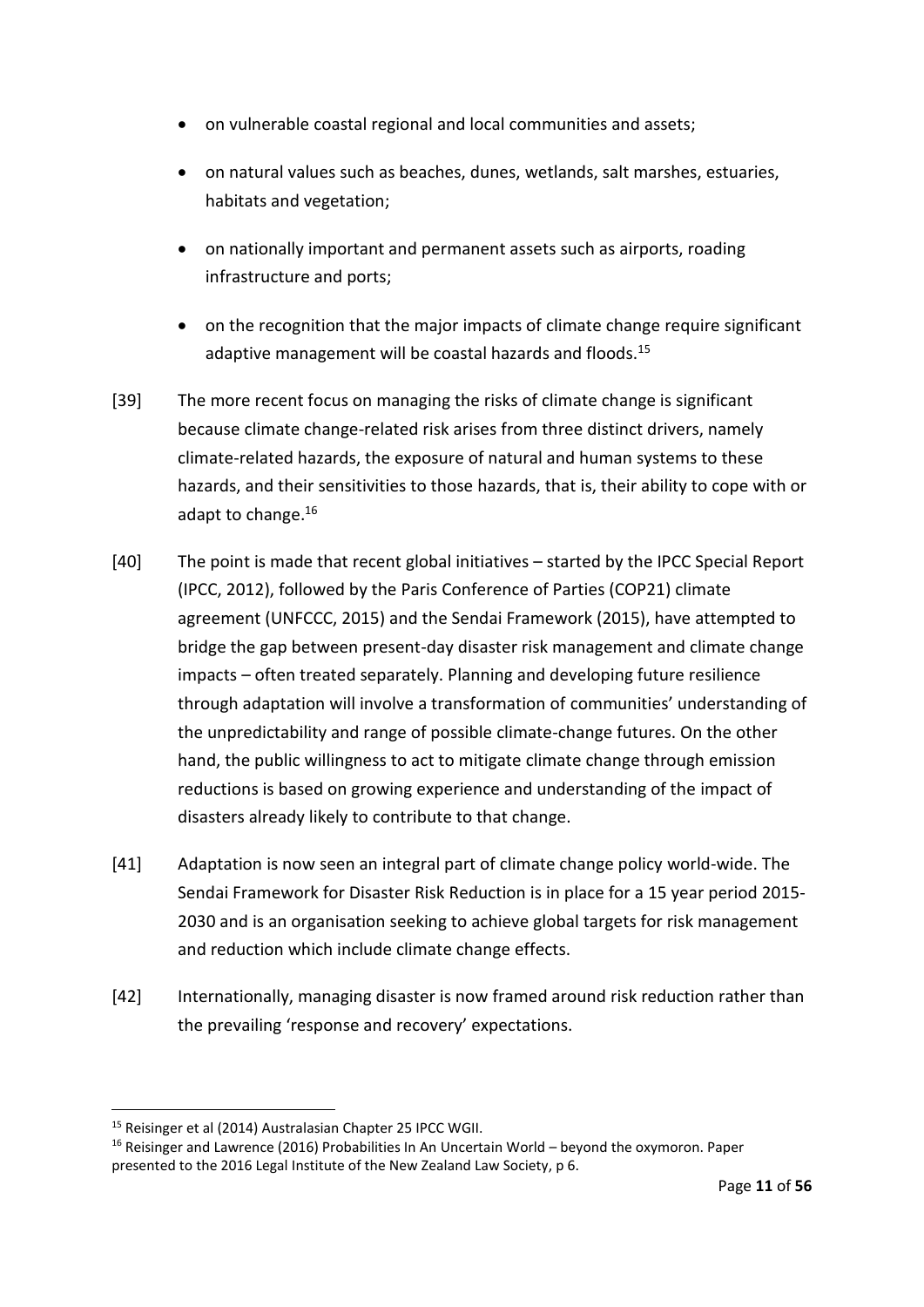- on vulnerable coastal regional and local communities and assets;
- on natural values such as beaches, dunes, wetlands, salt marshes, estuaries, habitats and vegetation;
- on nationally important and permanent assets such as airports, roading infrastructure and ports;
- on the recognition that the major impacts of climate change require significant adaptive management will be coastal hazards and floods.[15]

[39] The more recent focus on managing the risks of climate change is significant because climate change-related risk arises from three distinct drivers, namely climate-related hazards, the exposure of natural and human systems to these hazards, and their sensitivities to those hazards, that is, their ability to cope with or adapt to change.[16]

[40] The point is made that recent global initiatives – started by the IPCC Special Report (IPCC, 2012), followed by the Paris Conference of Parties (COP21) climate agreement (UNFCCC, 2015) and the Sendai Framework (2015), have attempted to bridge the gap between present-day disaster risk management and climate change impacts – often treated separately. Planning and developing future resilience through adaptation will involve a transformation of communities' understanding of the unpredictability and range of possible climate-change futures. On the other hand, the public willingness to act to mitigate climate change through emission reductions is based on growing experience and understanding of the impact of disasters already likely to contribute to that change.

[41] Adaptation is now seen an integral part of climate change policy world-wide. The Sendai Framework for Disaster Risk Reduction is in place for a 15 year period 2015-2030 and is an organisation seeking to achieve global targets for risk management and reduction which include climate change effects.

[42] Internationally, managing disaster is now framed around risk reduction rather than the prevailing 'response and recovery' expectations.

---

[15] Reisinger et al (2014) Australasian Chapter 25 IPCC WGII.

[16] Reisinger and Lawrence (2016) Probabilities In An Uncertain World – beyond the oxymoron. Paper presented to the 2016 Legal Institute of the New Zealand Law Society, p 6.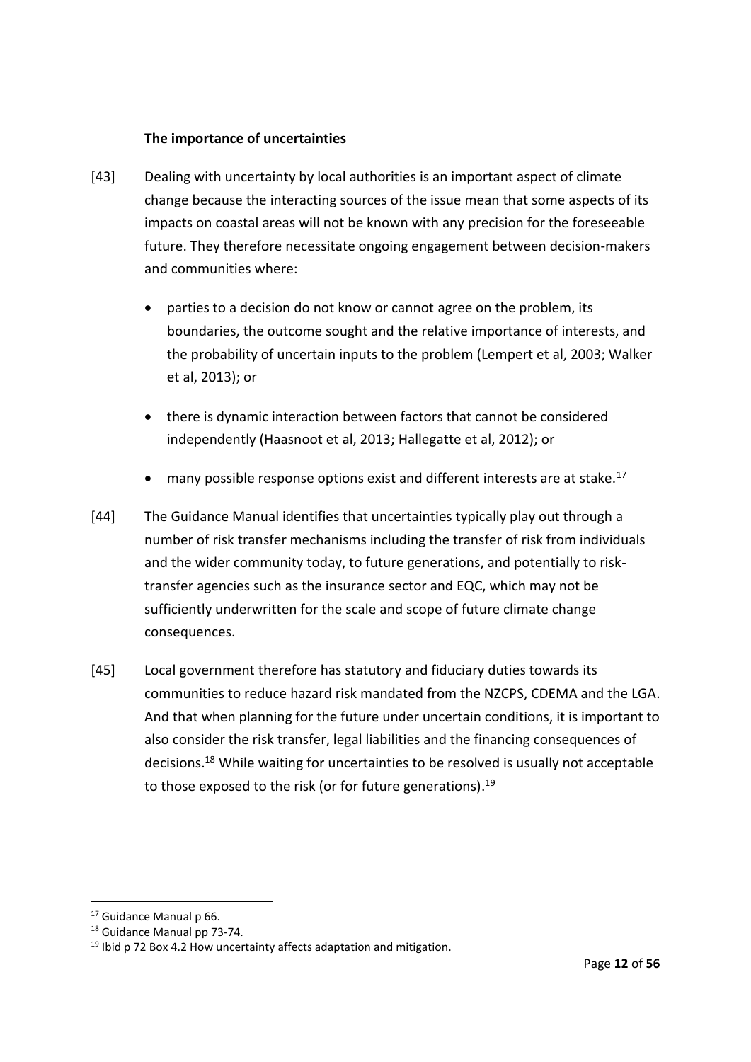**The importance of uncertainties**

[43] Dealing with uncertainty by local authorities is an important aspect of climate change because the interacting sources of the issue mean that some aspects of its impacts on coastal areas will not be known with any precision for the foreseeable future. They therefore necessitate ongoing engagement between decision-makers and communities where:

- parties to a decision do not know or cannot agree on the problem, its boundaries, the outcome sought and the relative importance of interests, and the probability of uncertain inputs to the problem (Lempert et al, 2003; Walker et al, 2013); or
- there is dynamic interaction between factors that cannot be considered independently (Haasnoot et al, 2013; Hallegatte et al, 2012); or
- many possible response options exist and different interests are at stake.[17]

[44] The Guidance Manual identifies that uncertainties typically play out through a number of risk transfer mechanisms including the transfer of risk from individuals and the wider community today, to future generations, and potentially to risk-transfer agencies such as the insurance sector and EQC, which may not be sufficiently underwritten for the scale and scope of future climate change consequences.

[45] Local government therefore has statutory and fiduciary duties towards its communities to reduce hazard risk mandated from the NZCPS, CDEMA and the LGA. And that when planning for the future under uncertain conditions, it is important to also consider the risk transfer, legal liabilities and the financing consequences of decisions.[18] While waiting for uncertainties to be resolved is usually not acceptable to those exposed to the risk (or for future generations).[19]

---

[17] Guidance Manual p 66.

[18] Guidance Manual pp 73-74.

[19] Ibid p 72 Box 4.2 How uncertainty affects adaptation and mitigation.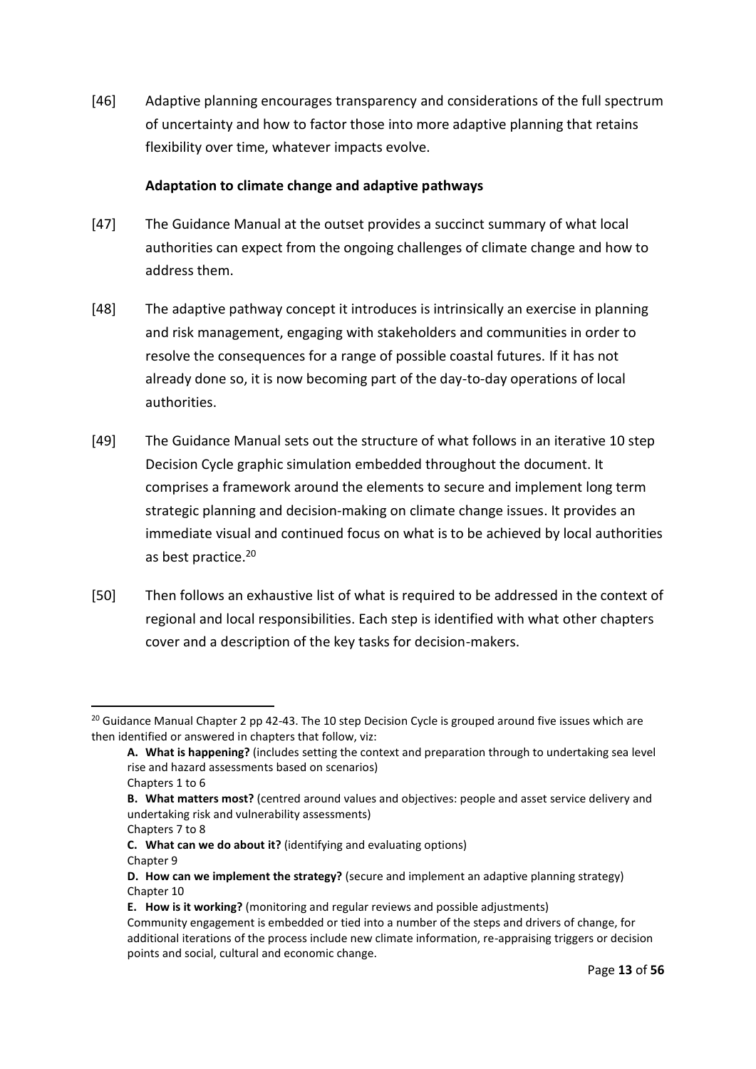[46] Adaptive planning encourages transparency and considerations of the full spectrum of uncertainty and how to factor those into more adaptive planning that retains flexibility over time, whatever impacts evolve.

**Adaptation to climate change and adaptive pathways**

[47] The Guidance Manual at the outset provides a succinct summary of what local authorities can expect from the ongoing challenges of climate change and how to address them.

[48] The adaptive pathway concept it introduces is intrinsically an exercise in planning and risk management, engaging with stakeholders and communities in order to resolve the consequences for a range of possible coastal futures. If it has not already done so, it is now becoming part of the day-to-day operations of local authorities.

[49] The Guidance Manual sets out the structure of what follows in an iterative 10 step Decision Cycle graphic simulation embedded throughout the document. It comprises a framework around the elements to secure and implement long term strategic planning and decision-making on climate change issues. It provides an immediate visual and continued focus on what is to be achieved by local authorities as best practice.[20]

[50] Then follows an exhaustive list of what is required to be addressed in the context of regional and local responsibilities. Each step is identified with what other chapters cover and a description of the key tasks for decision-makers.

---

[20] Guidance Manual Chapter 2 pp 42-43. The 10 step Decision Cycle is grouped around five issues which are then identified or answered in chapters that follow, viz:

**A. What is happening?** (includes setting the context and preparation through to undertaking sea level rise and hazard assessments based on scenarios)
Chapters 1 to 6

**B. What matters most?** (centred around values and objectives: people and asset service delivery and undertaking risk and vulnerability assessments)
Chapters 7 to 8

**C. What can we do about it?** (identifying and evaluating options)
Chapter 9

**D. How can we implement the strategy?** (secure and implement an adaptive planning strategy)
Chapter 10

**E. How is it working?** (monitoring and regular reviews and possible adjustments)
Community engagement is embedded or tied into a number of the steps and drivers of change, for additional iterations of the process include new climate information, re-appraising triggers or decision points and social, cultural and economic change.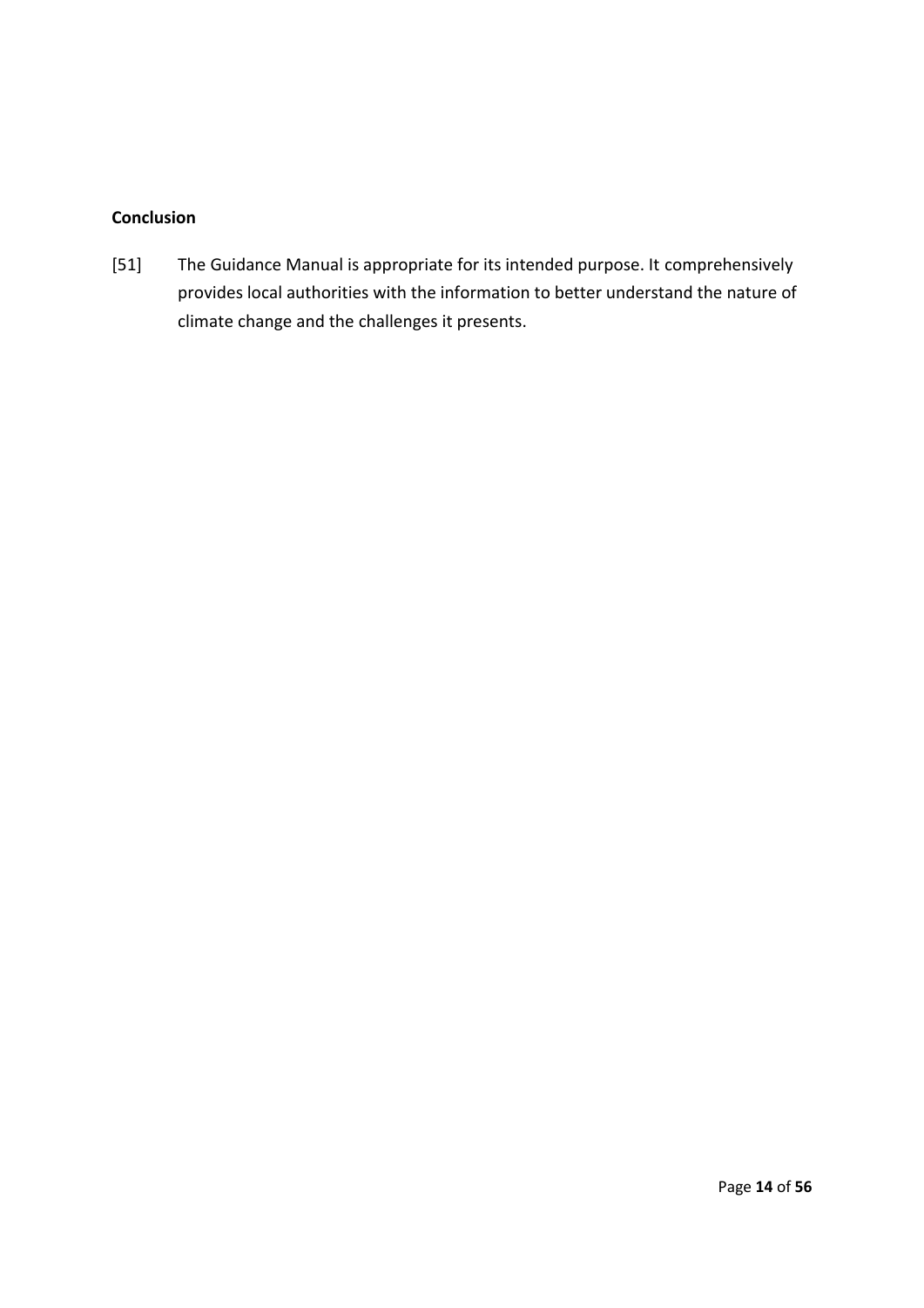**Conclusion**

[51] The Guidance Manual is appropriate for its intended purpose. It comprehensively provides local authorities with the information to better understand the nature of climate change and the challenges it presents.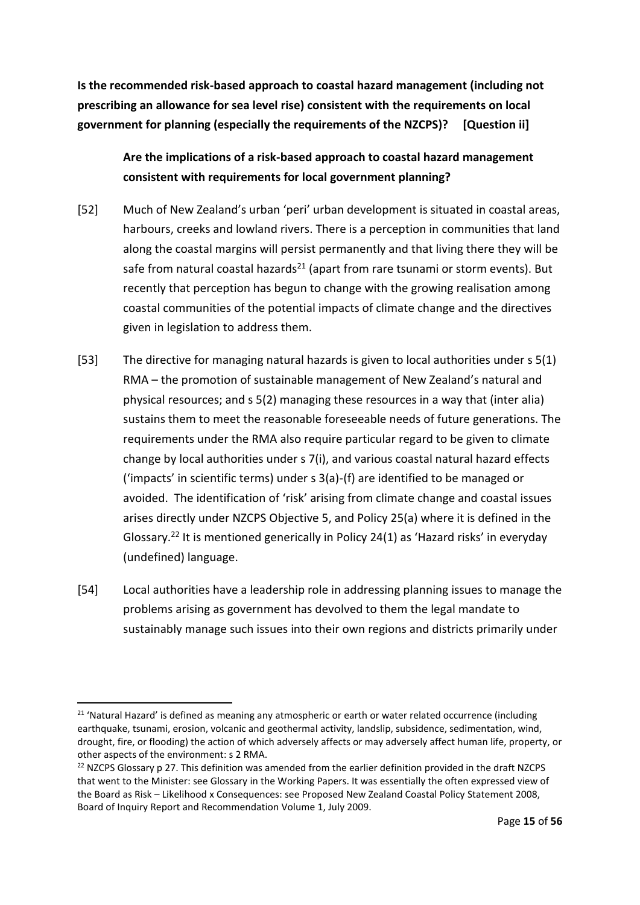**Is the recommended risk-based approach to coastal hazard management (including not prescribing an allowance for sea level rise) consistent with the requirements on local government for planning (especially the requirements of the NZCPS)? [Question ii]**

**Are the implications of a risk-based approach to coastal hazard management consistent with requirements for local government planning?**

[52] Much of New Zealand's urban 'peri' urban development is situated in coastal areas, harbours, creeks and lowland rivers. There is a perception in communities that land along the coastal margins will persist permanently and that living there they will be safe from natural coastal hazards[21] (apart from rare tsunami or storm events). But recently that perception has begun to change with the growing realisation among coastal communities of the potential impacts of climate change and the directives given in legislation to address them.

[53] The directive for managing natural hazards is given to local authorities under s 5(1) RMA – the promotion of sustainable management of New Zealand's natural and physical resources; and s 5(2) managing these resources in a way that (inter alia) sustains them to meet the reasonable foreseeable needs of future generations. The requirements under the RMA also require particular regard to be given to climate change by local authorities under s 7(i), and various coastal natural hazard effects ('impacts' in scientific terms) under s 3(a)-(f) are identified to be managed or avoided. The identification of 'risk' arising from climate change and coastal issues arises directly under NZCPS Objective 5, and Policy 25(a) where it is defined in the Glossary.[22] It is mentioned generically in Policy 24(1) as 'Hazard risks' in everyday (undefined) language.

[54] Local authorities have a leadership role in addressing planning issues to manage the problems arising as government has devolved to them the legal mandate to sustainably manage such issues into their own regions and districts primarily under

---

[21] 'Natural Hazard' is defined as meaning any atmospheric or earth or water related occurrence (including earthquake, tsunami, erosion, volcanic and geothermal activity, landslip, subsidence, sedimentation, wind, drought, fire, or flooding) the action of which adversely affects or may adversely affect human life, property, or other aspects of the environment: s 2 RMA.

[22] NZCPS Glossary p 27. This definition was amended from the earlier definition provided in the draft NZCPS that went to the Minister: see Glossary in the Working Papers. It was essentially the often expressed view of the Board as Risk – Likelihood x Consequences: see Proposed New Zealand Coastal Policy Statement 2008, Board of Inquiry Report and Recommendation Volume 1, July 2009.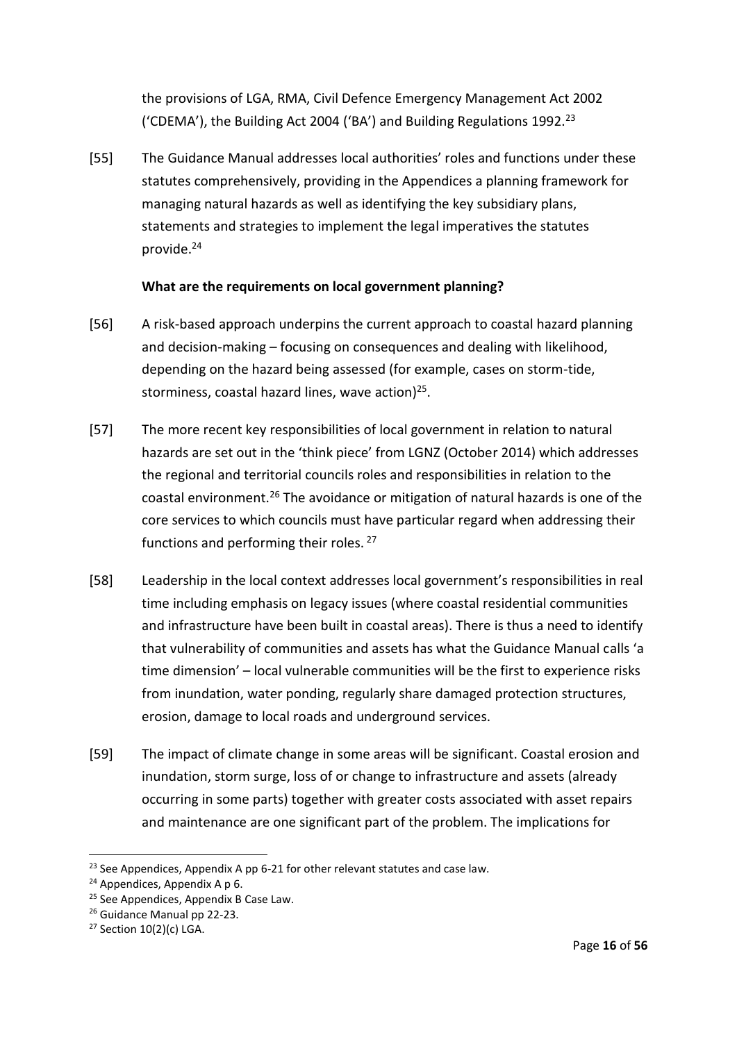the provisions of LGA, RMA, Civil Defence Emergency Management Act 2002 ('CDEMA'), the Building Act 2004 ('BA') and Building Regulations 1992.[23]

[55] The Guidance Manual addresses local authorities' roles and functions under these statutes comprehensively, providing in the Appendices a planning framework for managing natural hazards as well as identifying the key subsidiary plans, statements and strategies to implement the legal imperatives the statutes provide.[24]

**What are the requirements on local government planning?**

[56] A risk-based approach underpins the current approach to coastal hazard planning and decision-making – focusing on consequences and dealing with likelihood, depending on the hazard being assessed (for example, cases on storm-tide, storminess, coastal hazard lines, wave action)[25].

[57] The more recent key responsibilities of local government in relation to natural hazards are set out in the 'think piece' from LGNZ (October 2014) which addresses the regional and territorial councils roles and responsibilities in relation to the coastal environment.[26] The avoidance or mitigation of natural hazards is one of the core services to which councils must have particular regard when addressing their functions and performing their roles. [27]

[58] Leadership in the local context addresses local government's responsibilities in real time including emphasis on legacy issues (where coastal residential communities and infrastructure have been built in coastal areas). There is thus a need to identify that vulnerability of communities and assets has what the Guidance Manual calls 'a time dimension' – local vulnerable communities will be the first to experience risks from inundation, water ponding, regularly share damaged protection structures, erosion, damage to local roads and underground services.

[59] The impact of climate change in some areas will be significant. Coastal erosion and inundation, storm surge, loss of or change to infrastructure and assets (already occurring in some parts) together with greater costs associated with asset repairs and maintenance are one significant part of the problem. The implications for

---

[23] See Appendices, Appendix A pp 6-21 for other relevant statutes and case law.

[24] Appendices, Appendix A p 6.

[25] See Appendices, Appendix B Case Law.

[26] Guidance Manual pp 22-23.

[27] Section 10(2)(c) LGA.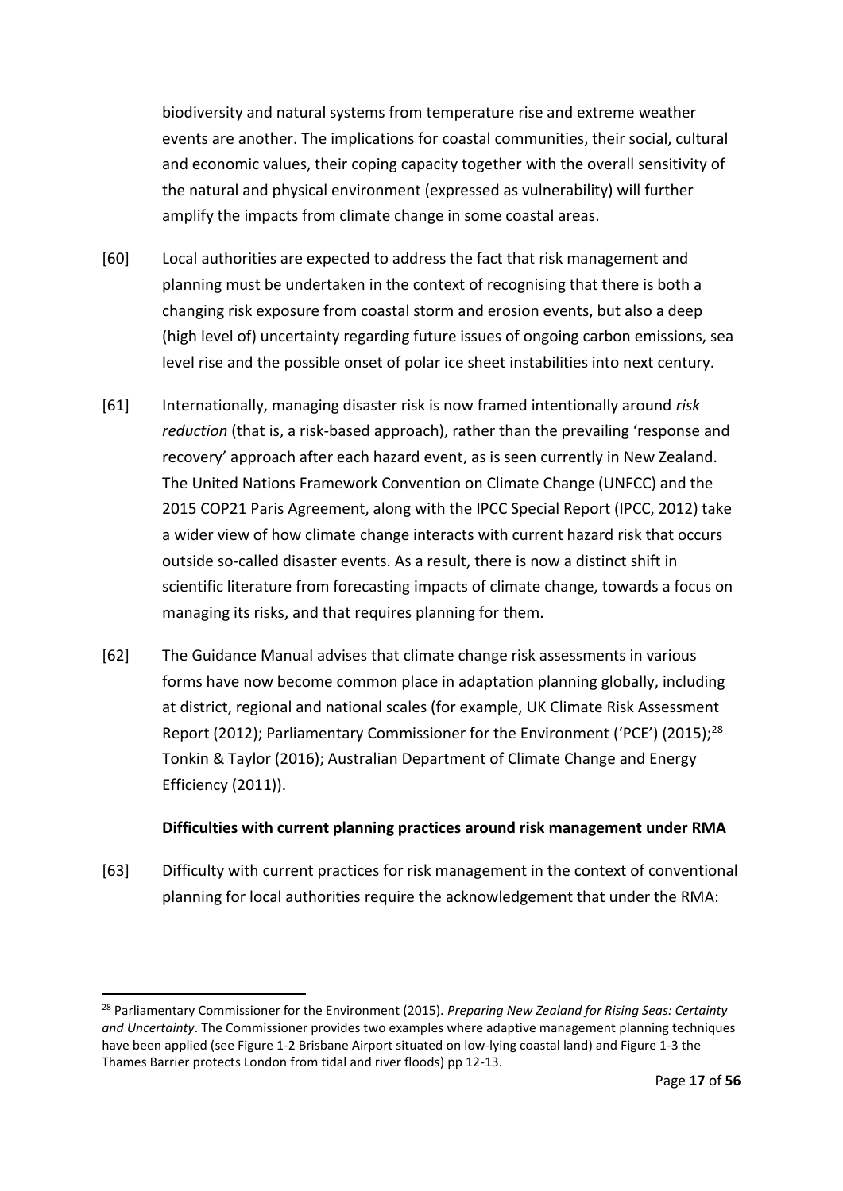biodiversity and natural systems from temperature rise and extreme weather events are another. The implications for coastal communities, their social, cultural and economic values, their coping capacity together with the overall sensitivity of the natural and physical environment (expressed as vulnerability) will further amplify the impacts from climate change in some coastal areas.

[60] Local authorities are expected to address the fact that risk management and planning must be undertaken in the context of recognising that there is both a changing risk exposure from coastal storm and erosion events, but also a deep (high level of) uncertainty regarding future issues of ongoing carbon emissions, sea level rise and the possible onset of polar ice sheet instabilities into next century.

[61] Internationally, managing disaster risk is now framed intentionally around *risk reduction* (that is, a risk-based approach), rather than the prevailing 'response and recovery' approach after each hazard event, as is seen currently in New Zealand. The United Nations Framework Convention on Climate Change (UNFCC) and the 2015 COP21 Paris Agreement, along with the IPCC Special Report (IPCC, 2012) take a wider view of how climate change interacts with current hazard risk that occurs outside so-called disaster events. As a result, there is now a distinct shift in scientific literature from forecasting impacts of climate change, towards a focus on managing its risks, and that requires planning for them.

[62] The Guidance Manual advises that climate change risk assessments in various forms have now become common place in adaptation planning globally, including at district, regional and national scales (for example, UK Climate Risk Assessment Report (2012); Parliamentary Commissioner for the Environment ('PCE') (2015);[28] Tonkin & Taylor (2016); Australian Department of Climate Change and Energy Efficiency (2011)).

**Difficulties with current planning practices around risk management under RMA**

[63] Difficulty with current practices for risk management in the context of conventional planning for local authorities require the acknowledgement that under the RMA:

[28] Parliamentary Commissioner for the Environment (2015). *Preparing New Zealand for Rising Seas: Certainty and Uncertainty*. The Commissioner provides two examples where adaptive management planning techniques have been applied (see Figure 1-2 Brisbane Airport situated on low-lying coastal land) and Figure 1-3 the Thames Barrier protects London from tidal and river floods) pp 12-13.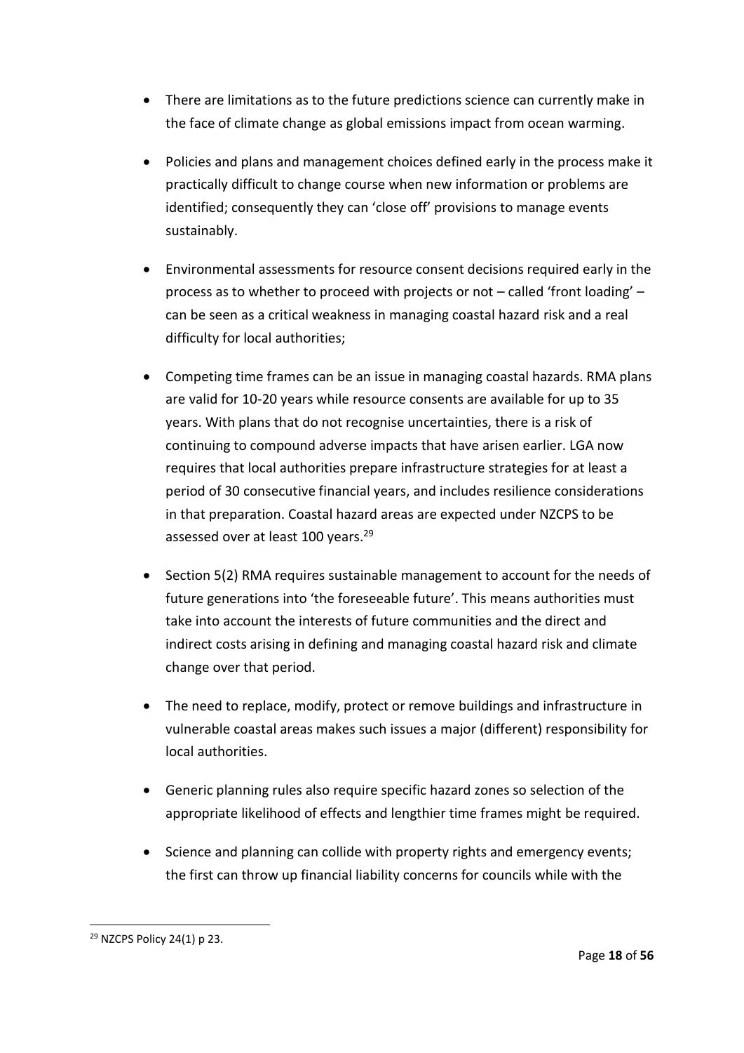- There are limitations as to the future predictions science can currently make in the face of climate change as global emissions impact from ocean warming.

- Policies and plans and management choices defined early in the process make it practically difficult to change course when new information or problems are identified; consequently they can 'close off' provisions to manage events sustainably.

- Environmental assessments for resource consent decisions required early in the process as to whether to proceed with projects or not – called 'front loading' – can be seen as a critical weakness in managing coastal hazard risk and a real difficulty for local authorities;

- Competing time frames can be an issue in managing coastal hazards. RMA plans are valid for 10-20 years while resource consents are available for up to 35 years. With plans that do not recognise uncertainties, there is a risk of continuing to compound adverse impacts that have arisen earlier. LGA now requires that local authorities prepare infrastructure strategies for at least a period of 30 consecutive financial years, and includes resilience considerations in that preparation. Coastal hazard areas are expected under NZCPS to be assessed over at least 100 years.[29]

- Section 5(2) RMA requires sustainable management to account for the needs of future generations into 'the foreseeable future'. This means authorities must take into account the interests of future communities and the direct and indirect costs arising in defining and managing coastal hazard risk and climate change over that period.

- The need to replace, modify, protect or remove buildings and infrastructure in vulnerable coastal areas makes such issues a major (different) responsibility for local authorities.

- Generic planning rules also require specific hazard zones so selection of the appropriate likelihood of effects and lengthier time frames might be required.

- Science and planning can collide with property rights and emergency events; the first can throw up financial liability concerns for councils while with the

[29] NZCPS Policy 24(1) p 23.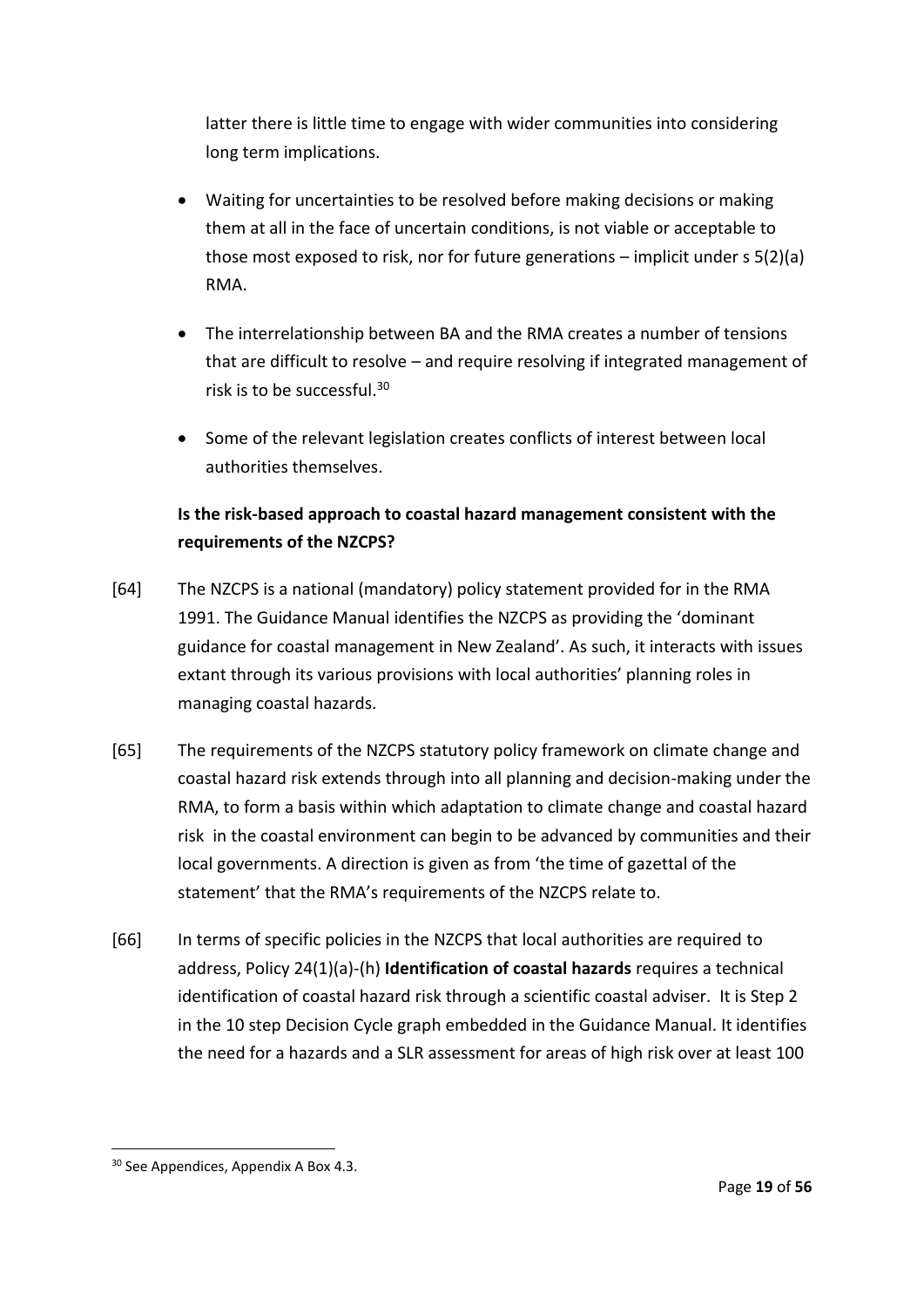latter there is little time to engage with wider communities into considering long term implications.

- Waiting for uncertainties to be resolved before making decisions or making them at all in the face of uncertain conditions, is not viable or acceptable to those most exposed to risk, nor for future generations – implicit under s 5(2)(a) RMA.
- The interrelationship between BA and the RMA creates a number of tensions that are difficult to resolve – and require resolving if integrated management of risk is to be successful.[30]
- Some of the relevant legislation creates conflicts of interest between local authorities themselves.

**Is the risk-based approach to coastal hazard management consistent with the requirements of the NZCPS?**

[64] The NZCPS is a national (mandatory) policy statement provided for in the RMA 1991. The Guidance Manual identifies the NZCPS as providing the 'dominant guidance for coastal management in New Zealand'. As such, it interacts with issues extant through its various provisions with local authorities' planning roles in managing coastal hazards.

[65] The requirements of the NZCPS statutory policy framework on climate change and coastal hazard risk extends through into all planning and decision-making under the RMA, to form a basis within which adaptation to climate change and coastal hazard risk in the coastal environment can begin to be advanced by communities and their local governments. A direction is given as from 'the time of gazettal of the statement' that the RMA's requirements of the NZCPS relate to.

[66] In terms of specific policies in the NZCPS that local authorities are required to address, Policy 24(1)(a)-(h) **Identification of coastal hazards** requires a technical identification of coastal hazard risk through a scientific coastal adviser. It is Step 2 in the 10 step Decision Cycle graph embedded in the Guidance Manual. It identifies the need for a hazards and a SLR assessment for areas of high risk over at least 100

---

[30] See Appendices, Appendix A Box 4.3.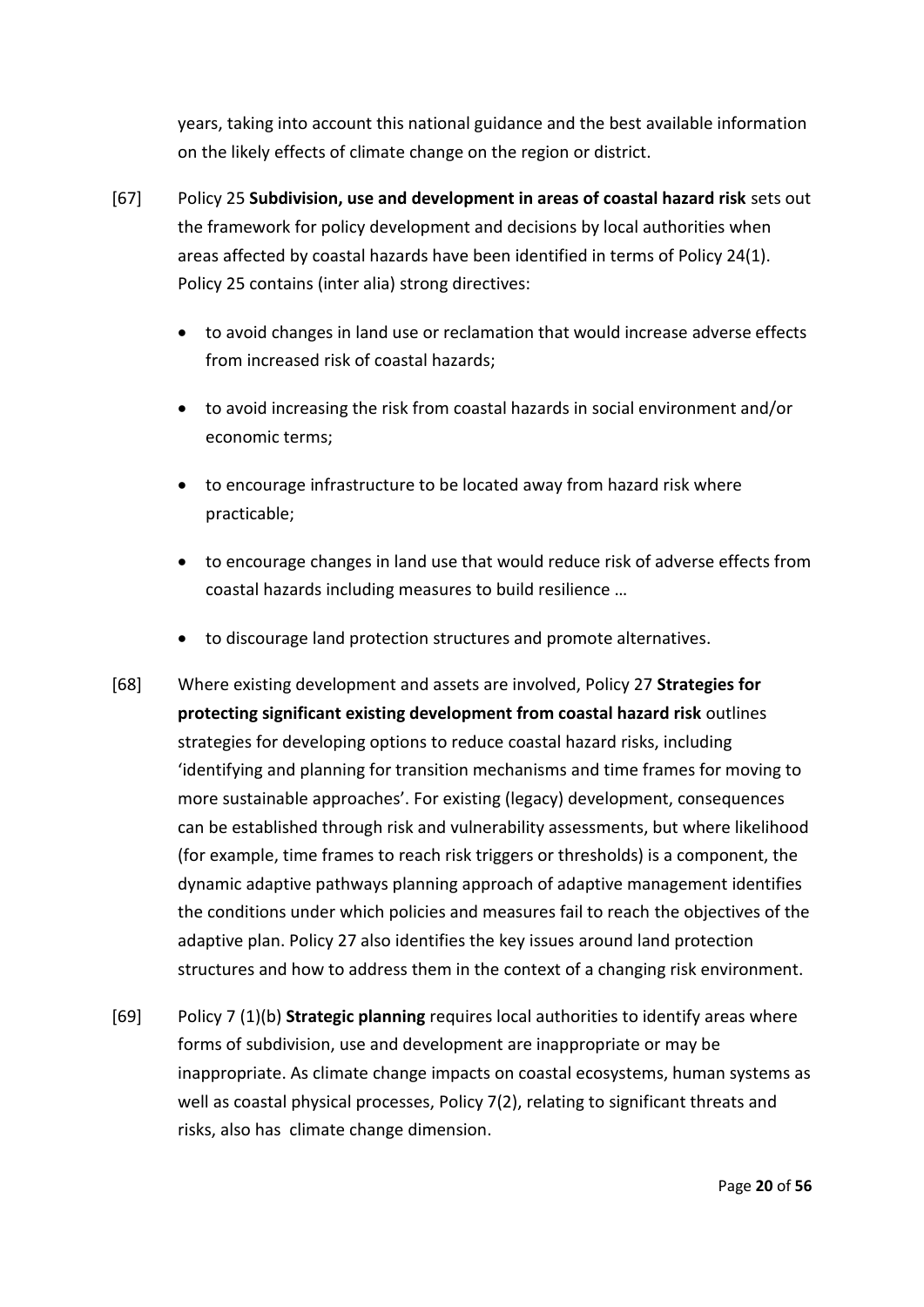years, taking into account this national guidance and the best available information on the likely effects of climate change on the region or district.

[67] Policy 25 **Subdivision, use and development in areas of coastal hazard risk** sets out the framework for policy development and decisions by local authorities when areas affected by coastal hazards have been identified in terms of Policy 24(1). Policy 25 contains (inter alia) strong directives:

- to avoid changes in land use or reclamation that would increase adverse effects from increased risk of coastal hazards;
- to avoid increasing the risk from coastal hazards in social environment and/or economic terms;
- to encourage infrastructure to be located away from hazard risk where practicable;
- to encourage changes in land use that would reduce risk of adverse effects from coastal hazards including measures to build resilience …
- to discourage land protection structures and promote alternatives.

[68] Where existing development and assets are involved, Policy 27 **Strategies for protecting significant existing development from coastal hazard risk** outlines strategies for developing options to reduce coastal hazard risks, including 'identifying and planning for transition mechanisms and time frames for moving to more sustainable approaches'. For existing (legacy) development, consequences can be established through risk and vulnerability assessments, but where likelihood (for example, time frames to reach risk triggers or thresholds) is a component, the dynamic adaptive pathways planning approach of adaptive management identifies the conditions under which policies and measures fail to reach the objectives of the adaptive plan. Policy 27 also identifies the key issues around land protection structures and how to address them in the context of a changing risk environment.

[69] Policy 7 (1)(b) **Strategic planning** requires local authorities to identify areas where forms of subdivision, use and development are inappropriate or may be inappropriate. As climate change impacts on coastal ecosystems, human systems as well as coastal physical processes, Policy 7(2), relating to significant threats and risks, also has climate change dimension.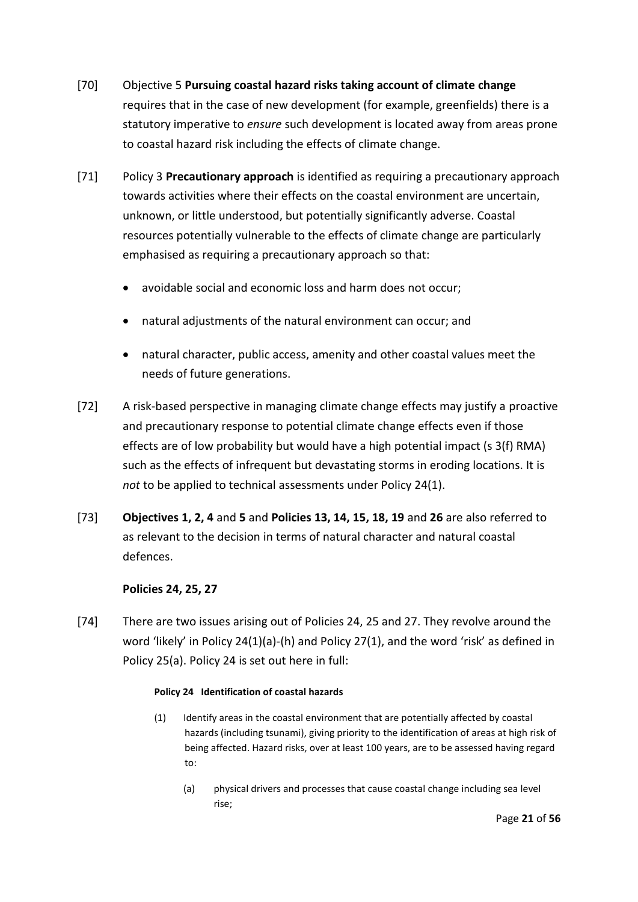[70] Objective 5 **Pursuing coastal hazard risks taking account of climate change** requires that in the case of new development (for example, greenfields) there is a statutory imperative to *ensure* such development is located away from areas prone to coastal hazard risk including the effects of climate change.

[71] Policy 3 **Precautionary approach** is identified as requiring a precautionary approach towards activities where their effects on the coastal environment are uncertain, unknown, or little understood, but potentially significantly adverse. Coastal resources potentially vulnerable to the effects of climate change are particularly emphasised as requiring a precautionary approach so that:

- avoidable social and economic loss and harm does not occur;
- natural adjustments of the natural environment can occur; and
- natural character, public access, amenity and other coastal values meet the needs of future generations.

[72] A risk-based perspective in managing climate change effects may justify a proactive and precautionary response to potential climate change effects even if those effects are of low probability but would have a high potential impact (s 3(f) RMA) such as the effects of infrequent but devastating storms in eroding locations. It is *not* to be applied to technical assessments under Policy 24(1).

[73] **Objectives 1, 2, 4** and **5** and **Policies 13, 14, 15, 18, 19** and **26** are also referred to as relevant to the decision in terms of natural character and natural coastal defences.

### Policies 24, 25, 27

[74] There are two issues arising out of Policies 24, 25 and 27. They revolve around the word 'likely' in Policy 24(1)(a)-(h) and Policy 27(1), and the word 'risk' as defined in Policy 25(a). Policy 24 is set out here in full:

> **Policy 24 Identification of coastal hazards**
>
> (1) Identify areas in the coastal environment that are potentially affected by coastal hazards (including tsunami), giving priority to the identification of areas at high risk of being affected. Hazard risks, over at least 100 years, are to be assessed having regard to:
>
> (a) physical drivers and processes that cause coastal change including sea level rise;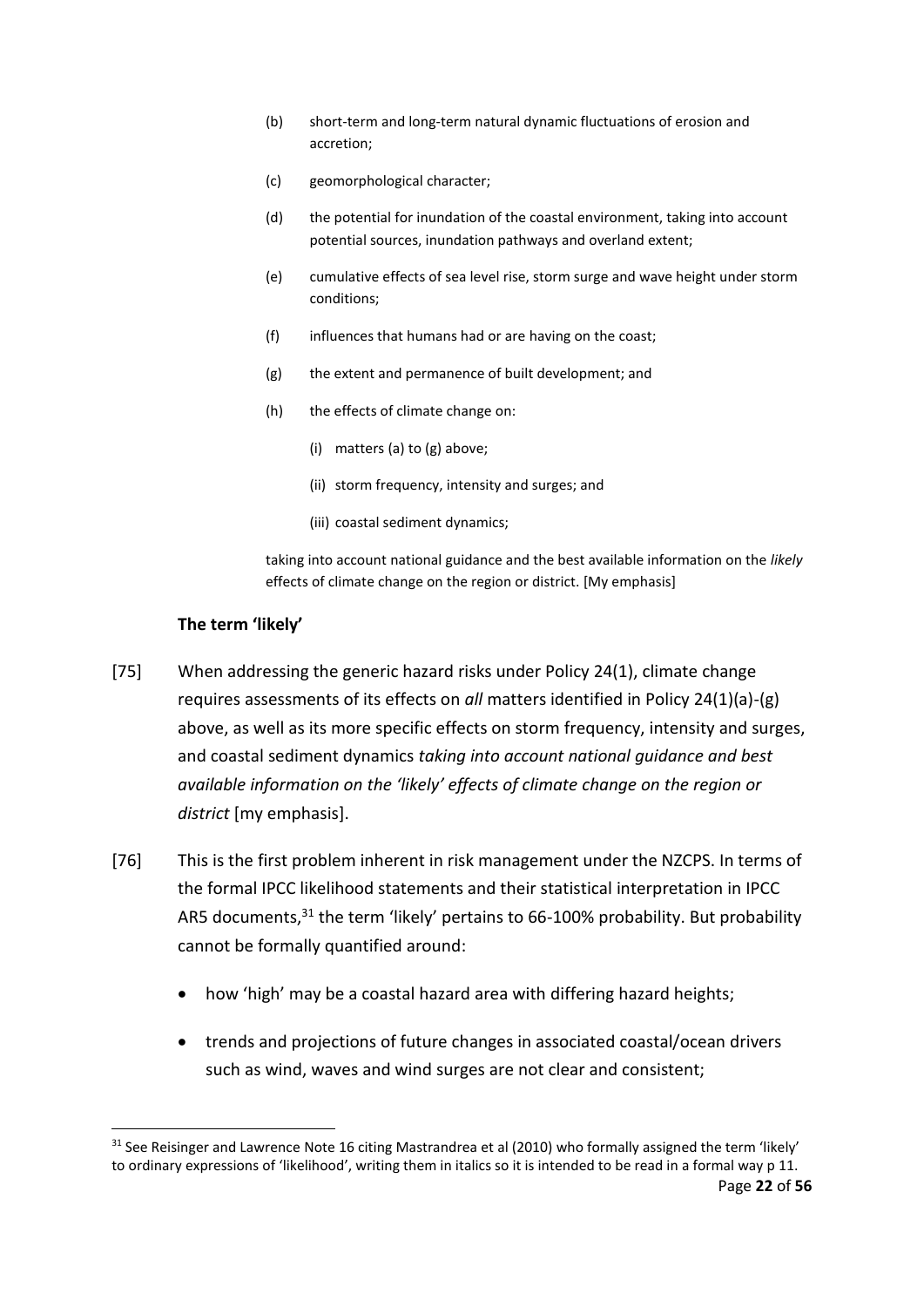(b) short-term and long-term natural dynamic fluctuations of erosion and accretion;

(c) geomorphological character;

(d) the potential for inundation of the coastal environment, taking into account potential sources, inundation pathways and overland extent;

(e) cumulative effects of sea level rise, storm surge and wave height under storm conditions;

(f) influences that humans had or are having on the coast;

(g) the extent and permanence of built development; and

(h) the effects of climate change on:

(i) matters (a) to (g) above;

(ii) storm frequency, intensity and surges; and

(iii) coastal sediment dynamics;

taking into account national guidance and the best available information on the *likely* effects of climate change on the region or district. [My emphasis]

### The term 'likely'

[75] When addressing the generic hazard risks under Policy 24(1), climate change requires assessments of its effects on *all* matters identified in Policy 24(1)(a)-(g) above, as well as its more specific effects on storm frequency, intensity and surges, and coastal sediment dynamics *taking into account national guidance and best available information on the 'likely' effects of climate change on the region or district* [my emphasis].

[76] This is the first problem inherent in risk management under the NZCPS. In terms of the formal IPCC likelihood statements and their statistical interpretation in IPCC AR5 documents,[31] the term 'likely' pertains to 66-100% probability. But probability cannot be formally quantified around:

- how 'high' may be a coastal hazard area with differing hazard heights;
- trends and projections of future changes in associated coastal/ocean drivers such as wind, waves and wind surges are not clear and consistent;

[31] See Reisinger and Lawrence Note 16 citing Mastrandrea et al (2010) who formally assigned the term 'likely' to ordinary expressions of 'likelihood', writing them in italics so it is intended to be read in a formal way p 11.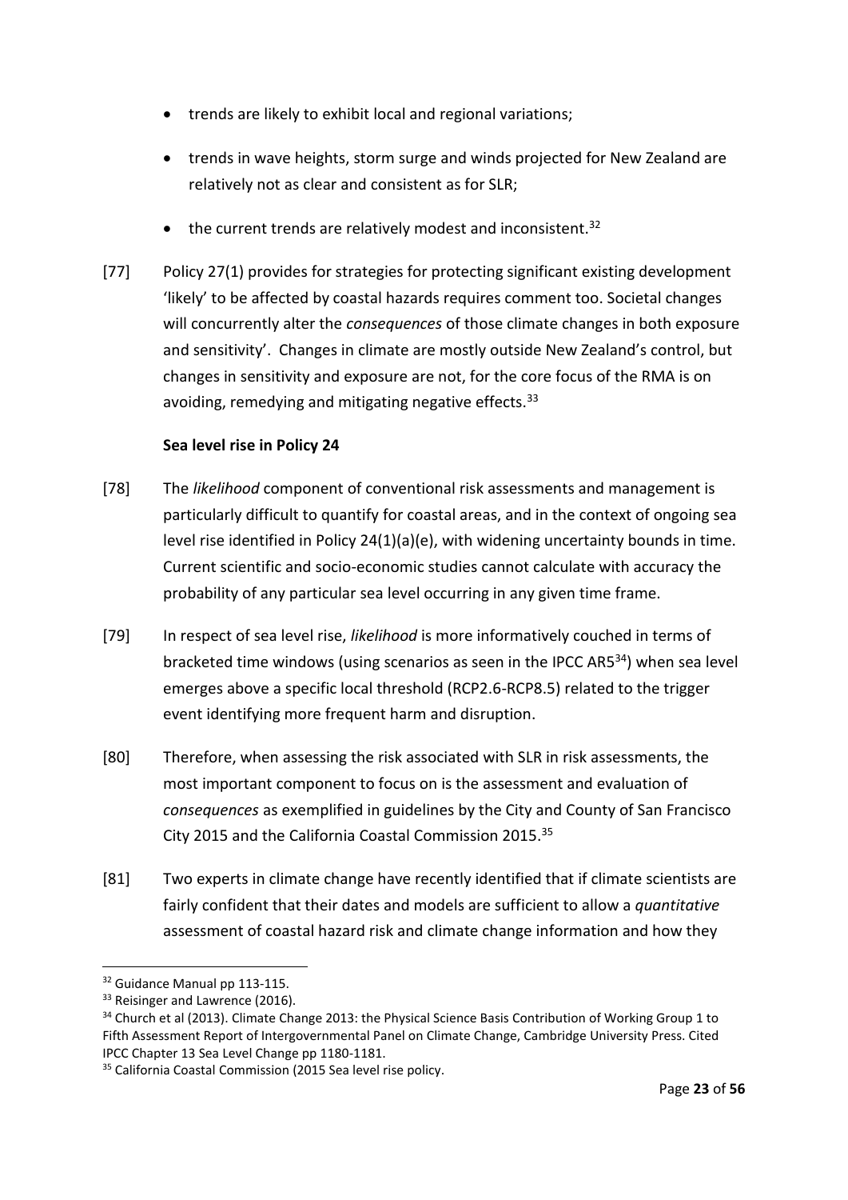- trends are likely to exhibit local and regional variations;
- trends in wave heights, storm surge and winds projected for New Zealand are relatively not as clear and consistent as for SLR;
- the current trends are relatively modest and inconsistent.[32]

[77] Policy 27(1) provides for strategies for protecting significant existing development 'likely' to be affected by coastal hazards requires comment too. Societal changes will concurrently alter the *consequences* of those climate changes in both exposure and sensitivity'. Changes in climate are mostly outside New Zealand's control, but changes in sensitivity and exposure are not, for the core focus of the RMA is on avoiding, remedying and mitigating negative effects.[33]

**Sea level rise in Policy 24**

[78] The *likelihood* component of conventional risk assessments and management is particularly difficult to quantify for coastal areas, and in the context of ongoing sea level rise identified in Policy 24(1)(a)(e), with widening uncertainty bounds in time. Current scientific and socio-economic studies cannot calculate with accuracy the probability of any particular sea level occurring in any given time frame.

[79] In respect of sea level rise, *likelihood* is more informatively couched in terms of bracketed time windows (using scenarios as seen in the IPCC AR5[34]) when sea level emerges above a specific local threshold (RCP2.6-RCP8.5) related to the trigger event identifying more frequent harm and disruption.

[80] Therefore, when assessing the risk associated with SLR in risk assessments, the most important component to focus on is the assessment and evaluation of *consequences* as exemplified in guidelines by the City and County of San Francisco City 2015 and the California Coastal Commission 2015.[35]

[81] Two experts in climate change have recently identified that if climate scientists are fairly confident that their dates and models are sufficient to allow a *quantitative* assessment of coastal hazard risk and climate change information and how they

---

[32] Guidance Manual pp 113-115.

[33] Reisinger and Lawrence (2016).

[34] Church et al (2013). Climate Change 2013: the Physical Science Basis Contribution of Working Group 1 to Fifth Assessment Report of Intergovernmental Panel on Climate Change, Cambridge University Press. Cited IPCC Chapter 13 Sea Level Change pp 1180-1181.

[35] California Coastal Commission (2015 Sea level rise policy.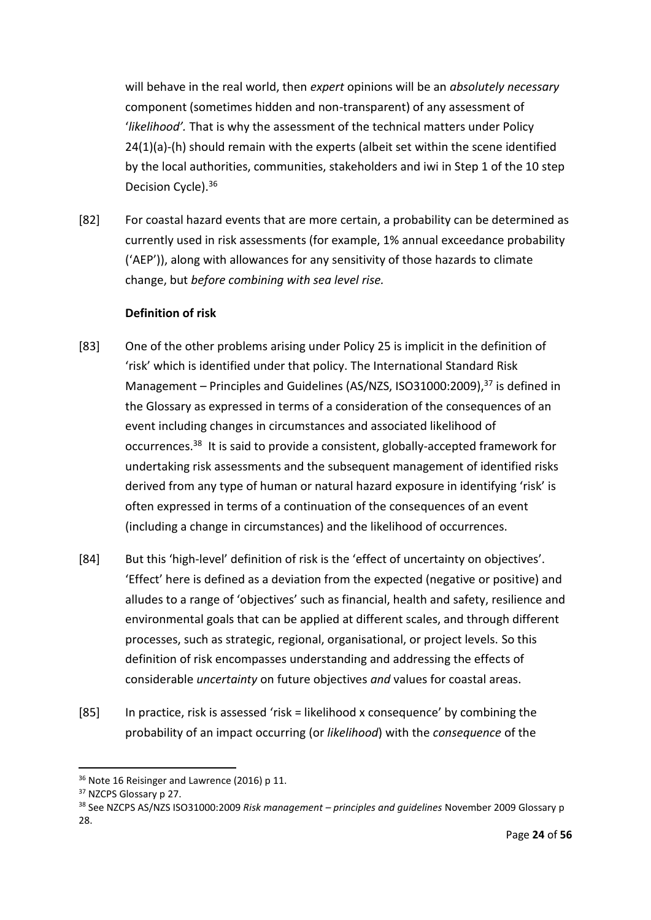will behave in the real world, then *expert* opinions will be an *absolutely necessary* component (sometimes hidden and non-transparent) of any assessment of '*likelihood'*. That is why the assessment of the technical matters under Policy 24(1)(a)-(h) should remain with the experts (albeit set within the scene identified by the local authorities, communities, stakeholders and iwi in Step 1 of the 10 step Decision Cycle).[36]

[82] For coastal hazard events that are more certain, a probability can be determined as currently used in risk assessments (for example, 1% annual exceedance probability ('AEP')), along with allowances for any sensitivity of those hazards to climate change, but *before combining with sea level rise.*

**Definition of risk**

[83] One of the other problems arising under Policy 25 is implicit in the definition of 'risk' which is identified under that policy. The International Standard Risk Management – Principles and Guidelines (AS/NZS, ISO31000:2009),[37] is defined in the Glossary as expressed in terms of a consideration of the consequences of an event including changes in circumstances and associated likelihood of occurrences.[38] It is said to provide a consistent, globally-accepted framework for undertaking risk assessments and the subsequent management of identified risks derived from any type of human or natural hazard exposure in identifying 'risk' is often expressed in terms of a continuation of the consequences of an event (including a change in circumstances) and the likelihood of occurrences.

[84] But this 'high-level' definition of risk is the 'effect of uncertainty on objectives'. 'Effect' here is defined as a deviation from the expected (negative or positive) and alludes to a range of 'objectives' such as financial, health and safety, resilience and environmental goals that can be applied at different scales, and through different processes, such as strategic, regional, organisational, or project levels. So this definition of risk encompasses understanding and addressing the effects of considerable *uncertainty* on future objectives *and* values for coastal areas.

[85] In practice, risk is assessed 'risk = likelihood x consequence' by combining the probability of an impact occurring (or *likelihood*) with the *consequence* of the

---

[36] Note 16 Reisinger and Lawrence (2016) p 11.

[37] NZCPS Glossary p 27.

[38] See NZCPS AS/NZS ISO31000:2009 *Risk management – principles and guidelines* November 2009 Glossary p 28.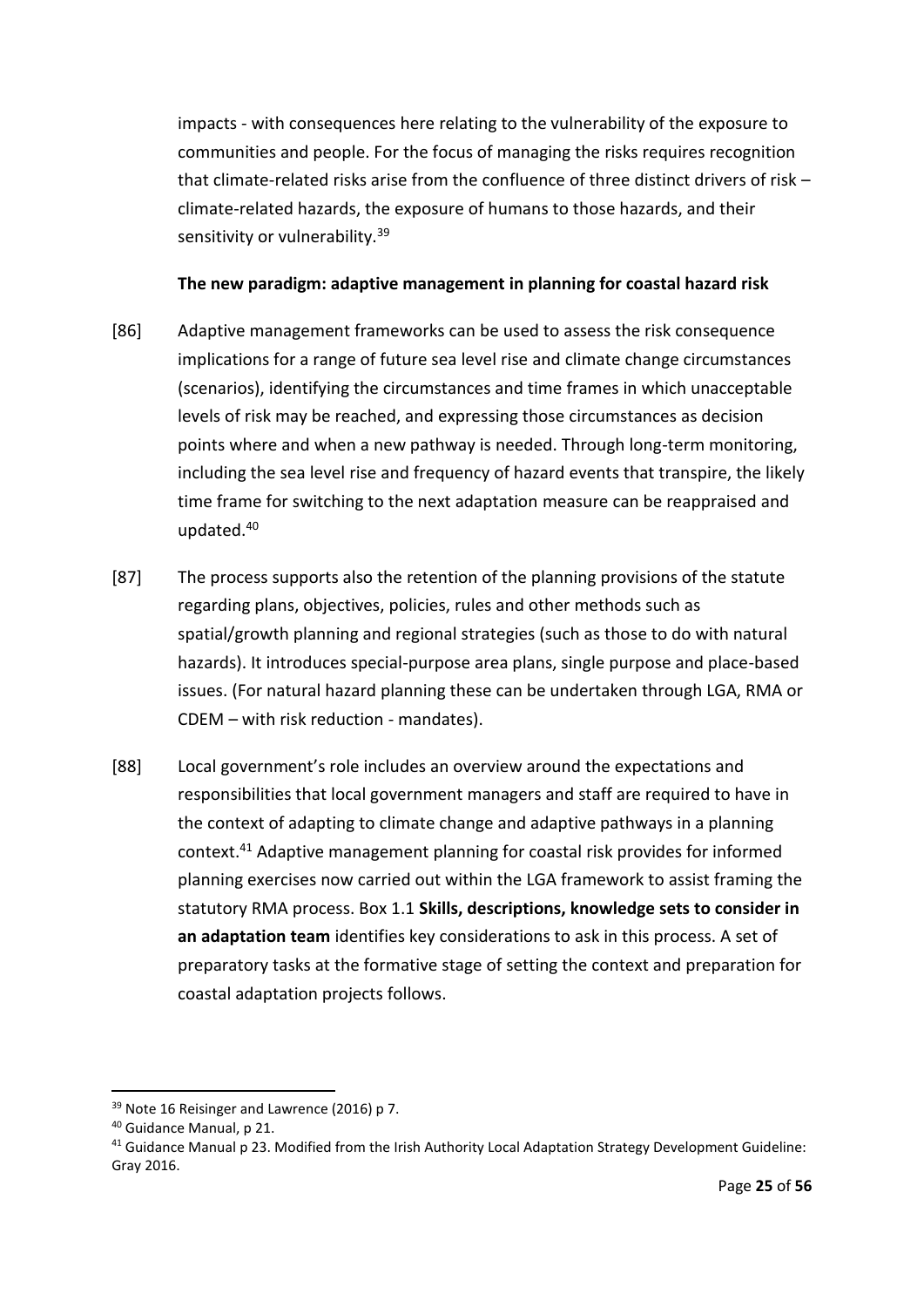impacts - with consequences here relating to the vulnerability of the exposure to communities and people. For the focus of managing the risks requires recognition that climate-related risks arise from the confluence of three distinct drivers of risk – climate-related hazards, the exposure of humans to those hazards, and their sensitivity or vulnerability.[39]

**The new paradigm: adaptive management in planning for coastal hazard risk**

[86] Adaptive management frameworks can be used to assess the risk consequence implications for a range of future sea level rise and climate change circumstances (scenarios), identifying the circumstances and time frames in which unacceptable levels of risk may be reached, and expressing those circumstances as decision points where and when a new pathway is needed. Through long-term monitoring, including the sea level rise and frequency of hazard events that transpire, the likely time frame for switching to the next adaptation measure can be reappraised and updated.[40]

[87] The process supports also the retention of the planning provisions of the statute regarding plans, objectives, policies, rules and other methods such as spatial/growth planning and regional strategies (such as those to do with natural hazards). It introduces special-purpose area plans, single purpose and place-based issues. (For natural hazard planning these can be undertaken through LGA, RMA or CDEM – with risk reduction - mandates).

[88] Local government's role includes an overview around the expectations and responsibilities that local government managers and staff are required to have in the context of adapting to climate change and adaptive pathways in a planning context.[41] Adaptive management planning for coastal risk provides for informed planning exercises now carried out within the LGA framework to assist framing the statutory RMA process. Box 1.1 **Skills, descriptions, knowledge sets to consider in an adaptation team** identifies key considerations to ask in this process. A set of preparatory tasks at the formative stage of setting the context and preparation for coastal adaptation projects follows.

---

[39] Note 16 Reisinger and Lawrence (2016) p 7.

[40] Guidance Manual, p 21.

[41] Guidance Manual p 23. Modified from the Irish Authority Local Adaptation Strategy Development Guideline: Gray 2016.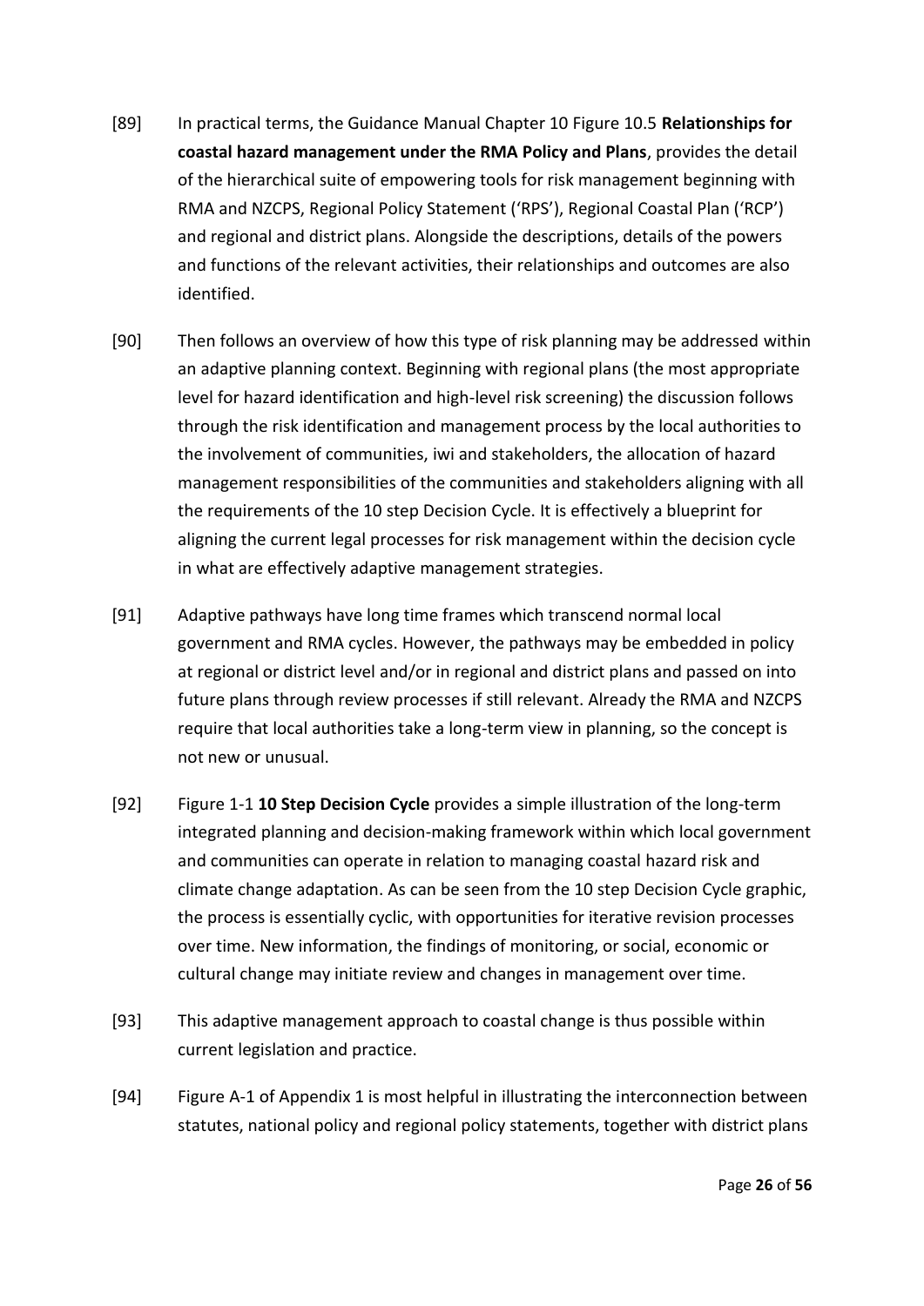[89] In practical terms, the Guidance Manual Chapter 10 Figure 10.5 **Relationships for coastal hazard management under the RMA Policy and Plans**, provides the detail of the hierarchical suite of empowering tools for risk management beginning with RMA and NZCPS, Regional Policy Statement ('RPS'), Regional Coastal Plan ('RCP') and regional and district plans. Alongside the descriptions, details of the powers and functions of the relevant activities, their relationships and outcomes are also identified.

[90] Then follows an overview of how this type of risk planning may be addressed within an adaptive planning context. Beginning with regional plans (the most appropriate level for hazard identification and high-level risk screening) the discussion follows through the risk identification and management process by the local authorities to the involvement of communities, iwi and stakeholders, the allocation of hazard management responsibilities of the communities and stakeholders aligning with all the requirements of the 10 step Decision Cycle. It is effectively a blueprint for aligning the current legal processes for risk management within the decision cycle in what are effectively adaptive management strategies.

[91] Adaptive pathways have long time frames which transcend normal local government and RMA cycles. However, the pathways may be embedded in policy at regional or district level and/or in regional and district plans and passed on into future plans through review processes if still relevant. Already the RMA and NZCPS require that local authorities take a long-term view in planning, so the concept is not new or unusual.

[92] Figure 1-1 **10 Step Decision Cycle** provides a simple illustration of the long-term integrated planning and decision-making framework within which local government and communities can operate in relation to managing coastal hazard risk and climate change adaptation. As can be seen from the 10 step Decision Cycle graphic, the process is essentially cyclic, with opportunities for iterative revision processes over time. New information, the findings of monitoring, or social, economic or cultural change may initiate review and changes in management over time.

[93] This adaptive management approach to coastal change is thus possible within current legislation and practice.

[94] Figure A-1 of Appendix 1 is most helpful in illustrating the interconnection between statutes, national policy and regional policy statements, together with district plans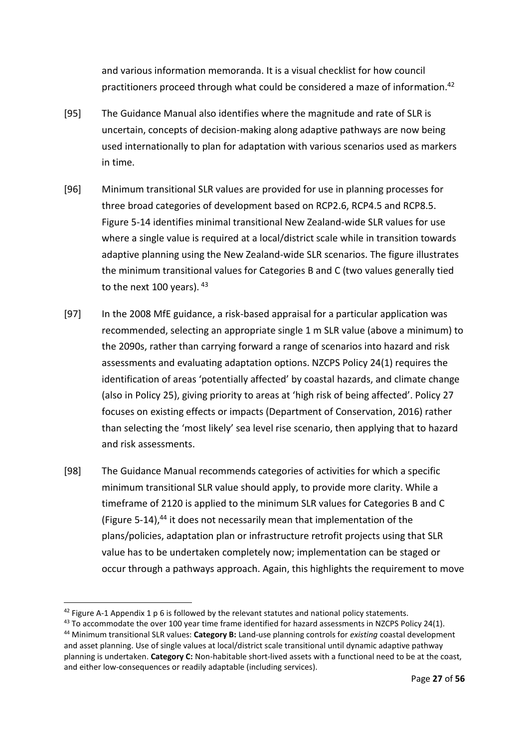and various information memoranda. It is a visual checklist for how council practitioners proceed through what could be considered a maze of information.[42]

[95] The Guidance Manual also identifies where the magnitude and rate of SLR is uncertain, concepts of decision-making along adaptive pathways are now being used internationally to plan for adaptation with various scenarios used as markers in time.

[96] Minimum transitional SLR values are provided for use in planning processes for three broad categories of development based on RCP2.6, RCP4.5 and RCP8.5. Figure 5-14 identifies minimal transitional New Zealand-wide SLR values for use where a single value is required at a local/district scale while in transition towards adaptive planning using the New Zealand-wide SLR scenarios. The figure illustrates the minimum transitional values for Categories B and C (two values generally tied to the next 100 years). [43]

[97] In the 2008 MfE guidance, a risk-based appraisal for a particular application was recommended, selecting an appropriate single 1 m SLR value (above a minimum) to the 2090s, rather than carrying forward a range of scenarios into hazard and risk assessments and evaluating adaptation options. NZCPS Policy 24(1) requires the identification of areas 'potentially affected' by coastal hazards, and climate change (also in Policy 25), giving priority to areas at 'high risk of being affected'. Policy 27 focuses on existing effects or impacts (Department of Conservation, 2016) rather than selecting the 'most likely' sea level rise scenario, then applying that to hazard and risk assessments.

[98] The Guidance Manual recommends categories of activities for which a specific minimum transitional SLR value should apply, to provide more clarity. While a timeframe of 2120 is applied to the minimum SLR values for Categories B and C (Figure 5-14),[44] it does not necessarily mean that implementation of the plans/policies, adaptation plan or infrastructure retrofit projects using that SLR value has to be undertaken completely now; implementation can be staged or occur through a pathways approach. Again, this highlights the requirement to move

---

[42] Figure A-1 Appendix 1 p 6 is followed by the relevant statutes and national policy statements.

[43] To accommodate the over 100 year time frame identified for hazard assessments in NZCPS Policy 24(1).

[44] Minimum transitional SLR values: **Category B:** Land-use planning controls for *existing* coastal development and asset planning. Use of single values at local/district scale transitional until dynamic adaptive pathway planning is undertaken. **Category C:** Non-habitable short-lived assets with a functional need to be at the coast, and either low-consequences or readily adaptable (including services).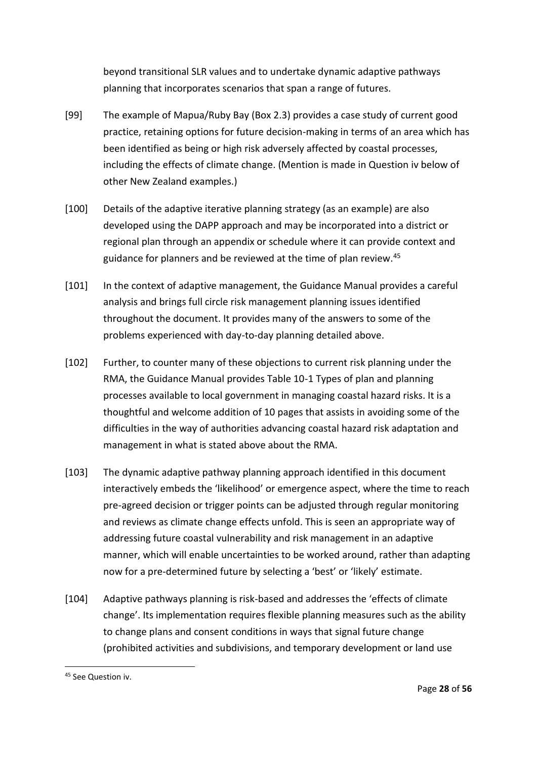beyond transitional SLR values and to undertake dynamic adaptive pathways planning that incorporates scenarios that span a range of futures.

[99] The example of Mapua/Ruby Bay (Box 2.3) provides a case study of current good practice, retaining options for future decision-making in terms of an area which has been identified as being or high risk adversely affected by coastal processes, including the effects of climate change. (Mention is made in Question iv below of other New Zealand examples.)

[100] Details of the adaptive iterative planning strategy (as an example) are also developed using the DAPP approach and may be incorporated into a district or regional plan through an appendix or schedule where it can provide context and guidance for planners and be reviewed at the time of plan review.[45]

[101] In the context of adaptive management, the Guidance Manual provides a careful analysis and brings full circle risk management planning issues identified throughout the document. It provides many of the answers to some of the problems experienced with day-to-day planning detailed above.

[102] Further, to counter many of these objections to current risk planning under the RMA, the Guidance Manual provides Table 10-1 Types of plan and planning processes available to local government in managing coastal hazard risks. It is a thoughtful and welcome addition of 10 pages that assists in avoiding some of the difficulties in the way of authorities advancing coastal hazard risk adaptation and management in what is stated above about the RMA.

[103] The dynamic adaptive pathway planning approach identified in this document interactively embeds the 'likelihood' or emergence aspect, where the time to reach pre-agreed decision or trigger points can be adjusted through regular monitoring and reviews as climate change effects unfold. This is seen an appropriate way of addressing future coastal vulnerability and risk management in an adaptive manner, which will enable uncertainties to be worked around, rather than adapting now for a pre-determined future by selecting a 'best' or 'likely' estimate.

[104] Adaptive pathways planning is risk-based and addresses the 'effects of climate change'. Its implementation requires flexible planning measures such as the ability to change plans and consent conditions in ways that signal future change (prohibited activities and subdivisions, and temporary development or land use

[45] See Question iv.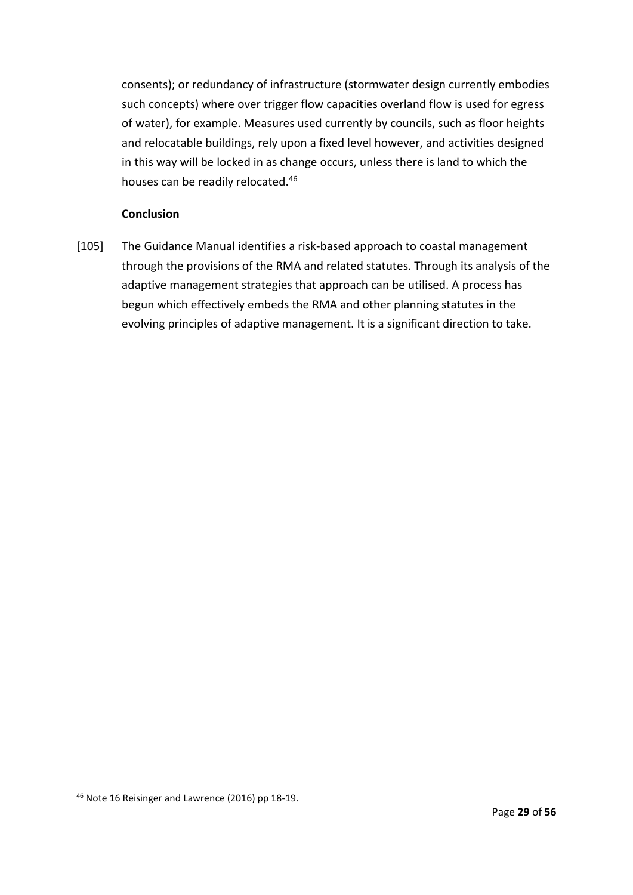consents); or redundancy of infrastructure (stormwater design currently embodies such concepts) where over trigger flow capacities overland flow is used for egress of water), for example. Measures used currently by councils, such as floor heights and relocatable buildings, rely upon a fixed level however, and activities designed in this way will be locked in as change occurs, unless there is land to which the houses can be readily relocated.[46]

**Conclusion**

[105] The Guidance Manual identifies a risk-based approach to coastal management through the provisions of the RMA and related statutes. Through its analysis of the adaptive management strategies that approach can be utilised. A process has begun which effectively embeds the RMA and other planning statutes in the evolving principles of adaptive management. It is a significant direction to take.

---

[46] Note 16 Reisinger and Lawrence (2016) pp 18-19.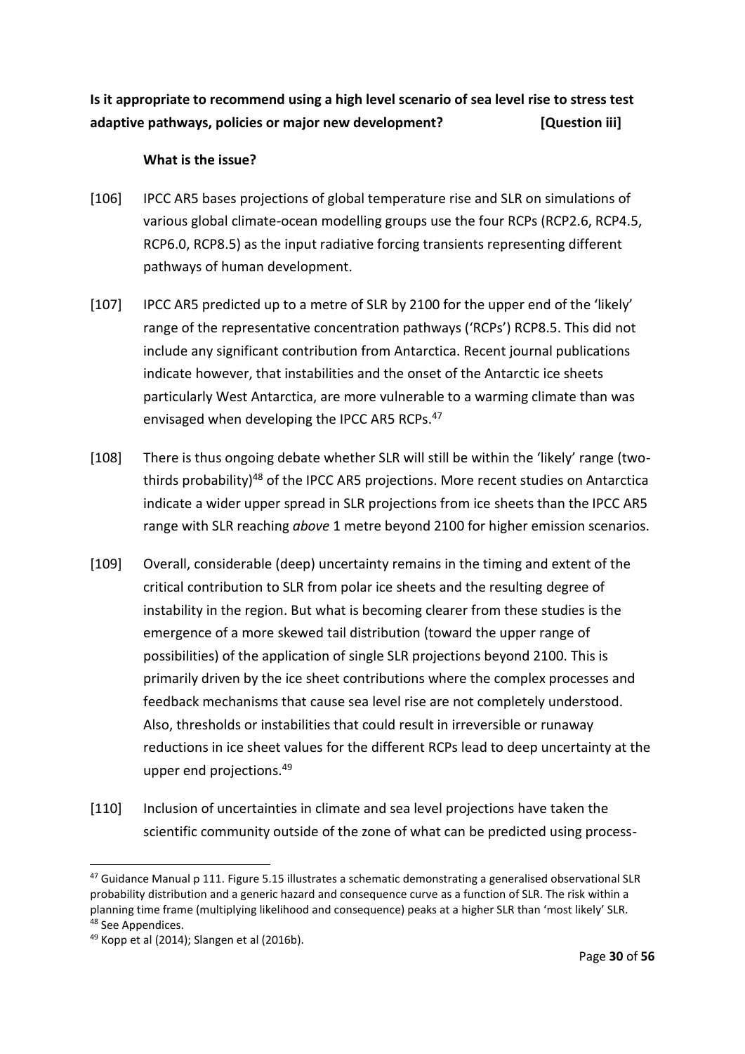**Is it appropriate to recommend using a high level scenario of sea level rise to stress test adaptive pathways, policies or major new development? [Question iii]**

**What is the issue?**

[106] IPCC AR5 bases projections of global temperature rise and SLR on simulations of various global climate-ocean modelling groups use the four RCPs (RCP2.6, RCP4.5, RCP6.0, RCP8.5) as the input radiative forcing transients representing different pathways of human development.

[107] IPCC AR5 predicted up to a metre of SLR by 2100 for the upper end of the 'likely' range of the representative concentration pathways ('RCPs') RCP8.5. This did not include any significant contribution from Antarctica. Recent journal publications indicate however, that instabilities and the onset of the Antarctic ice sheets particularly West Antarctica, are more vulnerable to a warming climate than was envisaged when developing the IPCC AR5 RCPs.[47]

[108] There is thus ongoing debate whether SLR will still be within the 'likely' range (two-thirds probability)[48] of the IPCC AR5 projections. More recent studies on Antarctica indicate a wider upper spread in SLR projections from ice sheets than the IPCC AR5 range with SLR reaching *above* 1 metre beyond 2100 for higher emission scenarios.

[109] Overall, considerable (deep) uncertainty remains in the timing and extent of the critical contribution to SLR from polar ice sheets and the resulting degree of instability in the region. But what is becoming clearer from these studies is the emergence of a more skewed tail distribution (toward the upper range of possibilities) of the application of single SLR projections beyond 2100. This is primarily driven by the ice sheet contributions where the complex processes and feedback mechanisms that cause sea level rise are not completely understood. Also, thresholds or instabilities that could result in irreversible or runaway reductions in ice sheet values for the different RCPs lead to deep uncertainty at the upper end projections.[49]

[110] Inclusion of uncertainties in climate and sea level projections have taken the scientific community outside of the zone of what can be predicted using process-

---

[47] Guidance Manual p 111. Figure 5.15 illustrates a schematic demonstrating a generalised observational SLR probability distribution and a generic hazard and consequence curve as a function of SLR. The risk within a planning time frame (multiplying likelihood and consequence) peaks at a higher SLR than 'most likely' SLR.

[48] See Appendices.

[49] Kopp et al (2014); Slangen et al (2016b).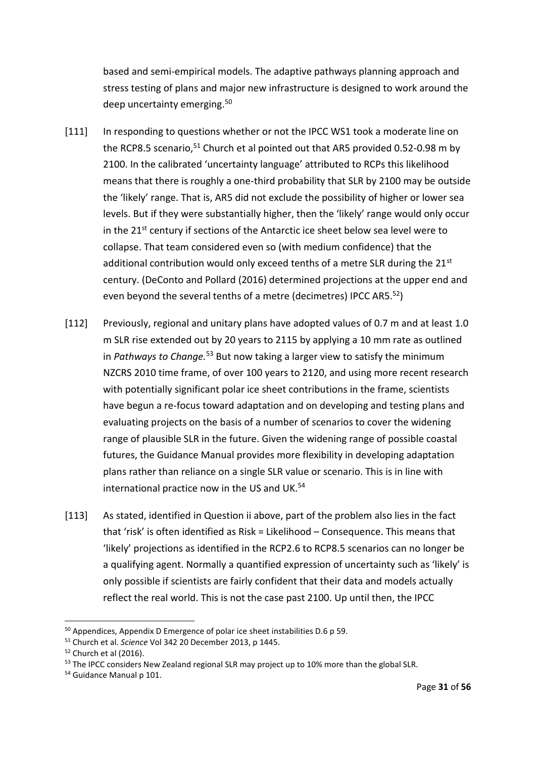based and semi-empirical models. The adaptive pathways planning approach and stress testing of plans and major new infrastructure is designed to work around the deep uncertainty emerging.[50]

[111] In responding to questions whether or not the IPCC WS1 took a moderate line on the RCP8.5 scenario,[51] Church et al pointed out that AR5 provided 0.52-0.98 m by 2100. In the calibrated 'uncertainty language' attributed to RCPs this likelihood means that there is roughly a one-third probability that SLR by 2100 may be outside the 'likely' range. That is, AR5 did not exclude the possibility of higher or lower sea levels. But if they were substantially higher, then the 'likely' range would only occur in the 21st century if sections of the Antarctic ice sheet below sea level were to collapse. That team considered even so (with medium confidence) that the additional contribution would only exceed tenths of a metre SLR during the 21st century. (DeConto and Pollard (2016) determined projections at the upper end and even beyond the several tenths of a metre (decimetres) IPCC AR5.[52])

[112] Previously, regional and unitary plans have adopted values of 0.7 m and at least 1.0 m SLR rise extended out by 20 years to 2115 by applying a 10 mm rate as outlined in *Pathways to Change.*[53] But now taking a larger view to satisfy the minimum NZCRS 2010 time frame, of over 100 years to 2120, and using more recent research with potentially significant polar ice sheet contributions in the frame, scientists have begun a re-focus toward adaptation and on developing and testing plans and evaluating projects on the basis of a number of scenarios to cover the widening range of plausible SLR in the future. Given the widening range of possible coastal futures, the Guidance Manual provides more flexibility in developing adaptation plans rather than reliance on a single SLR value or scenario. This is in line with international practice now in the US and UK.[54]

[113] As stated, identified in Question ii above, part of the problem also lies in the fact that 'risk' is often identified as Risk = Likelihood – Consequence. This means that 'likely' projections as identified in the RCP2.6 to RCP8.5 scenarios can no longer be a qualifying agent. Normally a quantified expression of uncertainty such as 'likely' is only possible if scientists are fairly confident that their data and models actually reflect the real world. This is not the case past 2100. Up until then, the IPCC

---

[50] Appendices, Appendix D Emergence of polar ice sheet instabilities D.6 p 59.

[51] Church et al. *Science* Vol 342 20 December 2013, p 1445.

[52] Church et al (2016).

[53] The IPCC considers New Zealand regional SLR may project up to 10% more than the global SLR.

[54] Guidance Manual p 101.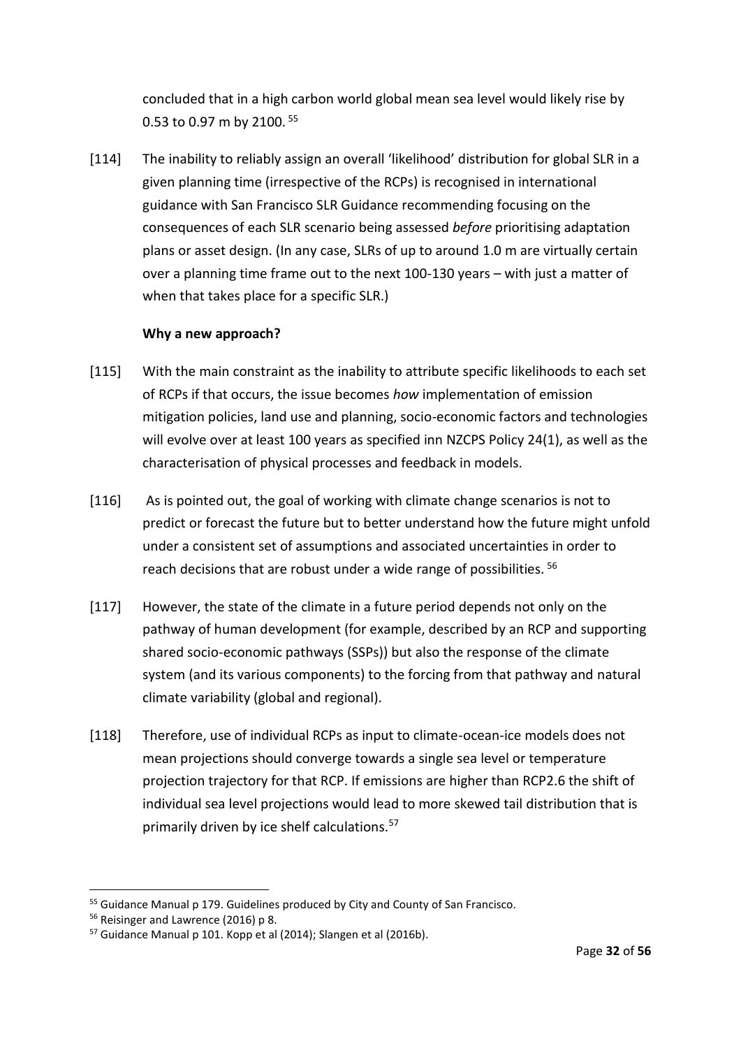concluded that in a high carbon world global mean sea level would likely rise by 0.53 to 0.97 m by 2100. [55]

[114] The inability to reliably assign an overall 'likelihood' distribution for global SLR in a given planning time (irrespective of the RCPs) is recognised in international guidance with San Francisco SLR Guidance recommending focusing on the consequences of each SLR scenario being assessed *before* prioritising adaptation plans or asset design. (In any case, SLRs of up to around 1.0 m are virtually certain over a planning time frame out to the next 100-130 years – with just a matter of when that takes place for a specific SLR.)

**Why a new approach?**

[115] With the main constraint as the inability to attribute specific likelihoods to each set of RCPs if that occurs, the issue becomes *how* implementation of emission mitigation policies, land use and planning, socio-economic factors and technologies will evolve over at least 100 years as specified inn NZCPS Policy 24(1), as well as the characterisation of physical processes and feedback in models.

[116] As is pointed out, the goal of working with climate change scenarios is not to predict or forecast the future but to better understand how the future might unfold under a consistent set of assumptions and associated uncertainties in order to reach decisions that are robust under a wide range of possibilities. [56]

[117] However, the state of the climate in a future period depends not only on the pathway of human development (for example, described by an RCP and supporting shared socio-economic pathways (SSPs)) but also the response of the climate system (and its various components) to the forcing from that pathway and natural climate variability (global and regional).

[118] Therefore, use of individual RCPs as input to climate-ocean-ice models does not mean projections should converge towards a single sea level or temperature projection trajectory for that RCP. If emissions are higher than RCP2.6 the shift of individual sea level projections would lead to more skewed tail distribution that is primarily driven by ice shelf calculations.[57]

---

[55] Guidance Manual p 179. Guidelines produced by City and County of San Francisco.

[56] Reisinger and Lawrence (2016) p 8.

[57] Guidance Manual p 101. Kopp et al (2014); Slangen et al (2016b).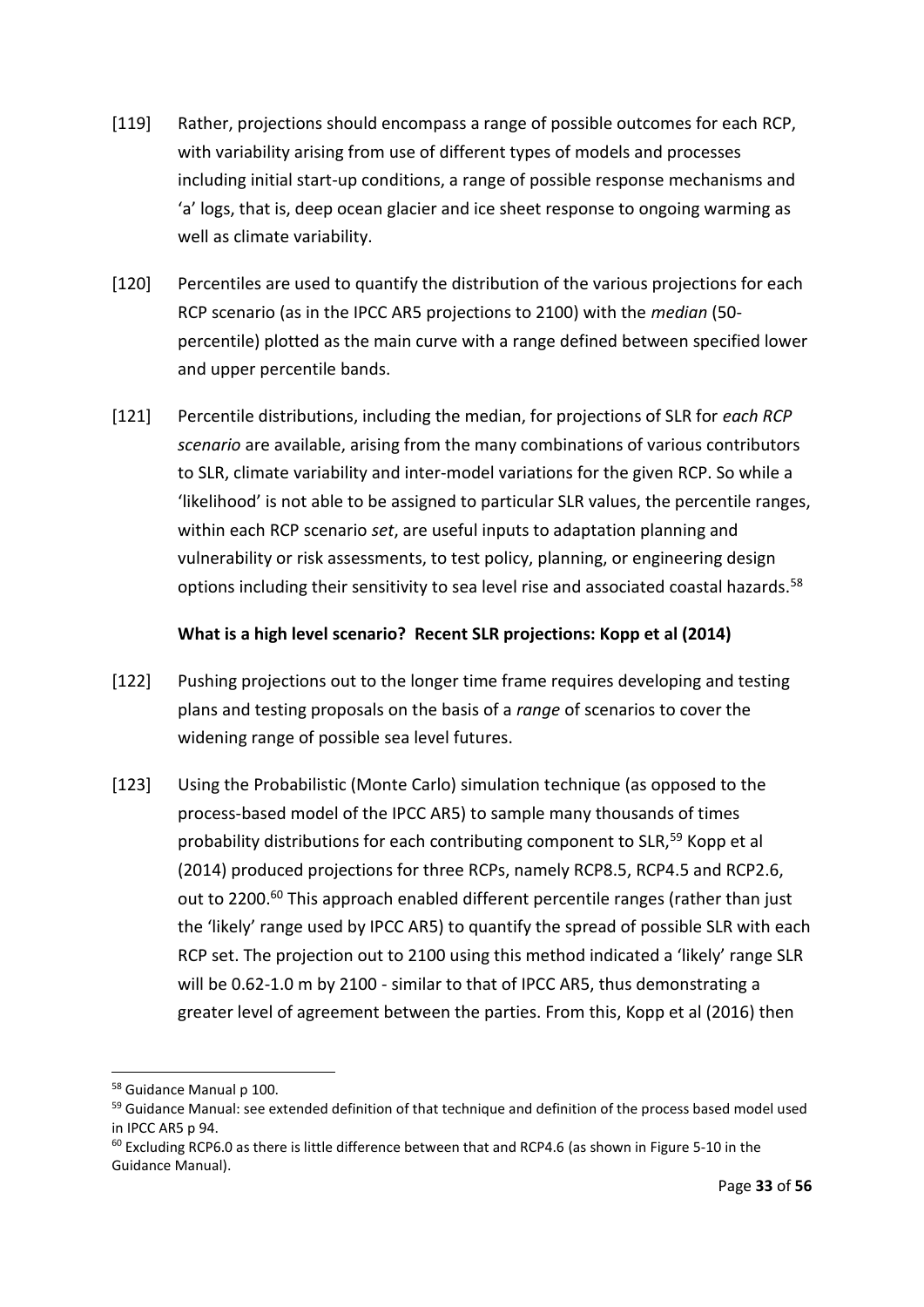[119] Rather, projections should encompass a range of possible outcomes for each RCP, with variability arising from use of different types of models and processes including initial start-up conditions, a range of possible response mechanisms and 'a' logs, that is, deep ocean glacier and ice sheet response to ongoing warming as well as climate variability.

[120] Percentiles are used to quantify the distribution of the various projections for each RCP scenario (as in the IPCC AR5 projections to 2100) with the *median* (50-percentile) plotted as the main curve with a range defined between specified lower and upper percentile bands.

[121] Percentile distributions, including the median, for projections of SLR for *each RCP scenario* are available, arising from the many combinations of various contributors to SLR, climate variability and inter-model variations for the given RCP. So while a 'likelihood' is not able to be assigned to particular SLR values, the percentile ranges, within each RCP scenario *set*, are useful inputs to adaptation planning and vulnerability or risk assessments, to test policy, planning, or engineering design options including their sensitivity to sea level rise and associated coastal hazards.[58]

**What is a high level scenario? Recent SLR projections: Kopp et al (2014)**

[122] Pushing projections out to the longer time frame requires developing and testing plans and testing proposals on the basis of a *range* of scenarios to cover the widening range of possible sea level futures.

[123] Using the Probabilistic (Monte Carlo) simulation technique (as opposed to the process-based model of the IPCC AR5) to sample many thousands of times probability distributions for each contributing component to SLR,[59] Kopp et al (2014) produced projections for three RCPs, namely RCP8.5, RCP4.5 and RCP2.6, out to 2200.[60] This approach enabled different percentile ranges (rather than just the 'likely' range used by IPCC AR5) to quantify the spread of possible SLR with each RCP set. The projection out to 2100 using this method indicated a 'likely' range SLR will be 0.62-1.0 m by 2100 - similar to that of IPCC AR5, thus demonstrating a greater level of agreement between the parties. From this, Kopp et al (2016) then

---

[58] Guidance Manual p 100.

[59] Guidance Manual: see extended definition of that technique and definition of the process based model used in IPCC AR5 p 94.

[60] Excluding RCP6.0 as there is little difference between that and RCP4.6 (as shown in Figure 5-10 in the Guidance Manual).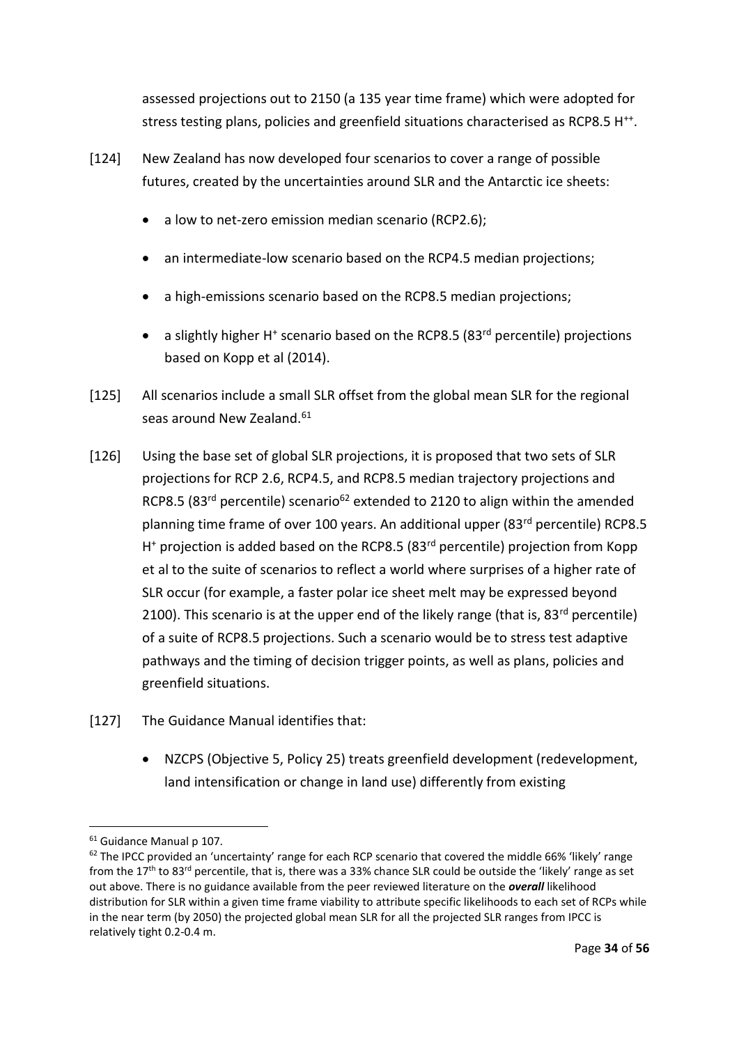assessed projections out to 2150 (a 135 year time frame) which were adopted for stress testing plans, policies and greenfield situations characterised as RCP8.5 $H^{++}$.

[124] New Zealand has now developed four scenarios to cover a range of possible futures, created by the uncertainties around SLR and the Antarctic ice sheets:

- a low to net-zero emission median scenario (RCP2.6);
- an intermediate-low scenario based on the RCP4.5 median projections;
- a high-emissions scenario based on the RCP8.5 median projections;
- a slightly higher $H^{+}$ scenario based on the RCP8.5 (83rd percentile) projections based on Kopp et al (2014).

[125] All scenarios include a small SLR offset from the global mean SLR for the regional seas around New Zealand.[61]

[126] Using the base set of global SLR projections, it is proposed that two sets of SLR projections for RCP 2.6, RCP4.5, and RCP8.5 median trajectory projections and RCP8.5 (83rd percentile) scenario[62] extended to 2120 to align within the amended planning time frame of over 100 years. An additional upper (83rd percentile) RCP8.5 $H^{+}$ projection is added based on the RCP8.5 (83rd percentile) projection from Kopp et al to the suite of scenarios to reflect a world where surprises of a higher rate of SLR occur (for example, a faster polar ice sheet melt may be expressed beyond 2100). This scenario is at the upper end of the likely range (that is, 83rd percentile) of a suite of RCP8.5 projections. Such a scenario would be to stress test adaptive pathways and the timing of decision trigger points, as well as plans, policies and greenfield situations.

[127] The Guidance Manual identifies that:

- NZCPS (Objective 5, Policy 25) treats greenfield development (redevelopment, land intensification or change in land use) differently from existing

---

[61] Guidance Manual p 107.

[62] The IPCC provided an 'uncertainty' range for each RCP scenario that covered the middle 66% 'likely' range from the 17th to 83rd percentile, that is, there was a 33% chance SLR could be outside the 'likely' range as set out above. There is no guidance available from the peer reviewed literature on the ***overall*** likelihood distribution for SLR within a given time frame viability to attribute specific likelihoods to each set of RCPs while in the near term (by 2050) the projected global mean SLR for all the projected SLR ranges from IPCC is relatively tight 0.2-0.4 m.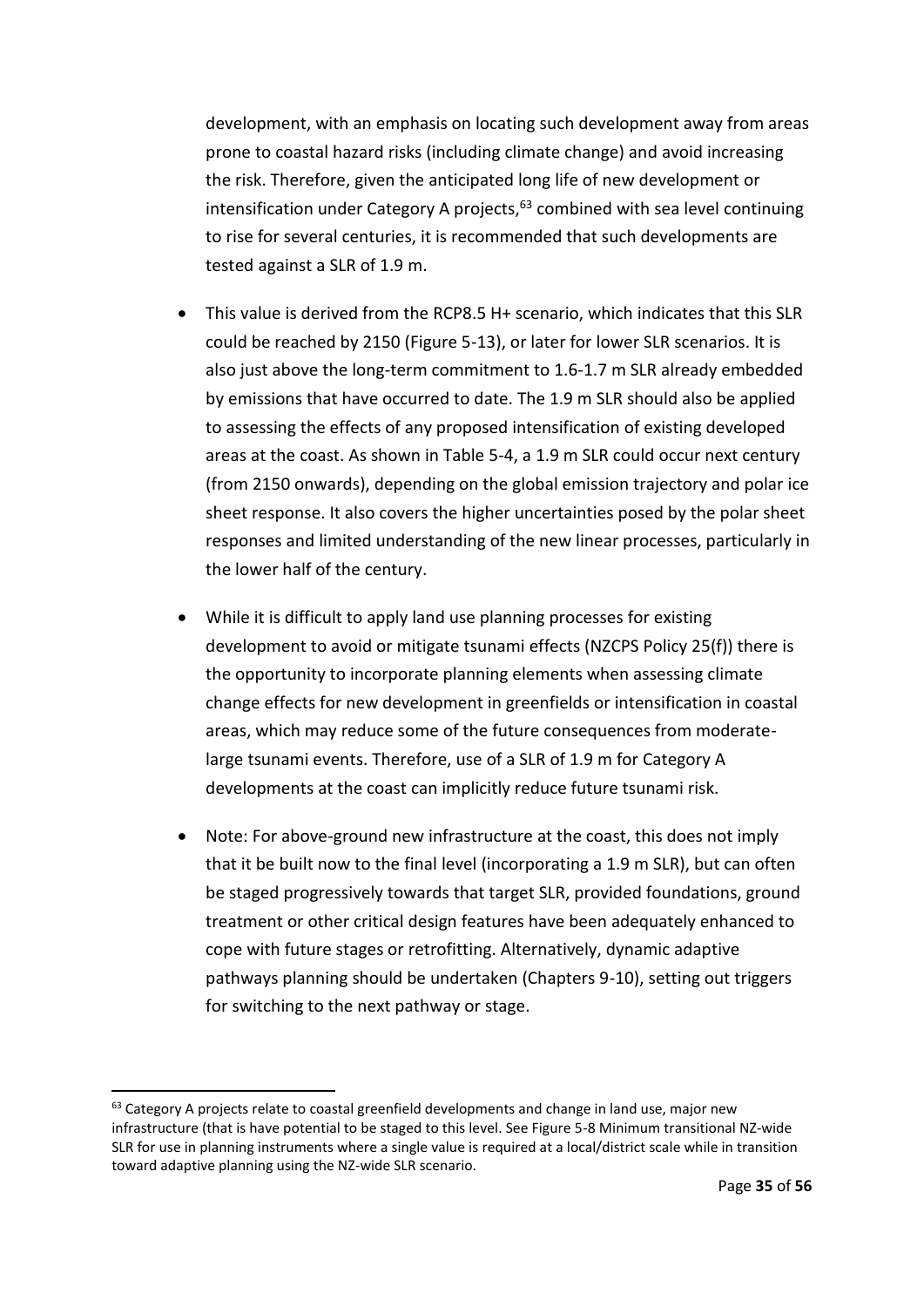development, with an emphasis on locating such development away from areas prone to coastal hazard risks (including climate change) and avoid increasing the risk. Therefore, given the anticipated long life of new development or intensification under Category A projects,[63] combined with sea level continuing to rise for several centuries, it is recommended that such developments are tested against a SLR of 1.9 m.

- This value is derived from the RCP8.5 H+ scenario, which indicates that this SLR could be reached by 2150 (Figure 5-13), or later for lower SLR scenarios. It is also just above the long-term commitment to 1.6-1.7 m SLR already embedded by emissions that have occurred to date. The 1.9 m SLR should also be applied to assessing the effects of any proposed intensification of existing developed areas at the coast. As shown in Table 5-4, a 1.9 m SLR could occur next century (from 2150 onwards), depending on the global emission trajectory and polar ice sheet response. It also covers the higher uncertainties posed by the polar sheet responses and limited understanding of the new linear processes, particularly in the lower half of the century.

- While it is difficult to apply land use planning processes for existing development to avoid or mitigate tsunami effects (NZCPS Policy 25(f)) there is the opportunity to incorporate planning elements when assessing climate change effects for new development in greenfields or intensification in coastal areas, which may reduce some of the future consequences from moderate-large tsunami events. Therefore, use of a SLR of 1.9 m for Category A developments at the coast can implicitly reduce future tsunami risk.

- Note: For above-ground new infrastructure at the coast, this does not imply that it be built now to the final level (incorporating a 1.9 m SLR), but can often be staged progressively towards that target SLR, provided foundations, ground treatment or other critical design features have been adequately enhanced to cope with future stages or retrofitting. Alternatively, dynamic adaptive pathways planning should be undertaken (Chapters 9-10), setting out triggers for switching to the next pathway or stage.

[63] Category A projects relate to coastal greenfield developments and change in land use, major new infrastructure (that is have potential to be staged to this level. See Figure 5-8 Minimum transitional NZ-wide SLR for use in planning instruments where a single value is required at a local/district scale while in transition toward adaptive planning using the NZ-wide SLR scenario.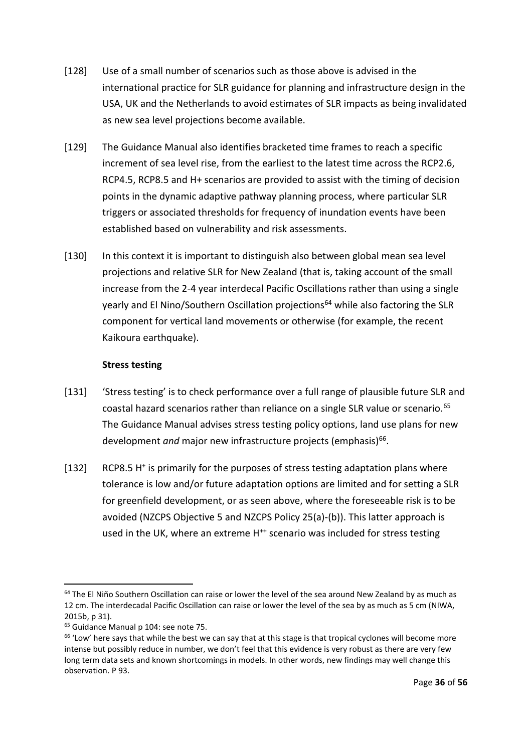[128] Use of a small number of scenarios such as those above is advised in the international practice for SLR guidance for planning and infrastructure design in the USA, UK and the Netherlands to avoid estimates of SLR impacts as being invalidated as new sea level projections become available.

[129] The Guidance Manual also identifies bracketed time frames to reach a specific increment of sea level rise, from the earliest to the latest time across the RCP2.6, RCP4.5, RCP8.5 and H+ scenarios are provided to assist with the timing of decision points in the dynamic adaptive pathway planning process, where particular SLR triggers or associated thresholds for frequency of inundation events have been established based on vulnerability and risk assessments.

[130] In this context it is important to distinguish also between global mean sea level projections and relative SLR for New Zealand (that is, taking account of the small increase from the 2-4 year interdecal Pacific Oscillations rather than using a single yearly and El Nino/Southern Oscillation projections[64] while also factoring the SLR component for vertical land movements or otherwise (for example, the recent Kaikoura earthquake).

**Stress testing**

[131] 'Stress testing' is to check performance over a full range of plausible future SLR and coastal hazard scenarios rather than reliance on a single SLR value or scenario.[65] The Guidance Manual advises stress testing policy options, land use plans for new development *and* major new infrastructure projects (emphasis)[66].

[132] RCP8.5 $H^{+}$ is primarily for the purposes of stress testing adaptation plans where tolerance is low and/or future adaptation options are limited and for setting a SLR for greenfield development, or as seen above, where the foreseeable risk is to be avoided (NZCPS Objective 5 and NZCPS Policy 25(a)-(b)). This latter approach is used in the UK, where an extreme $H^{++}$ scenario was included for stress testing

---

[64] The El Niño Southern Oscillation can raise or lower the level of the sea around New Zealand by as much as 12 cm. The interdecadal Pacific Oscillation can raise or lower the level of the sea by as much as 5 cm (NIWA, 2015b, p 31).

[65] Guidance Manual p 104: see note 75.

[66] 'Low' here says that while the best we can say that at this stage is that tropical cyclones will become more intense but possibly reduce in number, we don't feel that this evidence is very robust as there are very few long term data sets and known shortcomings in models. In other words, new findings may well change this observation. P 93.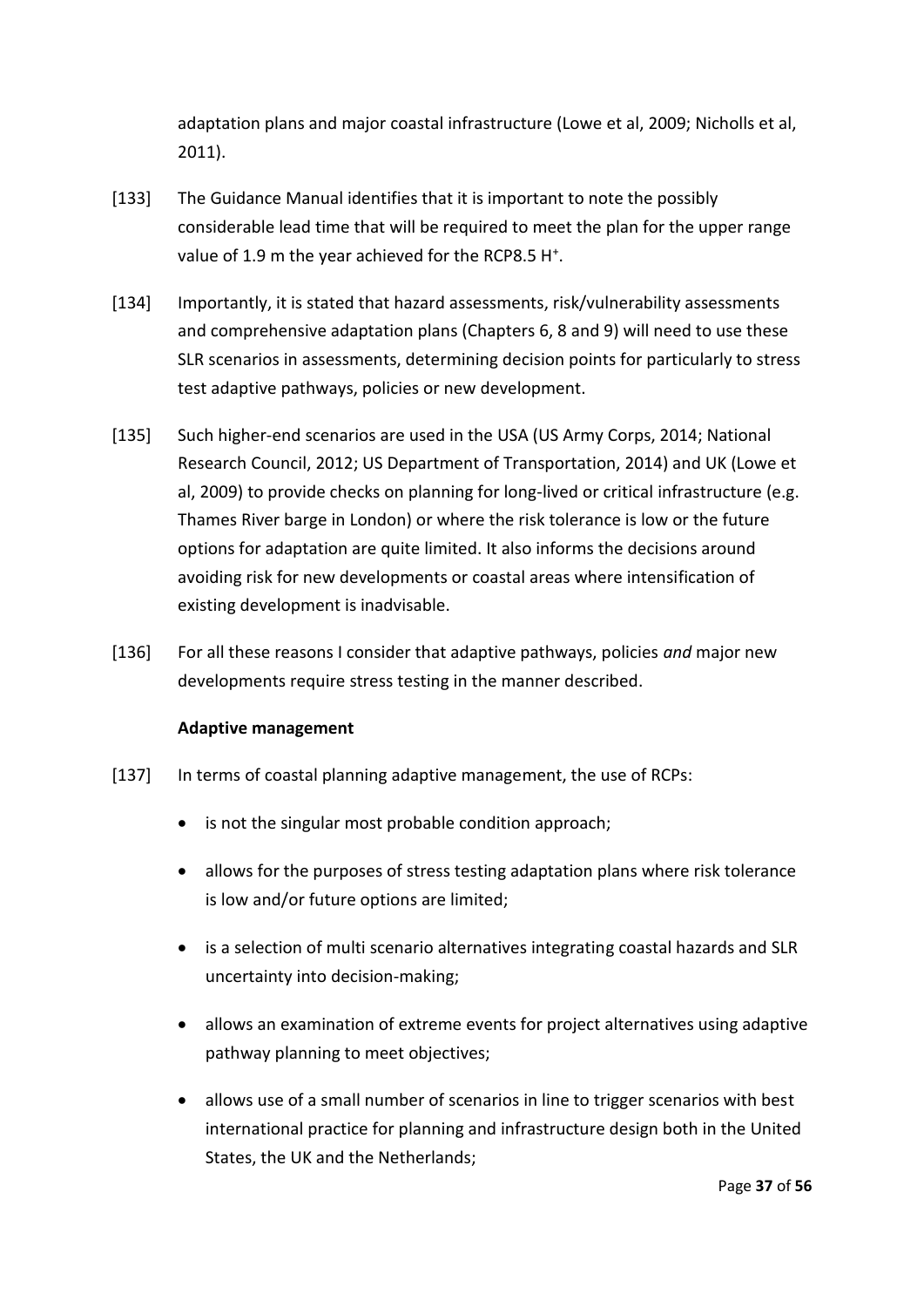adaptation plans and major coastal infrastructure (Lowe et al, 2009; Nicholls et al, 2011).

[133] The Guidance Manual identifies that it is important to note the possibly considerable lead time that will be required to meet the plan for the upper range value of 1.9 m the year achieved for the RCP8.5 $H^+$.

[134] Importantly, it is stated that hazard assessments, risk/vulnerability assessments and comprehensive adaptation plans (Chapters 6, 8 and 9) will need to use these SLR scenarios in assessments, determining decision points for particularly to stress test adaptive pathways, policies or new development.

[135] Such higher-end scenarios are used in the USA (US Army Corps, 2014; National Research Council, 2012; US Department of Transportation, 2014) and UK (Lowe et al, 2009) to provide checks on planning for long-lived or critical infrastructure (e.g. Thames River barge in London) or where the risk tolerance is low or the future options for adaptation are quite limited. It also informs the decisions around avoiding risk for new developments or coastal areas where intensification of existing development is inadvisable.

[136] For all these reasons I consider that adaptive pathways, policies *and* major new developments require stress testing in the manner described.

**Adaptive management**

[137] In terms of coastal planning adaptive management, the use of RCPs:

- is not the singular most probable condition approach;
- allows for the purposes of stress testing adaptation plans where risk tolerance is low and/or future options are limited;
- is a selection of multi scenario alternatives integrating coastal hazards and SLR uncertainty into decision-making;
- allows an examination of extreme events for project alternatives using adaptive pathway planning to meet objectives;
- allows use of a small number of scenarios in line to trigger scenarios with best international practice for planning and infrastructure design both in the United States, the UK and the Netherlands;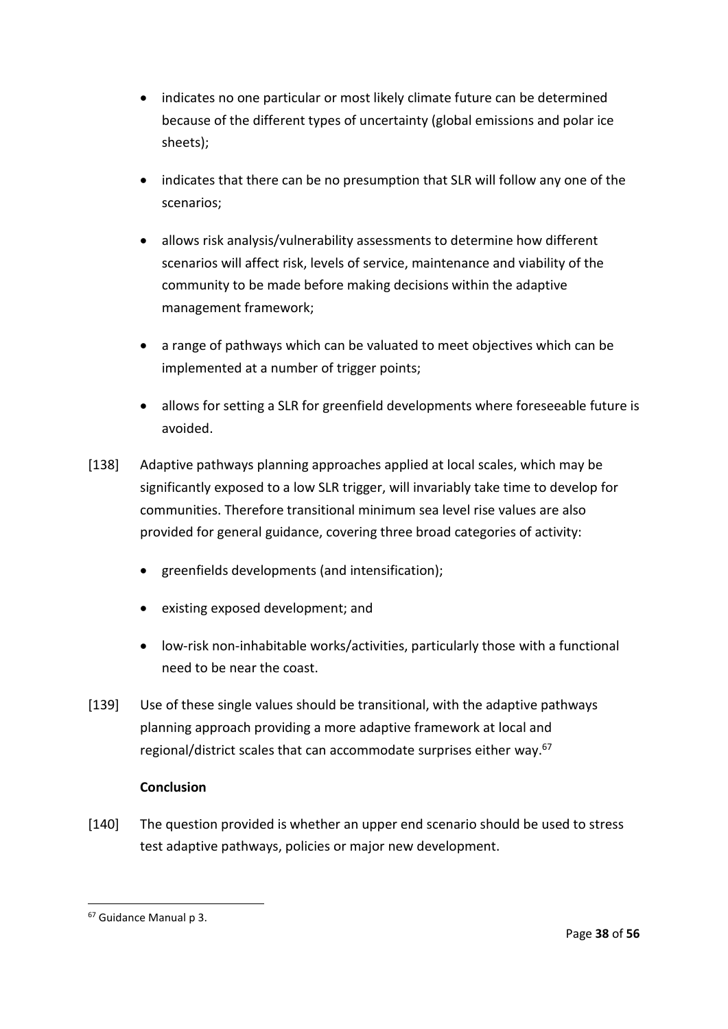- indicates no one particular or most likely climate future can be determined because of the different types of uncertainty (global emissions and polar ice sheets);
- indicates that there can be no presumption that SLR will follow any one of the scenarios;
- allows risk analysis/vulnerability assessments to determine how different scenarios will affect risk, levels of service, maintenance and viability of the community to be made before making decisions within the adaptive management framework;
- a range of pathways which can be valuated to meet objectives which can be implemented at a number of trigger points;
- allows for setting a SLR for greenfield developments where foreseeable future is avoided.

[138] Adaptive pathways planning approaches applied at local scales, which may be significantly exposed to a low SLR trigger, will invariably take time to develop for communities. Therefore transitional minimum sea level rise values are also provided for general guidance, covering three broad categories of activity:

- greenfields developments (and intensification);
- existing exposed development; and
- low-risk non-inhabitable works/activities, particularly those with a functional need to be near the coast.

[139] Use of these single values should be transitional, with the adaptive pathways planning approach providing a more adaptive framework at local and regional/district scales that can accommodate surprises either way.[67]

**Conclusion**

[140] The question provided is whether an upper end scenario should be used to stress test adaptive pathways, policies or major new development.

[67] Guidance Manual p 3.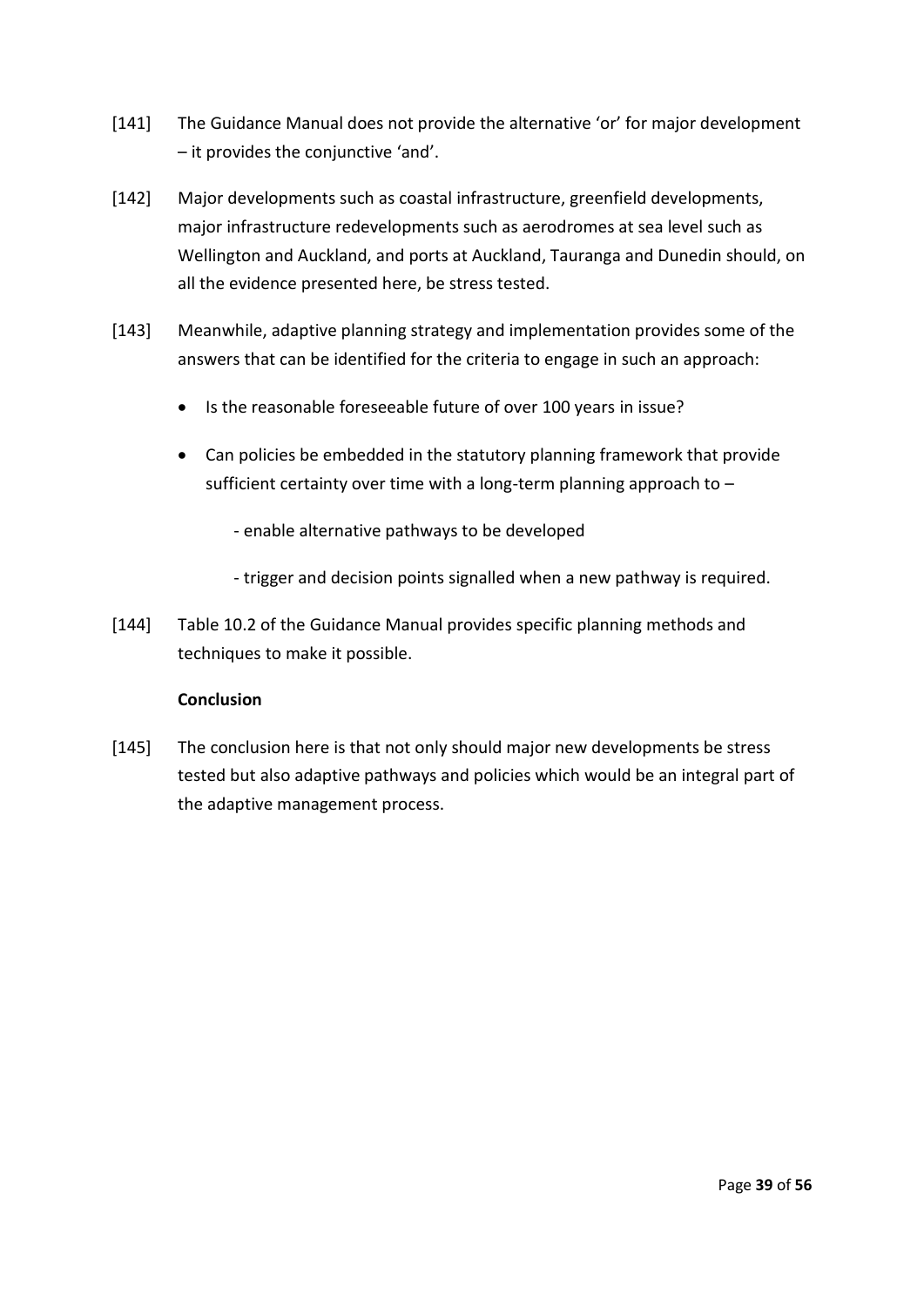[141] The Guidance Manual does not provide the alternative 'or' for major development – it provides the conjunctive 'and'.

[142] Major developments such as coastal infrastructure, greenfield developments, major infrastructure redevelopments such as aerodromes at sea level such as Wellington and Auckland, and ports at Auckland, Tauranga and Dunedin should, on all the evidence presented here, be stress tested.

[143] Meanwhile, adaptive planning strategy and implementation provides some of the answers that can be identified for the criteria to engage in such an approach:

- Is the reasonable foreseeable future of over 100 years in issue?
- Can policies be embedded in the statutory planning framework that provide sufficient certainty over time with a long-term planning approach to –

  - enable alternative pathways to be developed

  - trigger and decision points signalled when a new pathway is required.

[144] Table 10.2 of the Guidance Manual provides specific planning methods and techniques to make it possible.

**Conclusion**

[145] The conclusion here is that not only should major new developments be stress tested but also adaptive pathways and policies which would be an integral part of the adaptive management process.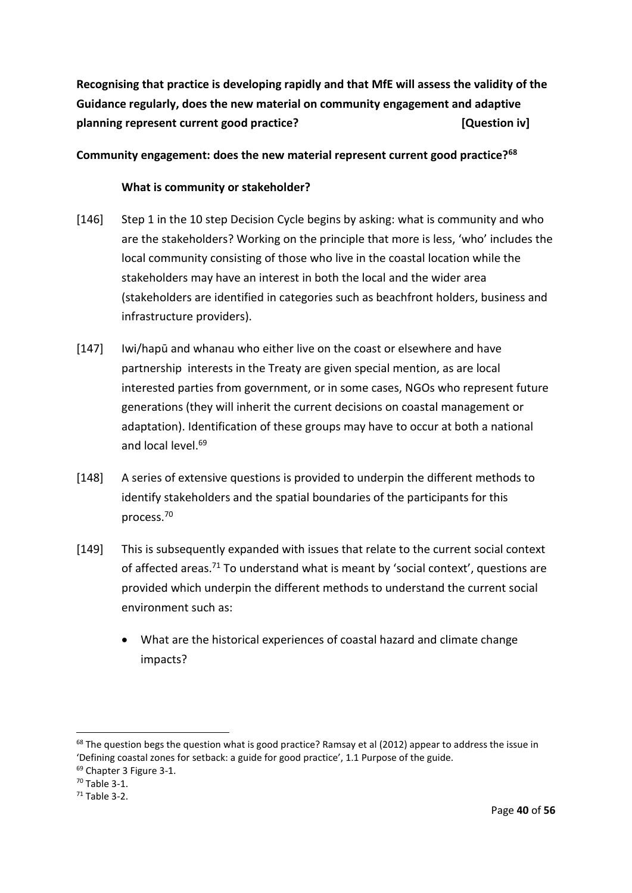**Recognising that practice is developing rapidly and that MfE will assess the validity of the Guidance regularly, does the new material on community engagement and adaptive planning represent current good practice? [Question iv]**

**Community engagement: does the new material represent current good practice?[68]**

**What is community or stakeholder?**

[146] Step 1 in the 10 step Decision Cycle begins by asking: what is community and who are the stakeholders? Working on the principle that more is less, 'who' includes the local community consisting of those who live in the coastal location while the stakeholders may have an interest in both the local and the wider area (stakeholders are identified in categories such as beachfront holders, business and infrastructure providers).

[147] Iwi/hapū and whanau who either live on the coast or elsewhere and have partnership interests in the Treaty are given special mention, as are local interested parties from government, or in some cases, NGOs who represent future generations (they will inherit the current decisions on coastal management or adaptation). Identification of these groups may have to occur at both a national and local level.[69]

[148] A series of extensive questions is provided to underpin the different methods to identify stakeholders and the spatial boundaries of the participants for this process.[70]

[149] This is subsequently expanded with issues that relate to the current social context of affected areas.[71] To understand what is meant by 'social context', questions are provided which underpin the different methods to understand the current social environment such as:

- What are the historical experiences of coastal hazard and climate change impacts?

---

[68] The question begs the question what is good practice? Ramsay et al (2012) appear to address the issue in 'Defining coastal zones for setback: a guide for good practice', 1.1 Purpose of the guide.

[69] Chapter 3 Figure 3-1.

[70] Table 3-1.

[71] Table 3-2.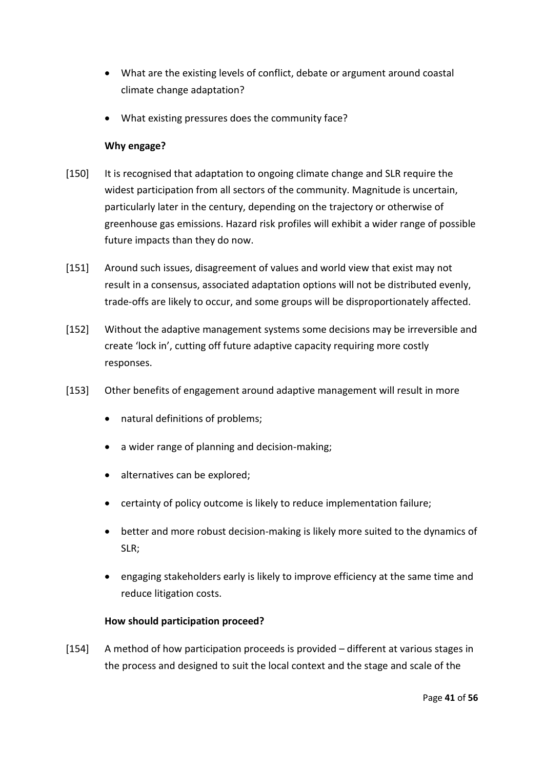- What are the existing levels of conflict, debate or argument around coastal climate change adaptation?
- What existing pressures does the community face?

**Why engage?**

[150] It is recognised that adaptation to ongoing climate change and SLR require the widest participation from all sectors of the community. Magnitude is uncertain, particularly later in the century, depending on the trajectory or otherwise of greenhouse gas emissions. Hazard risk profiles will exhibit a wider range of possible future impacts than they do now.

[151] Around such issues, disagreement of values and world view that exist may not result in a consensus, associated adaptation options will not be distributed evenly, trade-offs are likely to occur, and some groups will be disproportionately affected.

[152] Without the adaptive management systems some decisions may be irreversible and create 'lock in', cutting off future adaptive capacity requiring more costly responses.

[153] Other benefits of engagement around adaptive management will result in more

- natural definitions of problems;
- a wider range of planning and decision-making;
- alternatives can be explored;
- certainty of policy outcome is likely to reduce implementation failure;
- better and more robust decision-making is likely more suited to the dynamics of SLR;
- engaging stakeholders early is likely to improve efficiency at the same time and reduce litigation costs.

**How should participation proceed?**

[154] A method of how participation proceeds is provided – different at various stages in the process and designed to suit the local context and the stage and scale of the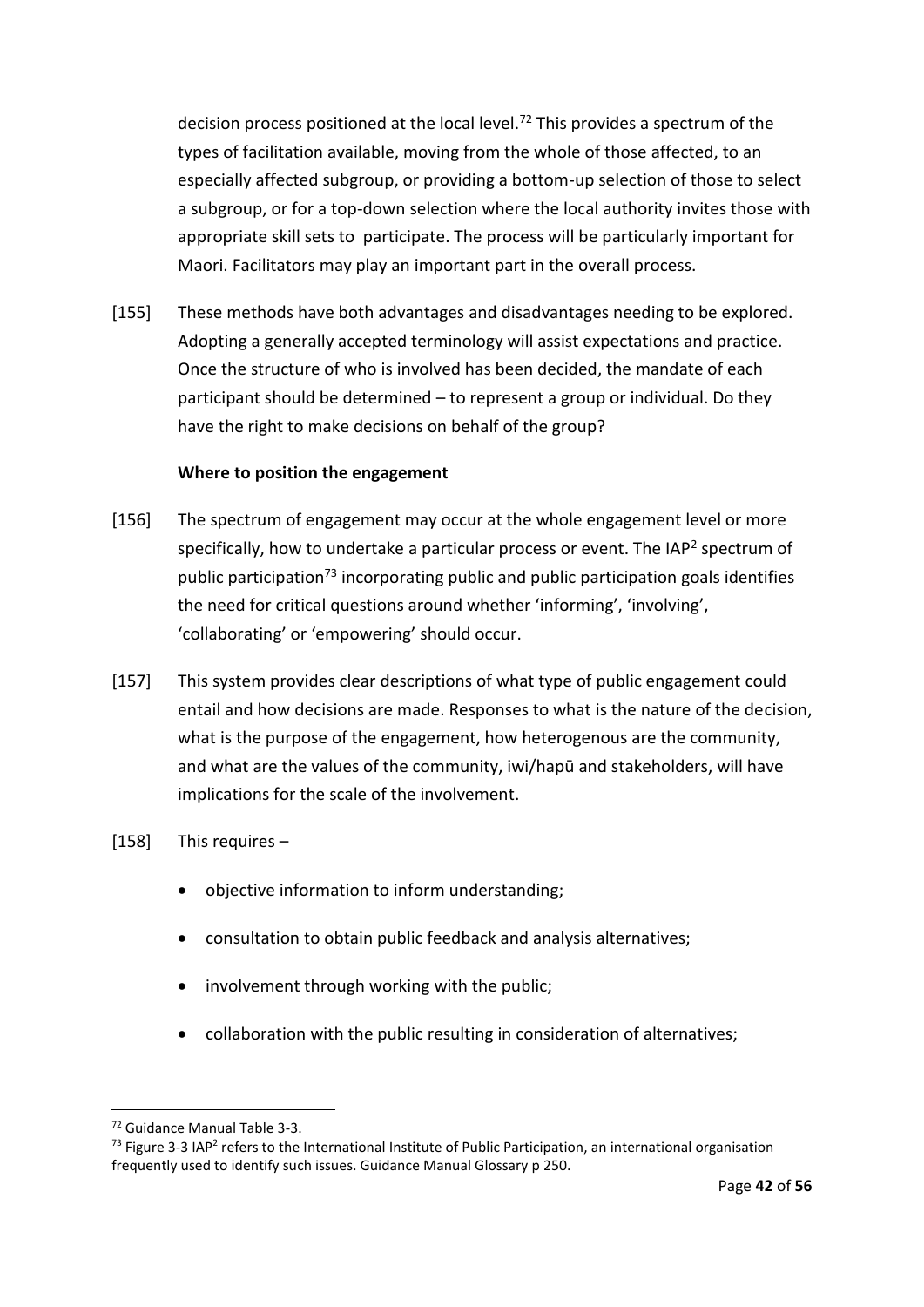decision process positioned at the local level.[72] This provides a spectrum of the types of facilitation available, moving from the whole of those affected, to an especially affected subgroup, or providing a bottom-up selection of those to select a subgroup, or for a top-down selection where the local authority invites those with appropriate skill sets to participate. The process will be particularly important for Maori. Facilitators may play an important part in the overall process.

[155] These methods have both advantages and disadvantages needing to be explored. Adopting a generally accepted terminology will assist expectations and practice. Once the structure of who is involved has been decided, the mandate of each participant should be determined – to represent a group or individual. Do they have the right to make decisions on behalf of the group?

**Where to position the engagement**

[156] The spectrum of engagement may occur at the whole engagement level or more specifically, how to undertake a particular process or event. The IAP[2] spectrum of public participation[73] incorporating public and public participation goals identifies the need for critical questions around whether 'informing', 'involving', 'collaborating' or 'empowering' should occur.

[157] This system provides clear descriptions of what type of public engagement could entail and how decisions are made. Responses to what is the nature of the decision, what is the purpose of the engagement, how heterogenous are the community, and what are the values of the community, iwi/hapū and stakeholders, will have implications for the scale of the involvement.

[158] This requires –

- objective information to inform understanding;
- consultation to obtain public feedback and analysis alternatives;
- involvement through working with the public;
- collaboration with the public resulting in consideration of alternatives;

---

[72] Guidance Manual Table 3-3.

[73] Figure 3-3 IAP[2] refers to the International Institute of Public Participation, an international organisation frequently used to identify such issues. Guidance Manual Glossary p 250.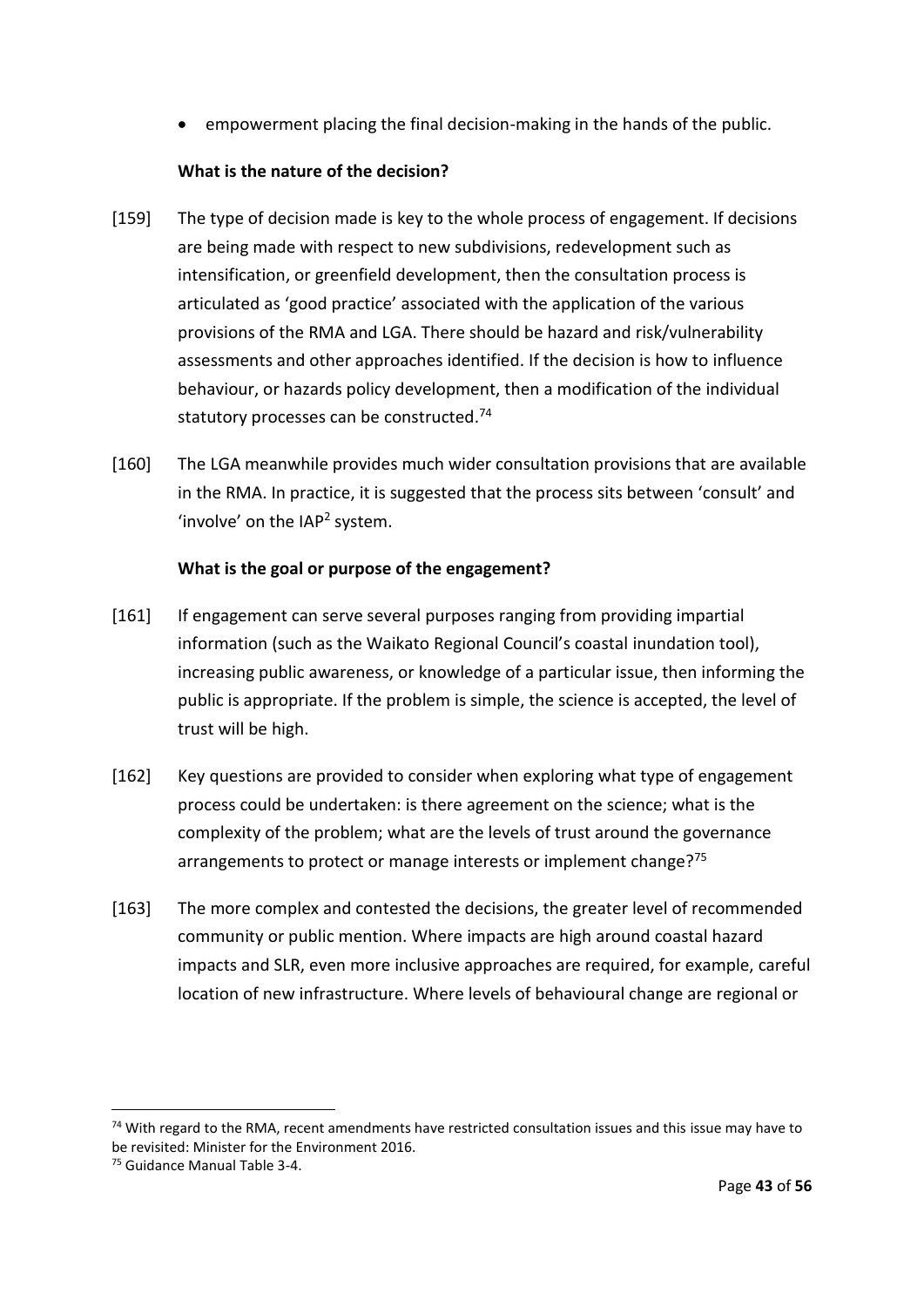- empowerment placing the final decision-making in the hands of the public.

**What is the nature of the decision?**

[159] The type of decision made is key to the whole process of engagement. If decisions are being made with respect to new subdivisions, redevelopment such as intensification, or greenfield development, then the consultation process is articulated as 'good practice' associated with the application of the various provisions of the RMA and LGA. There should be hazard and risk/vulnerability assessments and other approaches identified. If the decision is how to influence behaviour, or hazards policy development, then a modification of the individual statutory processes can be constructed.[74]

[160] The LGA meanwhile provides much wider consultation provisions that are available in the RMA. In practice, it is suggested that the process sits between 'consult' and 'involve' on the IAP$^2$ system.

**What is the goal or purpose of the engagement?**

[161] If engagement can serve several purposes ranging from providing impartial information (such as the Waikato Regional Council's coastal inundation tool), increasing public awareness, or knowledge of a particular issue, then informing the public is appropriate. If the problem is simple, the science is accepted, the level of trust will be high.

[162] Key questions are provided to consider when exploring what type of engagement process could be undertaken: is there agreement on the science; what is the complexity of the problem; what are the levels of trust around the governance arrangements to protect or manage interests or implement change?[75]

[163] The more complex and contested the decisions, the greater level of recommended community or public mention. Where impacts are high around coastal hazard impacts and SLR, even more inclusive approaches are required, for example, careful location of new infrastructure. Where levels of behavioural change are regional or

[74] With regard to the RMA, recent amendments have restricted consultation issues and this issue may have to be revisited: Minister for the Environment 2016.

[75] Guidance Manual Table 3-4.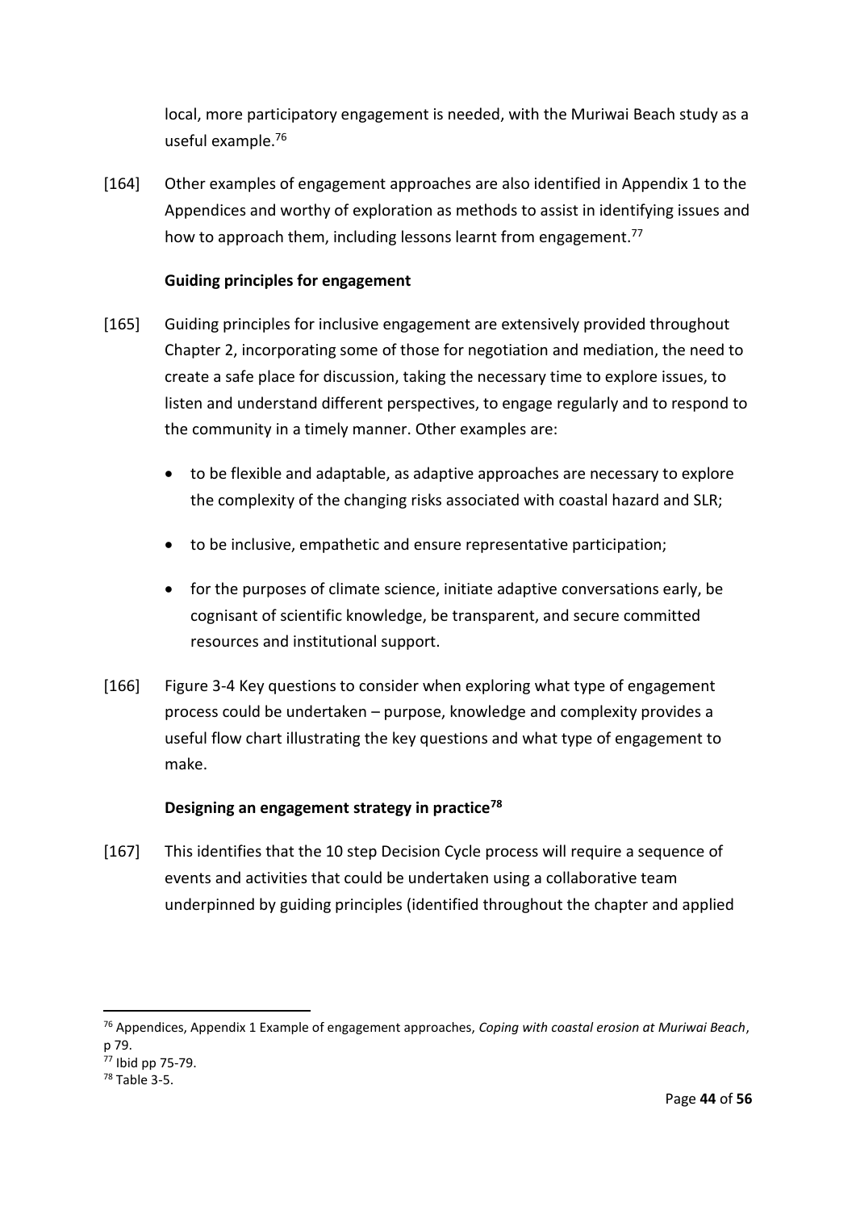local, more participatory engagement is needed, with the Muriwai Beach study as a useful example.[76]

[164] Other examples of engagement approaches are also identified in Appendix 1 to the Appendices and worthy of exploration as methods to assist in identifying issues and how to approach them, including lessons learnt from engagement.[77]

### Guiding principles for engagement

[165] Guiding principles for inclusive engagement are extensively provided throughout Chapter 2, incorporating some of those for negotiation and mediation, the need to create a safe place for discussion, taking the necessary time to explore issues, to listen and understand different perspectives, to engage regularly and to respond to the community in a timely manner. Other examples are:

- to be flexible and adaptable, as adaptive approaches are necessary to explore the complexity of the changing risks associated with coastal hazard and SLR;
- to be inclusive, empathetic and ensure representative participation;
- for the purposes of climate science, initiate adaptive conversations early, be cognisant of scientific knowledge, be transparent, and secure committed resources and institutional support.

[166] Figure 3-4 Key questions to consider when exploring what type of engagement process could be undertaken – purpose, knowledge and complexity provides a useful flow chart illustrating the key questions and what type of engagement to make.

### Designing an engagement strategy in practice[78]

[167] This identifies that the 10 step Decision Cycle process will require a sequence of events and activities that could be undertaken using a collaborative team underpinned by guiding principles (identified throughout the chapter and applied

---

[76] Appendices, Appendix 1 Example of engagement approaches, *Coping with coastal erosion at Muriwai Beach*, p 79.

[77] Ibid pp 75-79.

[78] Table 3-5.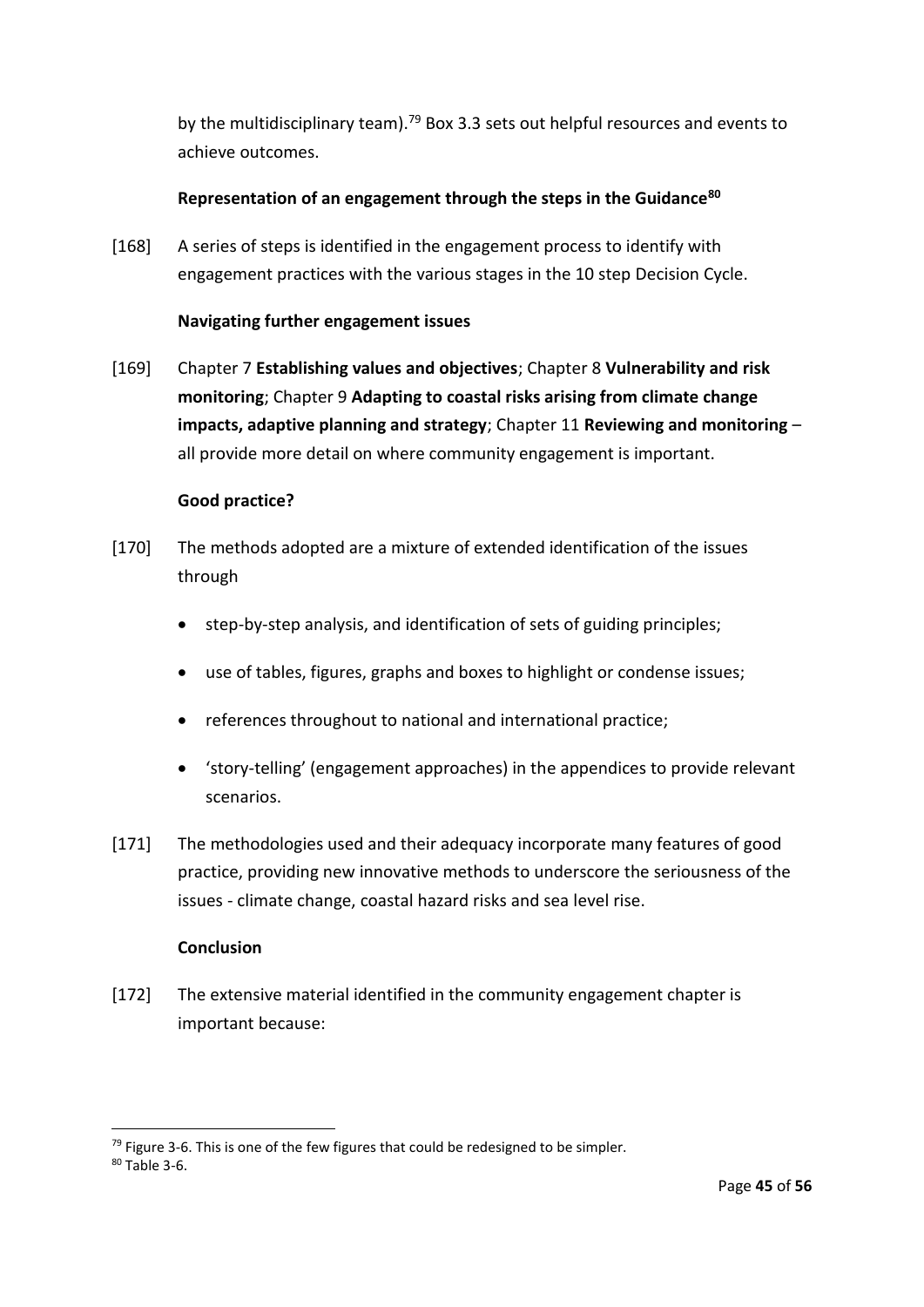by the multidisciplinary team).[79] Box 3.3 sets out helpful resources and events to achieve outcomes.

**Representation of an engagement through the steps in the Guidance[80]**

[168] A series of steps is identified in the engagement process to identify with engagement practices with the various stages in the 10 step Decision Cycle.

**Navigating further engagement issues**

[169] Chapter 7 **Establishing values and objectives**; Chapter 8 **Vulnerability and risk monitoring**; Chapter 9 **Adapting to coastal risks arising from climate change impacts, adaptive planning and strategy**; Chapter 11 **Reviewing and monitoring** – all provide more detail on where community engagement is important.

**Good practice?**

[170] The methods adopted are a mixture of extended identification of the issues through

- step-by-step analysis, and identification of sets of guiding principles;
- use of tables, figures, graphs and boxes to highlight or condense issues;
- references throughout to national and international practice;
- 'story-telling' (engagement approaches) in the appendices to provide relevant scenarios.

[171] The methodologies used and their adequacy incorporate many features of good practice, providing new innovative methods to underscore the seriousness of the issues - climate change, coastal hazard risks and sea level rise.

**Conclusion**

[172] The extensive material identified in the community engagement chapter is important because:

---

[79] Figure 3-6. This is one of the few figures that could be redesigned to be simpler.

[80] Table 3-6.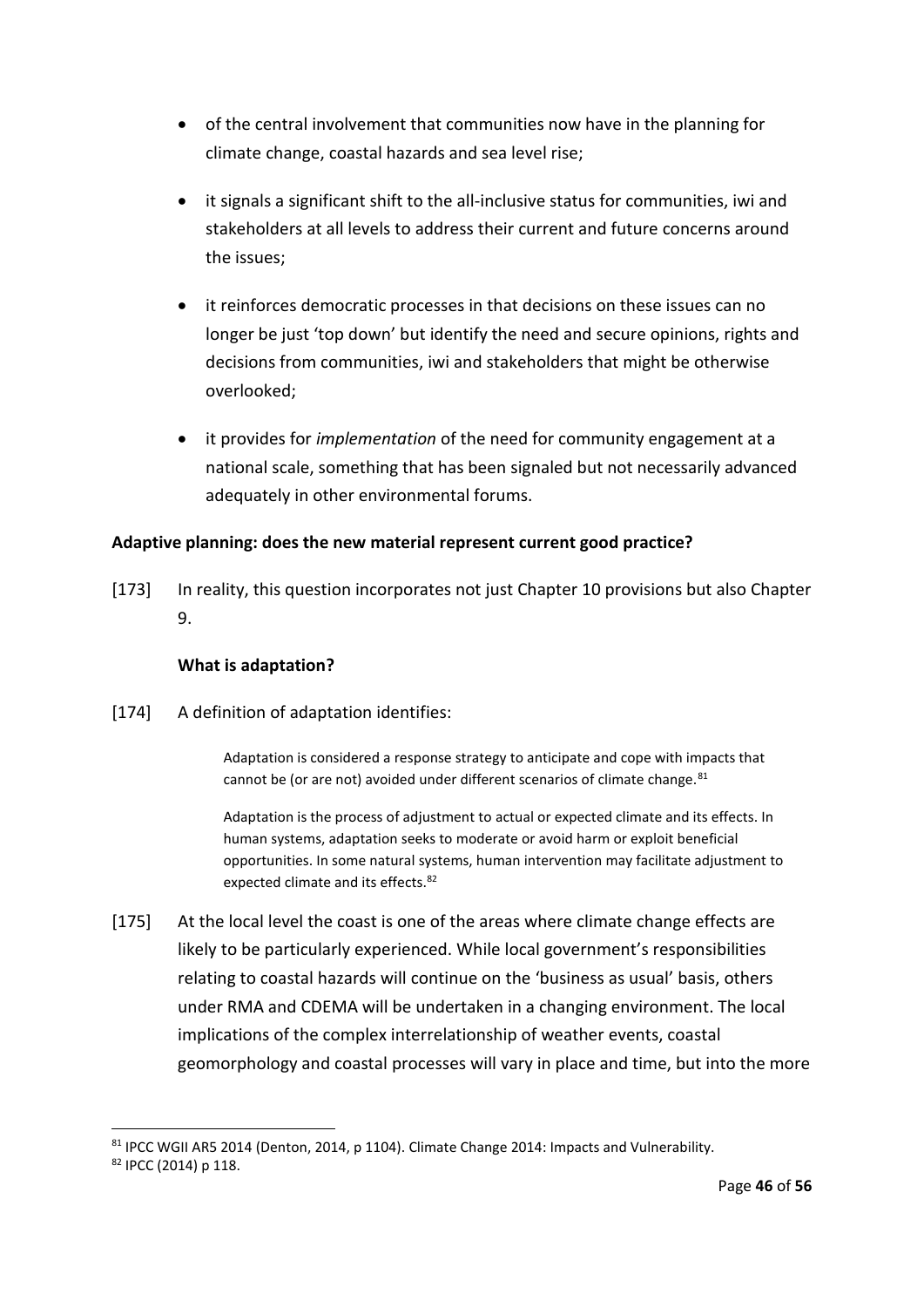- of the central involvement that communities now have in the planning for climate change, coastal hazards and sea level rise;
- it signals a significant shift to the all-inclusive status for communities, iwi and stakeholders at all levels to address their current and future concerns around the issues;
- it reinforces democratic processes in that decisions on these issues can no longer be just 'top down' but identify the need and secure opinions, rights and decisions from communities, iwi and stakeholders that might be otherwise overlooked;
- it provides for *implementation* of the need for community engagement at a national scale, something that has been signaled but not necessarily advanced adequately in other environmental forums.

**Adaptive planning: does the new material represent current good practice?**

[173] In reality, this question incorporates not just Chapter 10 provisions but also Chapter 9.

**What is adaptation?**

[174] A definition of adaptation identifies:

> Adaptation is considered a response strategy to anticipate and cope with impacts that cannot be (or are not) avoided under different scenarios of climate change.[81]
>
> Adaptation is the process of adjustment to actual or expected climate and its effects. In human systems, adaptation seeks to moderate or avoid harm or exploit beneficial opportunities. In some natural systems, human intervention may facilitate adjustment to expected climate and its effects.[82]

[175] At the local level the coast is one of the areas where climate change effects are likely to be particularly experienced. While local government's responsibilities relating to coastal hazards will continue on the 'business as usual' basis, others under RMA and CDEMA will be undertaken in a changing environment. The local implications of the complex interrelationship of weather events, coastal geomorphology and coastal processes will vary in place and time, but into the more

---

[81] IPCC WGII AR5 2014 (Denton, 2014, p 1104). Climate Change 2014: Impacts and Vulnerability.

[82] IPCC (2014) p 118.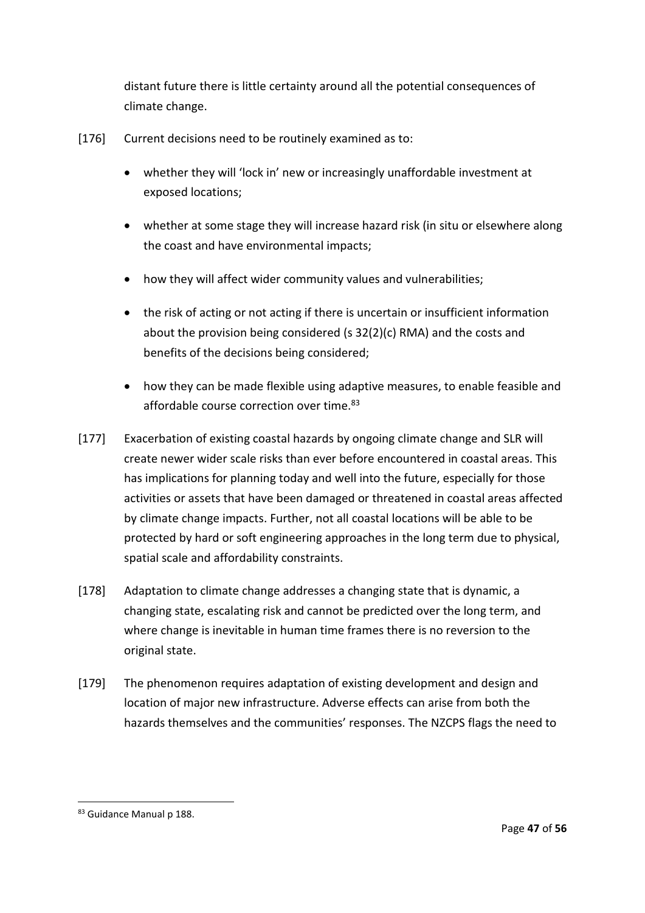distant future there is little certainty around all the potential consequences of climate change.

[176] Current decisions need to be routinely examined as to:

- whether they will 'lock in' new or increasingly unaffordable investment at exposed locations;
- whether at some stage they will increase hazard risk (in situ or elsewhere along the coast and have environmental impacts;
- how they will affect wider community values and vulnerabilities;
- the risk of acting or not acting if there is uncertain or insufficient information about the provision being considered (s 32(2)(c) RMA) and the costs and benefits of the decisions being considered;
- how they can be made flexible using adaptive measures, to enable feasible and affordable course correction over time.[83]

[177] Exacerbation of existing coastal hazards by ongoing climate change and SLR will create newer wider scale risks than ever before encountered in coastal areas. This has implications for planning today and well into the future, especially for those activities or assets that have been damaged or threatened in coastal areas affected by climate change impacts. Further, not all coastal locations will be able to be protected by hard or soft engineering approaches in the long term due to physical, spatial scale and affordability constraints.

[178] Adaptation to climate change addresses a changing state that is dynamic, a changing state, escalating risk and cannot be predicted over the long term, and where change is inevitable in human time frames there is no reversion to the original state.

[179] The phenomenon requires adaptation of existing development and design and location of major new infrastructure. Adverse effects can arise from both the hazards themselves and the communities' responses. The NZCPS flags the need to

---

[83] Guidance Manual p 188.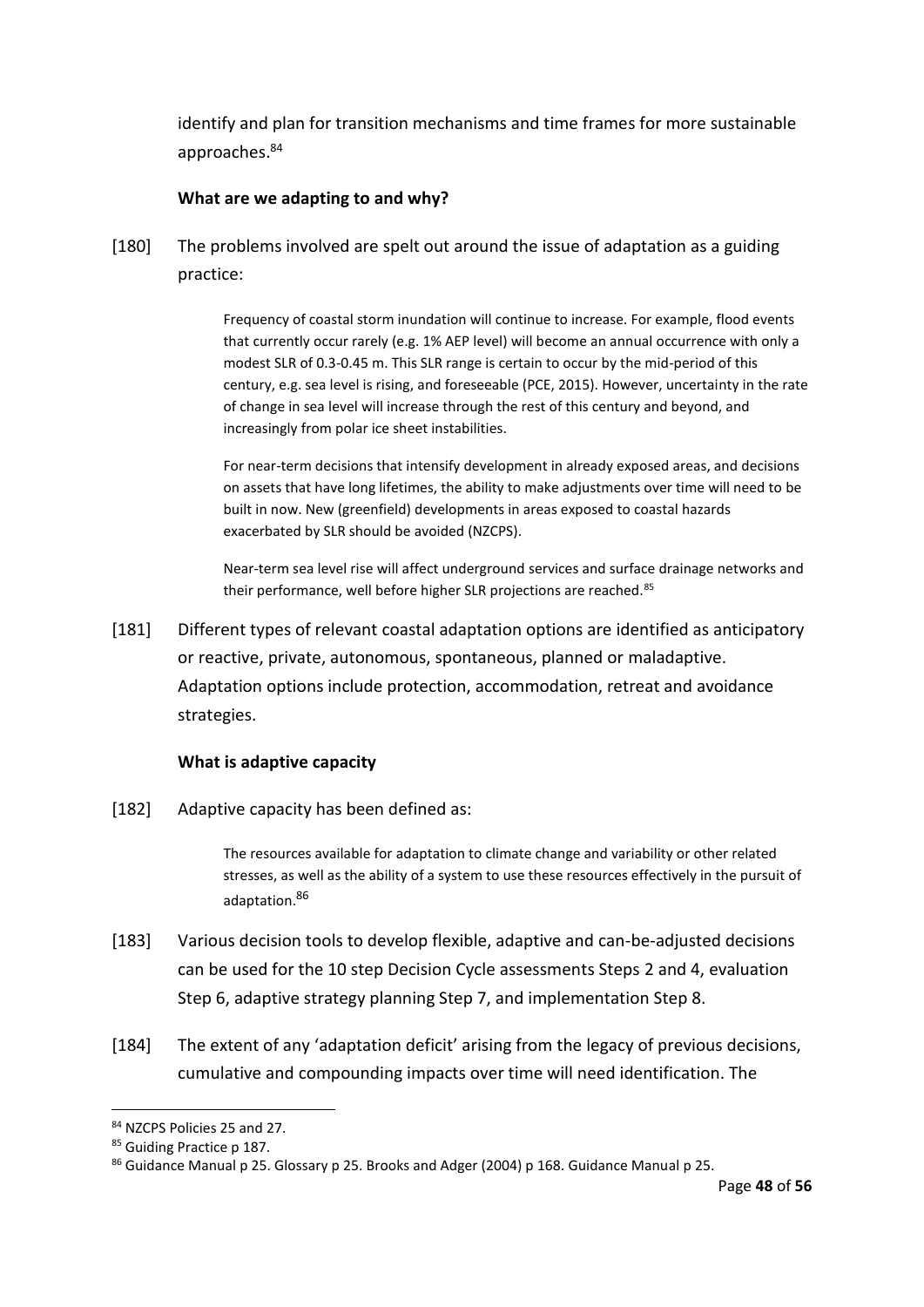identify and plan for transition mechanisms and time frames for more sustainable approaches.[84]

**What are we adapting to and why?**

[180] The problems involved are spelt out around the issue of adaptation as a guiding practice:

> Frequency of coastal storm inundation will continue to increase. For example, flood events that currently occur rarely (e.g. 1% AEP level) will become an annual occurrence with only a modest SLR of 0.3-0.45 m. This SLR range is certain to occur by the mid-period of this century, e.g. sea level is rising, and foreseeable (PCE, 2015). However, uncertainty in the rate of change in sea level will increase through the rest of this century and beyond, and increasingly from polar ice sheet instabilities.
>
> For near-term decisions that intensify development in already exposed areas, and decisions on assets that have long lifetimes, the ability to make adjustments over time will need to be built in now. New (greenfield) developments in areas exposed to coastal hazards exacerbated by SLR should be avoided (NZCPS).
>
> Near-term sea level rise will affect underground services and surface drainage networks and their performance, well before higher SLR projections are reached.[85]

[181] Different types of relevant coastal adaptation options are identified as anticipatory or reactive, private, autonomous, spontaneous, planned or maladaptive. Adaptation options include protection, accommodation, retreat and avoidance strategies.

**What is adaptive capacity**

[182] Adaptive capacity has been defined as:

> The resources available for adaptation to climate change and variability or other related stresses, as well as the ability of a system to use these resources effectively in the pursuit of adaptation.[86]

[183] Various decision tools to develop flexible, adaptive and can-be-adjusted decisions can be used for the 10 step Decision Cycle assessments Steps 2 and 4, evaluation Step 6, adaptive strategy planning Step 7, and implementation Step 8.

[184] The extent of any 'adaptation deficit' arising from the legacy of previous decisions, cumulative and compounding impacts over time will need identification. The

---

[84] NZCPS Policies 25 and 27.

[85] Guiding Practice p 187.

[86] Guidance Manual p 25. Glossary p 25. Brooks and Adger (2004) p 168. Guidance Manual p 25.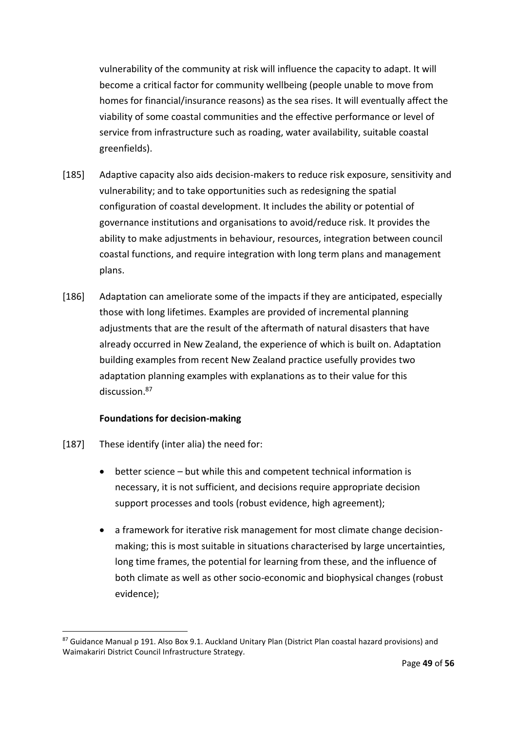vulnerability of the community at risk will influence the capacity to adapt. It will become a critical factor for community wellbeing (people unable to move from homes for financial/insurance reasons) as the sea rises. It will eventually affect the viability of some coastal communities and the effective performance or level of service from infrastructure such as roading, water availability, suitable coastal greenfields).

[185] Adaptive capacity also aids decision-makers to reduce risk exposure, sensitivity and vulnerability; and to take opportunities such as redesigning the spatial configuration of coastal development. It includes the ability or potential of governance institutions and organisations to avoid/reduce risk. It provides the ability to make adjustments in behaviour, resources, integration between council coastal functions, and require integration with long term plans and management plans.

[186] Adaptation can ameliorate some of the impacts if they are anticipated, especially those with long lifetimes. Examples are provided of incremental planning adjustments that are the result of the aftermath of natural disasters that have already occurred in New Zealand, the experience of which is built on. Adaptation building examples from recent New Zealand practice usefully provides two adaptation planning examples with explanations as to their value for this discussion.[87]

**Foundations for decision-making**

[187] These identify (inter alia) the need for:

- better science – but while this and competent technical information is necessary, it is not sufficient, and decisions require appropriate decision support processes and tools (robust evidence, high agreement);
- a framework for iterative risk management for most climate change decision-making; this is most suitable in situations characterised by large uncertainties, long time frames, the potential for learning from these, and the influence of both climate as well as other socio-economic and biophysical changes (robust evidence);

[87] Guidance Manual p 191. Also Box 9.1. Auckland Unitary Plan (District Plan coastal hazard provisions) and Waimakariri District Council Infrastructure Strategy.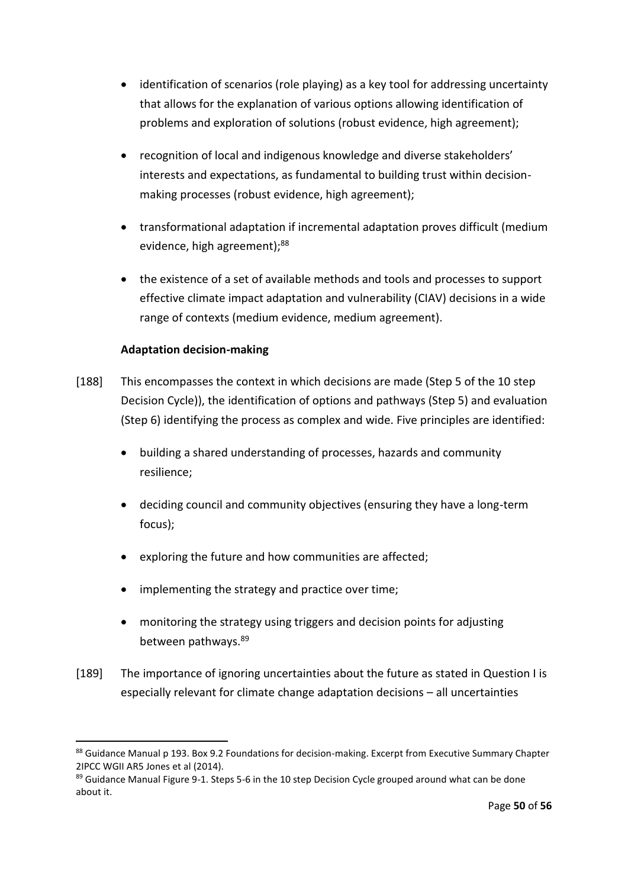- identification of scenarios (role playing) as a key tool for addressing uncertainty that allows for the explanation of various options allowing identification of problems and exploration of solutions (robust evidence, high agreement);

- recognition of local and indigenous knowledge and diverse stakeholders' interests and expectations, as fundamental to building trust within decision-making processes (robust evidence, high agreement);

- transformational adaptation if incremental adaptation proves difficult (medium evidence, high agreement);[88]

- the existence of a set of available methods and tools and processes to support effective climate impact adaptation and vulnerability (CIAV) decisions in a wide range of contexts (medium evidence, medium agreement).

**Adaptation decision-making**

[188] This encompasses the context in which decisions are made (Step 5 of the 10 step Decision Cycle)), the identification of options and pathways (Step 5) and evaluation (Step 6) identifying the process as complex and wide. Five principles are identified:

- building a shared understanding of processes, hazards and community resilience;

- deciding council and community objectives (ensuring they have a long-term focus);

- exploring the future and how communities are affected;

- implementing the strategy and practice over time;

- monitoring the strategy using triggers and decision points for adjusting between pathways.[89]

[189] The importance of ignoring uncertainties about the future as stated in Question I is especially relevant for climate change adaptation decisions – all uncertainties

---

[88] Guidance Manual p 193. Box 9.2 Foundations for decision-making. Excerpt from Executive Summary Chapter 2IPCC WGII AR5 Jones et al (2014).

[89] Guidance Manual Figure 9-1. Steps 5-6 in the 10 step Decision Cycle grouped around what can be done about it.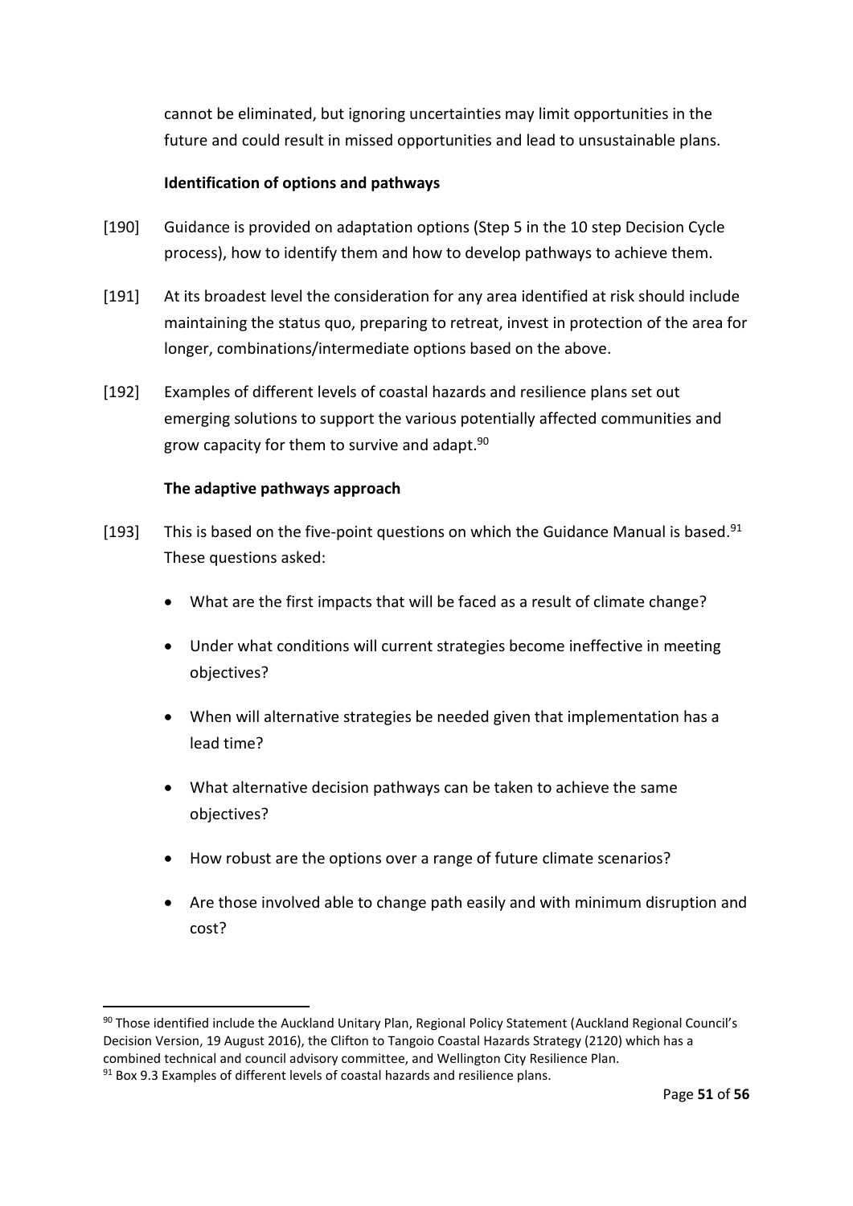cannot be eliminated, but ignoring uncertainties may limit opportunities in the future and could result in missed opportunities and lead to unsustainable plans.

**Identification of options and pathways**

[190] Guidance is provided on adaptation options (Step 5 in the 10 step Decision Cycle process), how to identify them and how to develop pathways to achieve them.

[191] At its broadest level the consideration for any area identified at risk should include maintaining the status quo, preparing to retreat, invest in protection of the area for longer, combinations/intermediate options based on the above.

[192] Examples of different levels of coastal hazards and resilience plans set out emerging solutions to support the various potentially affected communities and grow capacity for them to survive and adapt.[90]

**The adaptive pathways approach**

[193] This is based on the five-point questions on which the Guidance Manual is based.[91] These questions asked:

- What are the first impacts that will be faced as a result of climate change?
- Under what conditions will current strategies become ineffective in meeting objectives?
- When will alternative strategies be needed given that implementation has a lead time?
- What alternative decision pathways can be taken to achieve the same objectives?
- How robust are the options over a range of future climate scenarios?
- Are those involved able to change path easily and with minimum disruption and cost?

---

[90] Those identified include the Auckland Unitary Plan, Regional Policy Statement (Auckland Regional Council's Decision Version, 19 August 2016), the Clifton to Tangoio Coastal Hazards Strategy (2120) which has a combined technical and council advisory committee, and Wellington City Resilience Plan.

[91] Box 9.3 Examples of different levels of coastal hazards and resilience plans.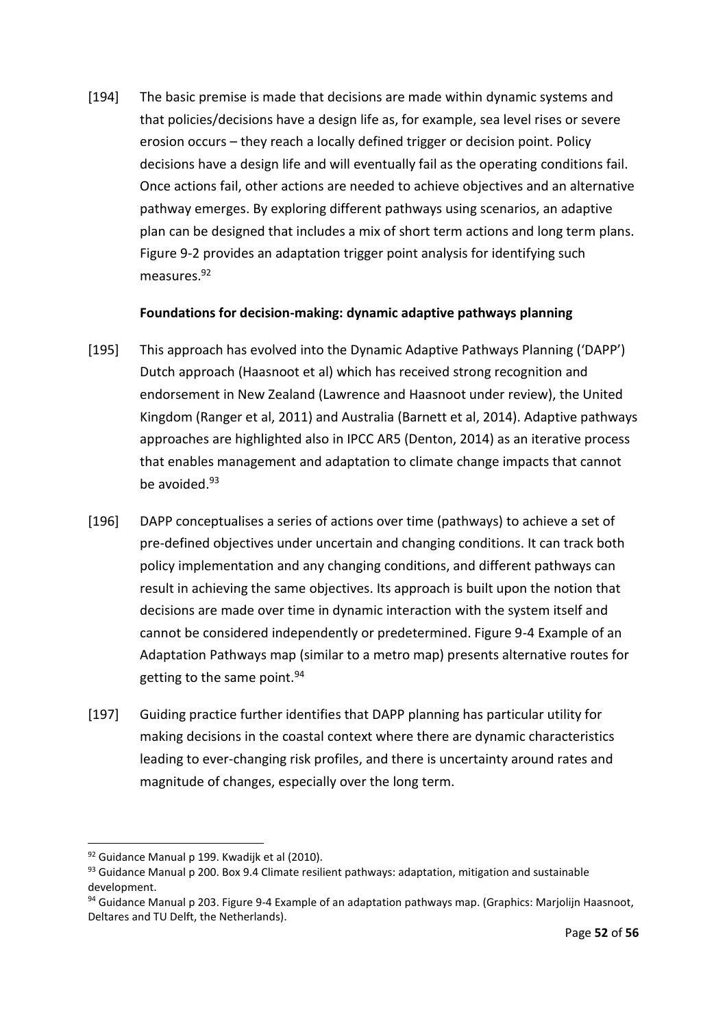[194] The basic premise is made that decisions are made within dynamic systems and that policies/decisions have a design life as, for example, sea level rises or severe erosion occurs – they reach a locally defined trigger or decision point. Policy decisions have a design life and will eventually fail as the operating conditions fail. Once actions fail, other actions are needed to achieve objectives and an alternative pathway emerges. By exploring different pathways using scenarios, an adaptive plan can be designed that includes a mix of short term actions and long term plans. Figure 9-2 provides an adaptation trigger point analysis for identifying such measures.[92]

**Foundations for decision-making: dynamic adaptive pathways planning**

[195] This approach has evolved into the Dynamic Adaptive Pathways Planning ('DAPP') Dutch approach (Haasnoot et al) which has received strong recognition and endorsement in New Zealand (Lawrence and Haasnoot under review), the United Kingdom (Ranger et al, 2011) and Australia (Barnett et al, 2014). Adaptive pathways approaches are highlighted also in IPCC AR5 (Denton, 2014) as an iterative process that enables management and adaptation to climate change impacts that cannot be avoided.[93]

[196] DAPP conceptualises a series of actions over time (pathways) to achieve a set of pre-defined objectives under uncertain and changing conditions. It can track both policy implementation and any changing conditions, and different pathways can result in achieving the same objectives. Its approach is built upon the notion that decisions are made over time in dynamic interaction with the system itself and cannot be considered independently or predetermined. Figure 9-4 Example of an Adaptation Pathways map (similar to a metro map) presents alternative routes for getting to the same point.[94]

[197] Guiding practice further identifies that DAPP planning has particular utility for making decisions in the coastal context where there are dynamic characteristics leading to ever-changing risk profiles, and there is uncertainty around rates and magnitude of changes, especially over the long term.

---

[92] Guidance Manual p 199. Kwadijk et al (2010).

[93] Guidance Manual p 200. Box 9.4 Climate resilient pathways: adaptation, mitigation and sustainable development.

[94] Guidance Manual p 203. Figure 9-4 Example of an adaptation pathways map. (Graphics: Marjolijn Haasnoot, Deltares and TU Delft, the Netherlands).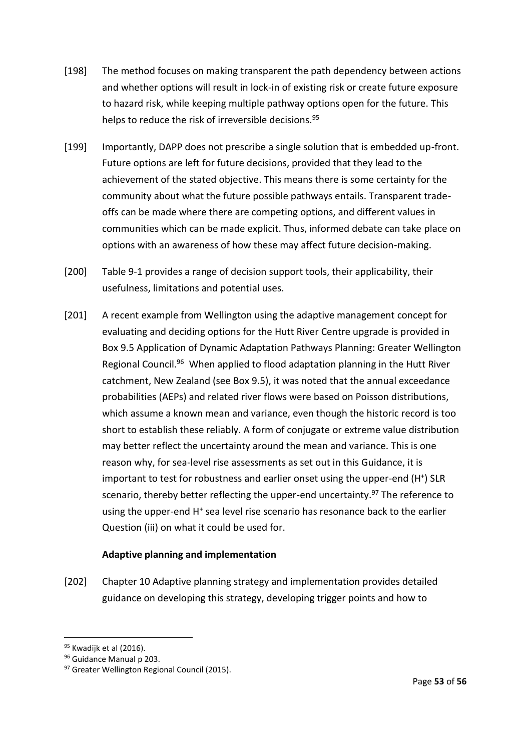[198] The method focuses on making transparent the path dependency between actions and whether options will result in lock-in of existing risk or create future exposure to hazard risk, while keeping multiple pathway options open for the future. This helps to reduce the risk of irreversible decisions.[95]

[199] Importantly, DAPP does not prescribe a single solution that is embedded up-front. Future options are left for future decisions, provided that they lead to the achievement of the stated objective. This means there is some certainty for the community about what the future possible pathways entails. Transparent trade-offs can be made where there are competing options, and different values in communities which can be made explicit. Thus, informed debate can take place on options with an awareness of how these may affect future decision-making.

[200] Table 9-1 provides a range of decision support tools, their applicability, their usefulness, limitations and potential uses.

[201] A recent example from Wellington using the adaptive management concept for evaluating and deciding options for the Hutt River Centre upgrade is provided in Box 9.5 Application of Dynamic Adaptation Pathways Planning: Greater Wellington Regional Council.[96] When applied to flood adaptation planning in the Hutt River catchment, New Zealand (see Box 9.5), it was noted that the annual exceedance probabilities (AEPs) and related river flows were based on Poisson distributions, which assume a known mean and variance, even though the historic record is too short to establish these reliably. A form of conjugate or extreme value distribution may better reflect the uncertainty around the mean and variance. This is one reason why, for sea-level rise assessments as set out in this Guidance, it is important to test for robustness and earlier onset using the upper-end ($H^+$) SLR scenario, thereby better reflecting the upper-end uncertainty.[97] The reference to using the upper-end $H^+$ sea level rise scenario has resonance back to the earlier Question (iii) on what it could be used for.

**Adaptive planning and implementation**

[202] Chapter 10 Adaptive planning strategy and implementation provides detailed guidance on developing this strategy, developing trigger points and how to

---

[95] Kwadijk et al (2016).

[96] Guidance Manual p 203.

[97] Greater Wellington Regional Council (2015).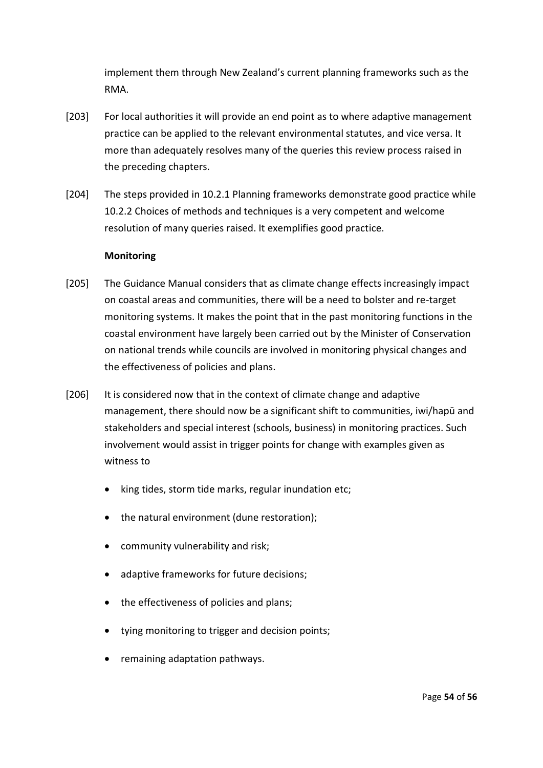implement them through New Zealand's current planning frameworks such as the RMA.

[203] For local authorities it will provide an end point as to where adaptive management practice can be applied to the relevant environmental statutes, and vice versa. It more than adequately resolves many of the queries this review process raised in the preceding chapters.

[204] The steps provided in 10.2.1 Planning frameworks demonstrate good practice while 10.2.2 Choices of methods and techniques is a very competent and welcome resolution of many queries raised. It exemplifies good practice.

**Monitoring**

[205] The Guidance Manual considers that as climate change effects increasingly impact on coastal areas and communities, there will be a need to bolster and re-target monitoring systems. It makes the point that in the past monitoring functions in the coastal environment have largely been carried out by the Minister of Conservation on national trends while councils are involved in monitoring physical changes and the effectiveness of policies and plans.

[206] It is considered now that in the context of climate change and adaptive management, there should now be a significant shift to communities, iwi/hapū and stakeholders and special interest (schools, business) in monitoring practices. Such involvement would assist in trigger points for change with examples given as witness to

- king tides, storm tide marks, regular inundation etc;
- the natural environment (dune restoration);
- community vulnerability and risk;
- adaptive frameworks for future decisions;
- the effectiveness of policies and plans;
- tying monitoring to trigger and decision points;
- remaining adaptation pathways.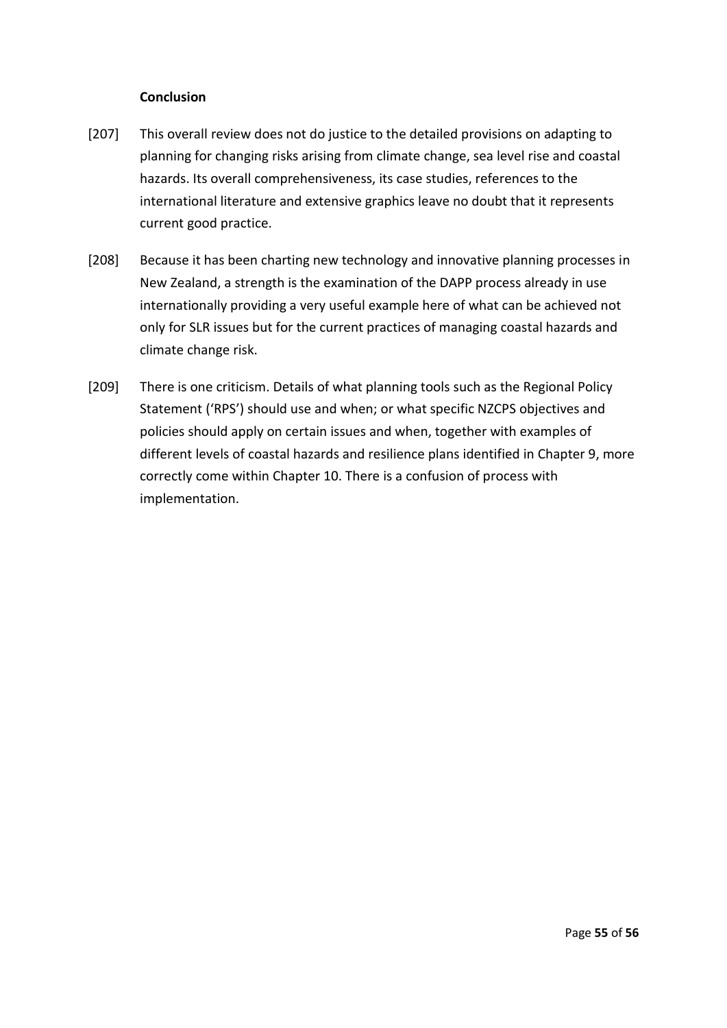**Conclusion**

[207] This overall review does not do justice to the detailed provisions on adapting to planning for changing risks arising from climate change, sea level rise and coastal hazards. Its overall comprehensiveness, its case studies, references to the international literature and extensive graphics leave no doubt that it represents current good practice.

[208] Because it has been charting new technology and innovative planning processes in New Zealand, a strength is the examination of the DAPP process already in use internationally providing a very useful example here of what can be achieved not only for SLR issues but for the current practices of managing coastal hazards and climate change risk.

[209] There is one criticism. Details of what planning tools such as the Regional Policy Statement ('RPS') should use and when; or what specific NZCPS objectives and policies should apply on certain issues and when, together with examples of different levels of coastal hazards and resilience plans identified in Chapter 9, more correctly come within Chapter 10. There is a confusion of process with implementation.